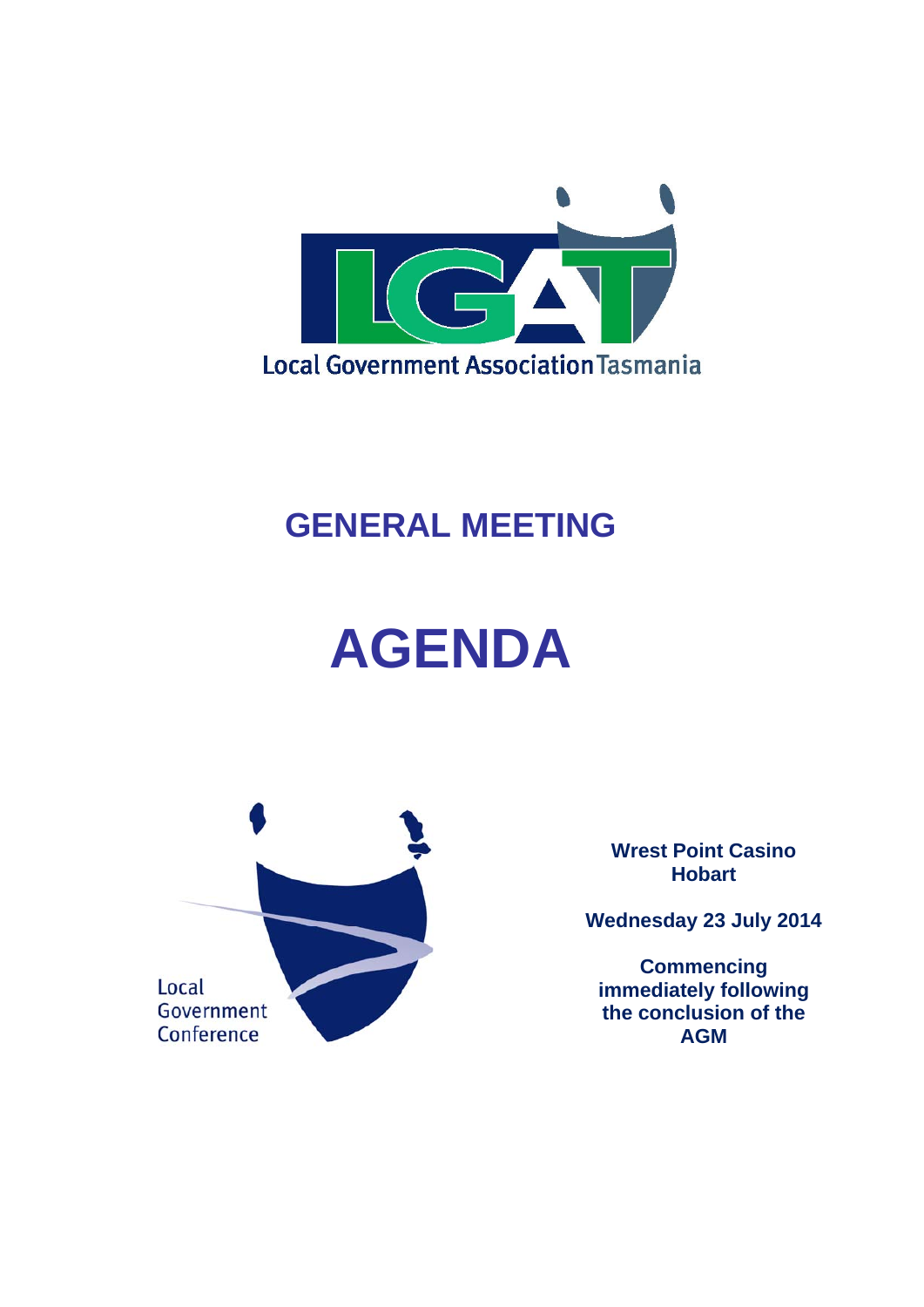Local Government Association Tasmania

# GENERAL MEETING

# AGENDA

Local Government Conference

**Wrest Point Casino**
**Hobart**

**Wednesday 23 July 2014**

**Commencing immediately following the conclusion of the AGM**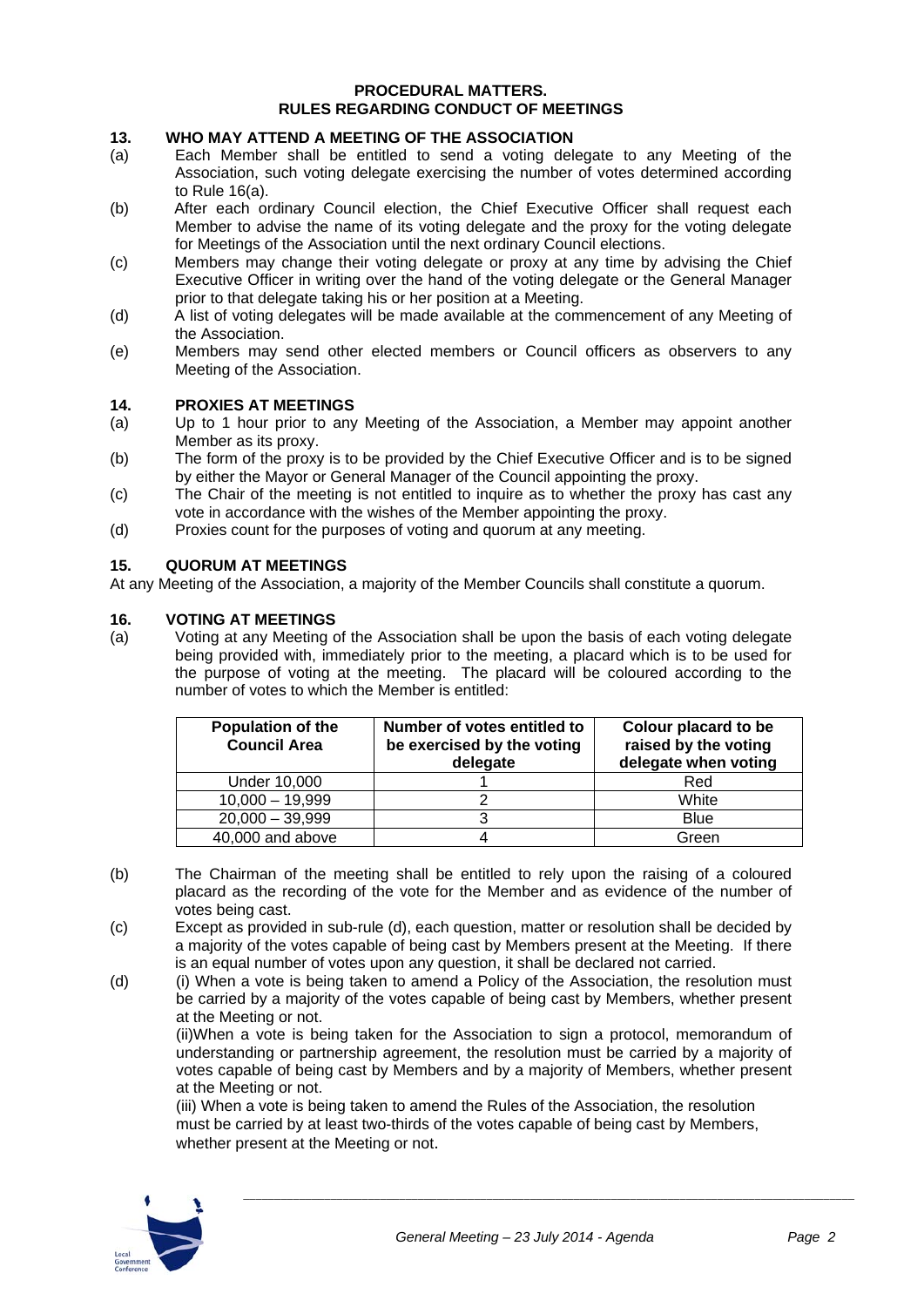**PROCEDURAL MATTERS.**
**RULES REGARDING CONDUCT OF MEETINGS**

## 13. WHO MAY ATTEND A MEETING OF THE ASSOCIATION

(a) Each Member shall be entitled to send a voting delegate to any Meeting of the Association, such voting delegate exercising the number of votes determined according to Rule 16(a).

(b) After each ordinary Council election, the Chief Executive Officer shall request each Member to advise the name of its voting delegate and the proxy for the voting delegate for Meetings of the Association until the next ordinary Council elections.

(c) Members may change their voting delegate or proxy at any time by advising the Chief Executive Officer in writing over the hand of the voting delegate or the General Manager prior to that delegate taking his or her position at a Meeting.

(d) A list of voting delegates will be made available at the commencement of any Meeting of the Association.

(e) Members may send other elected members or Council officers as observers to any Meeting of the Association.

## 14. PROXIES AT MEETINGS

(a) Up to 1 hour prior to any Meeting of the Association, a Member may appoint another Member as its proxy.

(b) The form of the proxy is to be provided by the Chief Executive Officer and is to be signed by either the Mayor or General Manager of the Council appointing the proxy.

(c) The Chair of the meeting is not entitled to inquire as to whether the proxy has cast any vote in accordance with the wishes of the Member appointing the proxy.

(d) Proxies count for the purposes of voting and quorum at any meeting.

## 15. QUORUM AT MEETINGS

At any Meeting of the Association, a majority of the Member Councils shall constitute a quorum.

## 16. VOTING AT MEETINGS

(a) Voting at any Meeting of the Association shall be upon the basis of each voting delegate being provided with, immediately prior to the meeting, a placard which is to be used for the purpose of voting at the meeting. The placard will be coloured according to the number of votes to which the Member is entitled:

| Population of the Council Area | Number of votes entitled to be exercised by the voting delegate | Colour placard to be raised by the voting delegate when voting |
|---|---|---|
| Under 10,000 | 1 | Red |
| 10,000 – 19,999 | 2 | White |
| 20,000 – 39,999 | 3 | Blue |
| 40,000 and above | 4 | Green |

(b) The Chairman of the meeting shall be entitled to rely upon the raising of a coloured placard as the recording of the vote for the Member and as evidence of the number of votes being cast.

(c) Except as provided in sub-rule (d), each question, matter or resolution shall be decided by a majority of the votes capable of being cast by Members present at the Meeting. If there is an equal number of votes upon any question, it shall be declared not carried.

(d) (i) When a vote is being taken to amend a Policy of the Association, the resolution must be carried by a majority of the votes capable of being cast by Members, whether present at the Meeting or not.

(ii)When a vote is being taken for the Association to sign a protocol, memorandum of understanding or partnership agreement, the resolution must be carried by a majority of votes capable of being cast by Members and by a majority of Members, whether present at the Meeting or not.

(iii) When a vote is being taken to amend the Rules of the Association, the resolution must be carried by at least two-thirds of the votes capable of being cast by Members, whether present at the Meeting or not.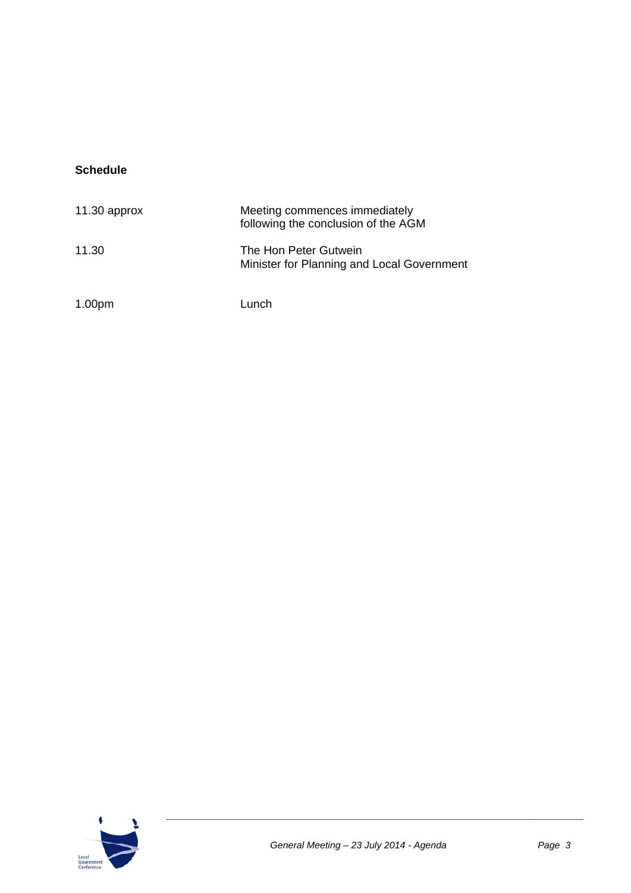**Schedule**

| | |
|---|---|
| 11.30 approx | Meeting commences immediately following the conclusion of the AGM |
| 11.30 | The Hon Peter Gutwein<br>Minister for Planning and Local Government |
| 1.00pm | Lunch |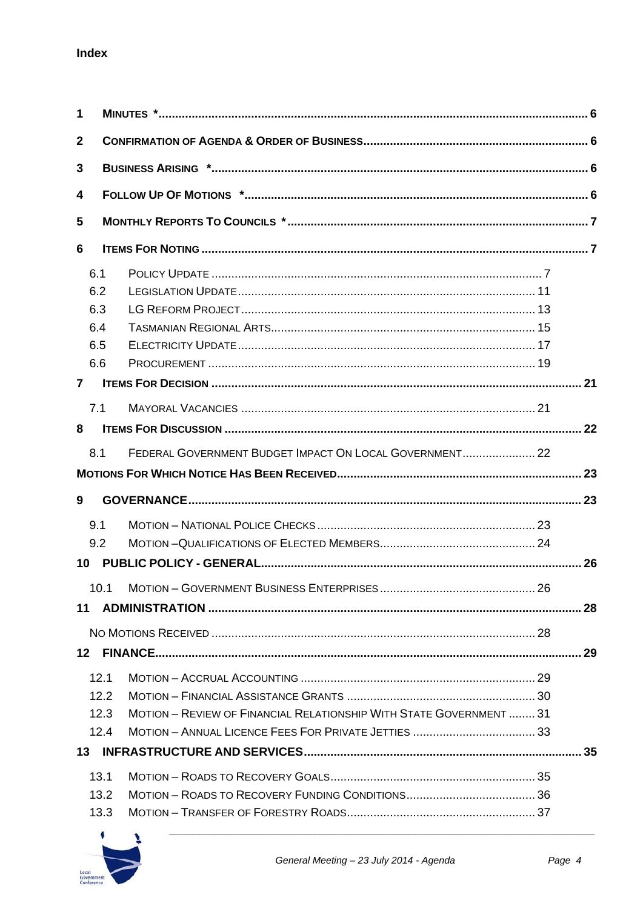**Index**

| | | |
|---|---|---|
| **1** | **MINUTES *** | **6** |
| **2** | **CONFIRMATION OF AGENDA & ORDER OF BUSINESS** | **6** |
| **3** | **BUSINESS ARISING *** | **6** |
| **4** | **FOLLOW UP OF MOTIONS *** | **6** |
| **5** | **MONTHLY REPORTS TO COUNCILS *** | **7** |
| **6** | **ITEMS FOR NOTING** | **7** |
| 6.1 | POLICY UPDATE | 7 |
| 6.2 | LEGISLATION UPDATE | 11 |
| 6.3 | LG REFORM PROJECT | 13 |
| 6.4 | TASMANIAN REGIONAL ARTS | 15 |
| 6.5 | ELECTRICITY UPDATE | 17 |
| 6.6 | PROCUREMENT | 19 |
| **7** | **ITEMS FOR DECISION** | **21** |
| 7.1 | MAYORAL VACANCIES | 21 |
| **8** | **ITEMS FOR DISCUSSION** | **22** |
| 8.1 | FEDERAL GOVERNMENT BUDGET IMPACT ON LOCAL GOVERNMENT | 22 |
| | **MOTIONS FOR WHICH NOTICE HAS BEEN RECEIVED** | **23** |
| **9** | **GOVERNANCE** | **23** |
| 9.1 | MOTION – NATIONAL POLICE CHECKS | 23 |
| 9.2 | MOTION –QUALIFICATIONS OF ELECTED MEMBERS | 24 |
| **10** | **PUBLIC POLICY - GENERAL** | **26** |
| 10.1 | MOTION – GOVERNMENT BUSINESS ENTERPRISES | 26 |
| **11** | **ADMINISTRATION** | **28** |
| | NO MOTIONS RECEIVED | 28 |
| **12** | **FINANCE** | **29** |
| 12.1 | MOTION – ACCRUAL ACCOUNTING | 29 |
| 12.2 | MOTION – FINANCIAL ASSISTANCE GRANTS | 30 |
| 12.3 | MOTION – REVIEW OF FINANCIAL RELATIONSHIP WITH STATE GOVERNMENT | 31 |
| 12.4 | MOTION – ANNUAL LICENCE FEES FOR PRIVATE JETTIES | 33 |
| **13** | **INFRASTRUCTURE AND SERVICES** | **35** |
| 13.1 | MOTION – ROADS TO RECOVERY GOALS | 35 |
| 13.2 | MOTION – ROADS TO RECOVERY FUNDING CONDITIONS | 36 |
| 13.3 | MOTION – TRANSFER OF FORESTRY ROADS | 37 |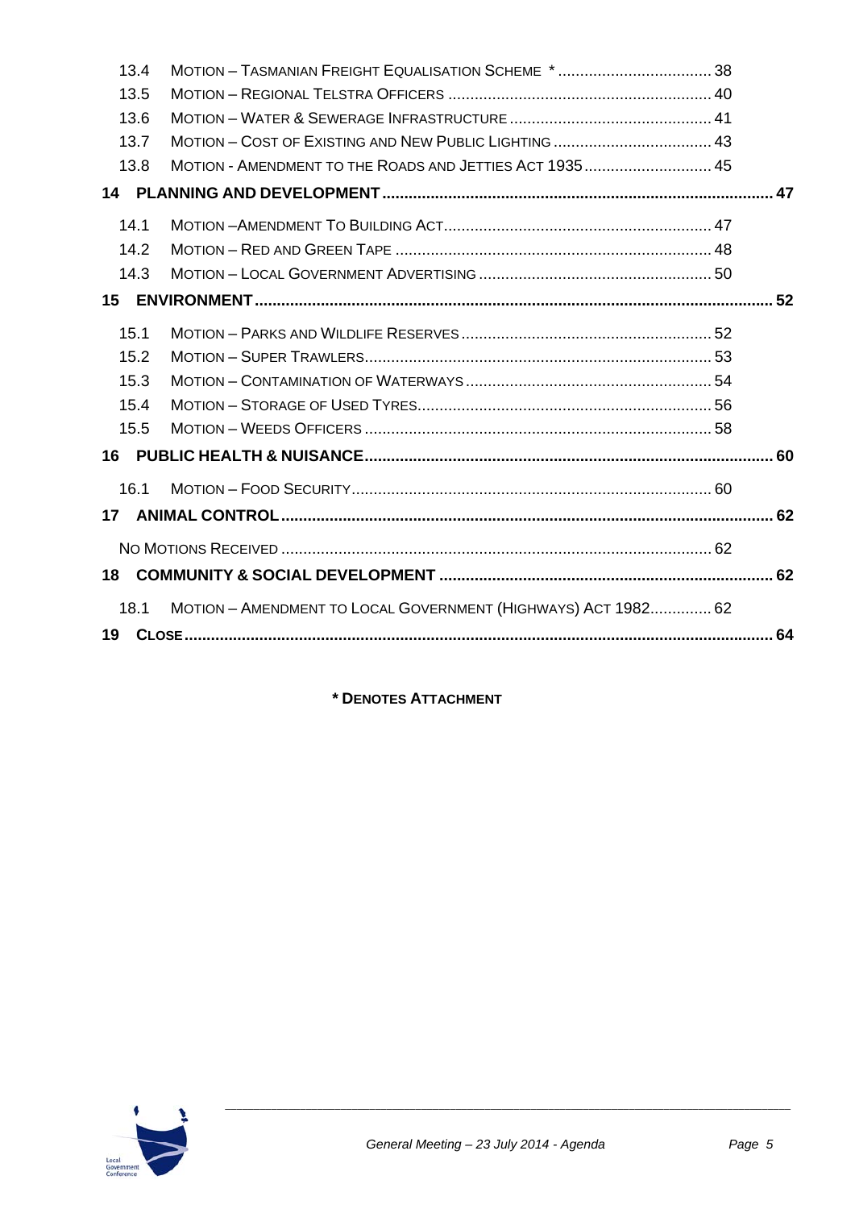| | | |
|---|---|---|
| 13.4 | MOTION – TASMANIAN FREIGHT EQUALISATION SCHEME * | 38 |
| 13.5 | MOTION – REGIONAL TELSTRA OFFICERS | 40 |
| 13.6 | MOTION – WATER & SEWERAGE INFRASTRUCTURE | 41 |
| 13.7 | MOTION – COST OF EXISTING AND NEW PUBLIC LIGHTING | 43 |
| 13.8 | MOTION - AMENDMENT TO THE ROADS AND JETTIES ACT 1935 | 45 |
| **14** | **PLANNING AND DEVELOPMENT** | **47** |
| 14.1 | MOTION –AMENDMENT TO BUILDING ACT | 47 |
| 14.2 | MOTION – RED AND GREEN TAPE | 48 |
| 14.3 | MOTION – LOCAL GOVERNMENT ADVERTISING | 50 |
| **15** | **ENVIRONMENT** | **52** |
| 15.1 | MOTION – PARKS AND WILDLIFE RESERVES | 52 |
| 15.2 | MOTION – SUPER TRAWLERS | 53 |
| 15.3 | MOTION – CONTAMINATION OF WATERWAYS | 54 |
| 15.4 | MOTION – STORAGE OF USED TYRES | 56 |
| 15.5 | MOTION – WEEDS OFFICERS | 58 |
| **16** | **PUBLIC HEALTH & NUISANCE** | **60** |
| 16.1 | MOTION – FOOD SECURITY | 60 |
| **17** | **ANIMAL CONTROL** | **62** |
| | NO MOTIONS RECEIVED | 62 |
| **18** | **COMMUNITY & SOCIAL DEVELOPMENT** | **62** |
| 18.1 | MOTION – AMENDMENT TO LOCAL GOVERNMENT (HIGHWAYS) ACT 1982 | 62 |
| **19** | **CLOSE** | **64** |

**\* DENOTES ATTACHMENT**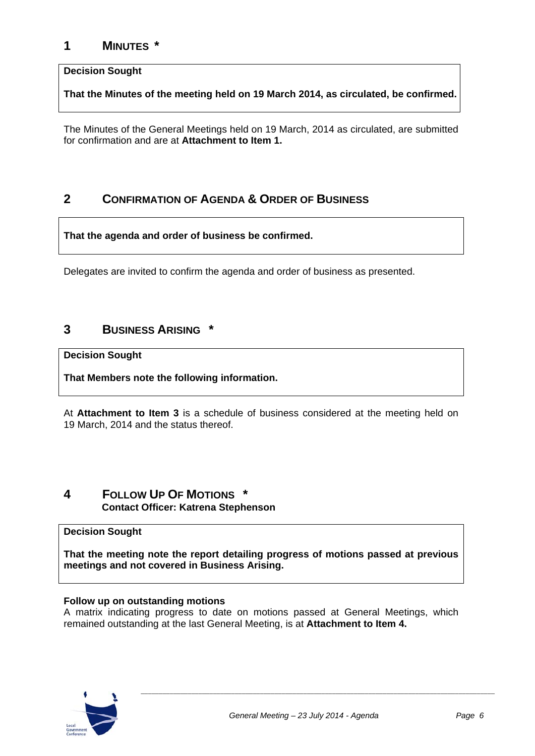## 1 MINUTES *

**Decision Sought**

**That the Minutes of the meeting held on 19 March 2014, as circulated, be confirmed.**

The Minutes of the General Meetings held on 19 March, 2014 as circulated, are submitted for confirmation and are at **Attachment to Item 1.**

## 2 CONFIRMATION OF AGENDA & ORDER OF BUSINESS

**That the agenda and order of business be confirmed.**

Delegates are invited to confirm the agenda and order of business as presented.

## 3 BUSINESS ARISING *

**Decision Sought**

**That Members note the following information.**

At **Attachment to Item 3** is a schedule of business considered at the meeting held on 19 March, 2014 and the status thereof.

## 4 FOLLOW UP OF MOTIONS *

**Contact Officer: Katrena Stephenson**

**Decision Sought**

**That the meeting note the report detailing progress of motions passed at previous meetings and not covered in Business Arising.**

**Follow up on outstanding motions**

A matrix indicating progress to date on motions passed at General Meetings, which remained outstanding at the last General Meeting, is at **Attachment to Item 4.**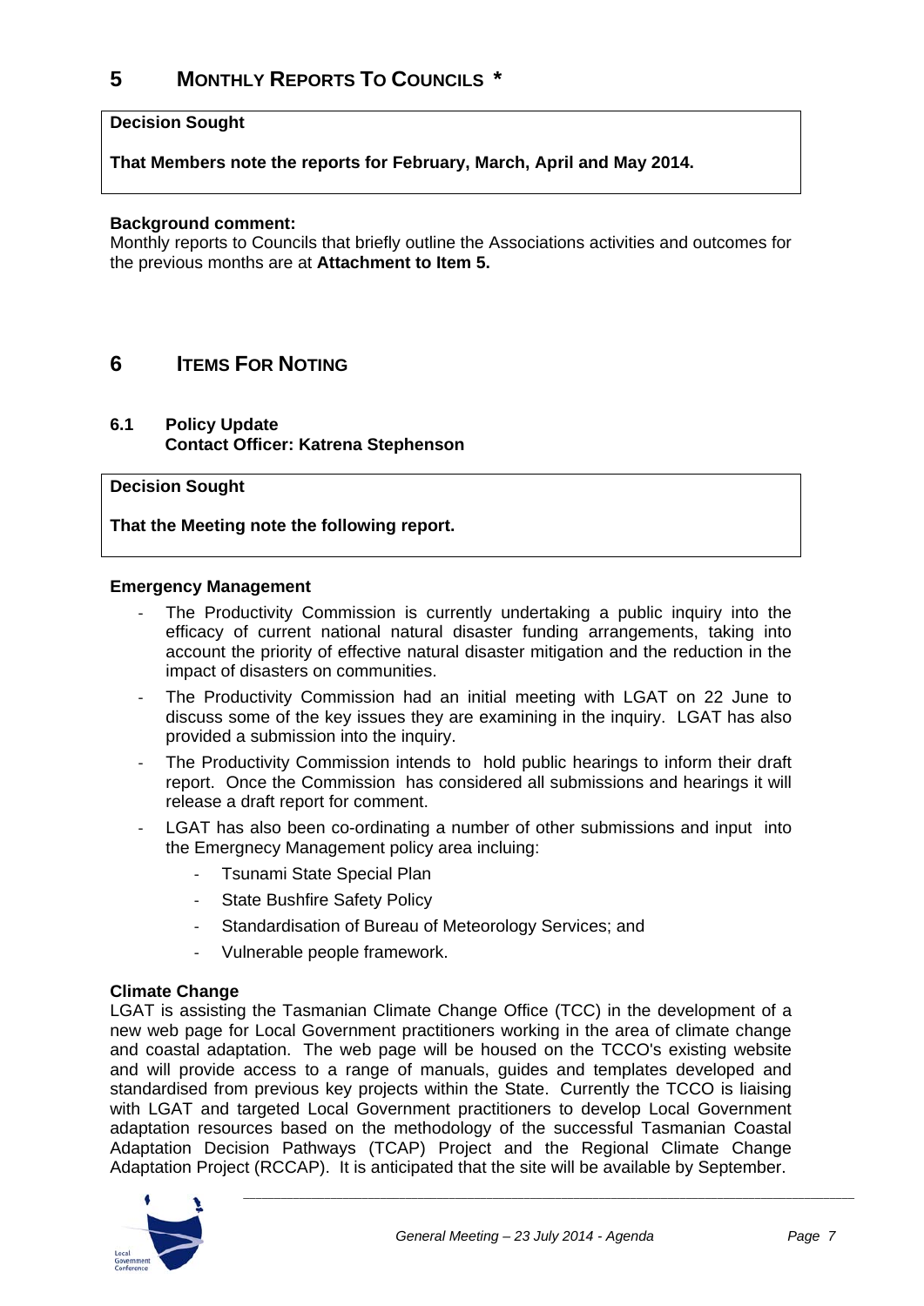# 5 MONTHLY REPORTS TO COUNCILS *

**Decision Sought**

**That Members note the reports for February, March, April and May 2014.**

**Background comment:**
Monthly reports to Councils that briefly outline the Associations activities and outcomes for the previous months are at **Attachment to Item 5.**

# 6 ITEMS FOR NOTING

## 6.1 Policy Update
**Contact Officer: Katrena Stephenson**

**Decision Sought**

**That the Meeting note the following report.**

**Emergency Management**

- The Productivity Commission is currently undertaking a public inquiry into the efficacy of current national natural disaster funding arrangements, taking into account the priority of effective natural disaster mitigation and the reduction in the impact of disasters on communities.
- The Productivity Commission had an initial meeting with LGAT on 22 June to discuss some of the key issues they are examining in the inquiry. LGAT has also provided a submission into the inquiry.
- The Productivity Commission intends to hold public hearings to inform their draft report. Once the Commission has considered all submissions and hearings it will release a draft report for comment.
- LGAT has also been co-ordinating a number of other submissions and input into the Emergnecy Management policy area incluing:
    - Tsunami State Special Plan
    - State Bushfire Safety Policy
    - Standardisation of Bureau of Meteorology Services; and
    - Vulnerable people framework.

**Climate Change**
LGAT is assisting the Tasmanian Climate Change Office (TCC) in the development of a new web page for Local Government practitioners working in the area of climate change and coastal adaptation. The web page will be housed on the TCCO's existing website and will provide access to a range of manuals, guides and templates developed and standardised from previous key projects within the State. Currently the TCCO is liaising with LGAT and targeted Local Government practitioners to develop Local Government adaptation resources based on the methodology of the successful Tasmanian Coastal Adaptation Decision Pathways (TCAP) Project and the Regional Climate Change Adaptation Project (RCCAP). It is anticipated that the site will be available by September.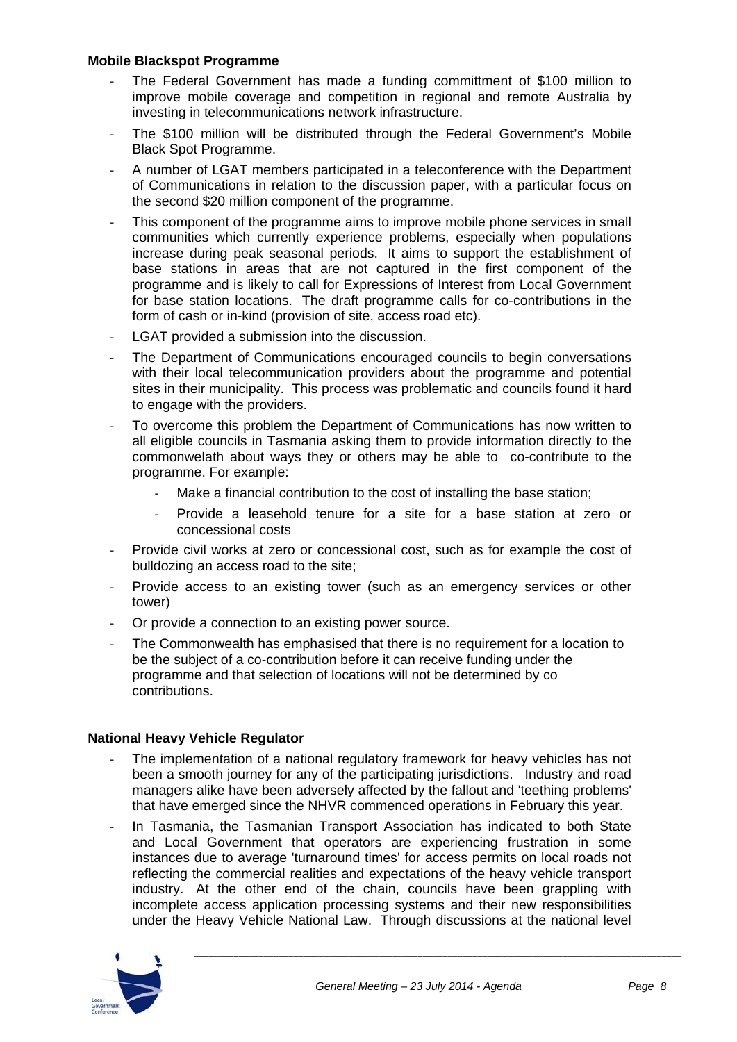**Mobile Blackspot Programme**

- The Federal Government has made a funding committment of $100 million to improve mobile coverage and competition in regional and remote Australia by investing in telecommunications network infrastructure.
- The $100 million will be distributed through the Federal Government's Mobile Black Spot Programme.
- A number of LGAT members participated in a teleconference with the Department of Communications in relation to the discussion paper, with a particular focus on the second $20 million component of the programme.
- This component of the programme aims to improve mobile phone services in small communities which currently experience problems, especially when populations increase during peak seasonal periods. It aims to support the establishment of base stations in areas that are not captured in the first component of the programme and is likely to call for Expressions of Interest from Local Government for base station locations. The draft programme calls for co-contributions in the form of cash or in-kind (provision of site, access road etc).
- LGAT provided a submission into the discussion.
- The Department of Communications encouraged councils to begin conversations with their local telecommunication providers about the programme and potential sites in their municipality. This process was problematic and councils found it hard to engage with the providers.
- To overcome this problem the Department of Communications has now written to all eligible councils in Tasmania asking them to provide information directly to the commonwelath about ways they or others may be able to co-contribute to the programme. For example:
    - Make a financial contribution to the cost of installing the base station;
    - Provide a leasehold tenure for a site for a base station at zero or concessional costs
- Provide civil works at zero or concessional cost, such as for example the cost of bulldozing an access road to the site;
- Provide access to an existing tower (such as an emergency services or other tower)
- Or provide a connection to an existing power source.
- The Commonwealth has emphasised that there is no requirement for a location to be the subject of a co-contribution before it can receive funding under the programme and that selection of locations will not be determined by co contributions.

**National Heavy Vehicle Regulator**

- The implementation of a national regulatory framework for heavy vehicles has not been a smooth journey for any of the participating jurisdictions. Industry and road managers alike have been adversely affected by the fallout and 'teething problems' that have emerged since the NHVR commenced operations in February this year.
- In Tasmania, the Tasmanian Transport Association has indicated to both State and Local Government that operators are experiencing frustration in some instances due to average 'turnaround times' for access permits on local roads not reflecting the commercial realities and expectations of the heavy vehicle transport industry. At the other end of the chain, councils have been grappling with incomplete access application processing systems and their new responsibilities under the Heavy Vehicle National Law. Through discussions at the national level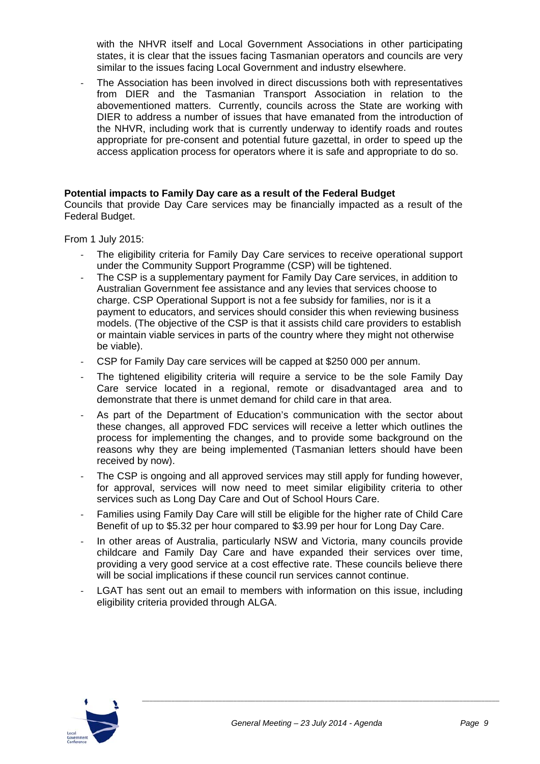with the NHVR itself and Local Government Associations in other participating states, it is clear that the issues facing Tasmanian operators and councils are very similar to the issues facing Local Government and industry elsewhere.

- The Association has been involved in direct discussions both with representatives from DIER and the Tasmanian Transport Association in relation to the abovementioned matters. Currently, councils across the State are working with DIER to address a number of issues that have emanated from the introduction of the NHVR, including work that is currently underway to identify roads and routes appropriate for pre-consent and potential future gazettal, in order to speed up the access application process for operators where it is safe and appropriate to do so.

**Potential impacts to Family Day care as a result of the Federal Budget**

Councils that provide Day Care services may be financially impacted as a result of the Federal Budget.

From 1 July 2015:

- The eligibility criteria for Family Day Care services to receive operational support under the Community Support Programme (CSP) will be tightened.
- The CSP is a supplementary payment for Family Day Care services, in addition to Australian Government fee assistance and any levies that services choose to charge. CSP Operational Support is not a fee subsidy for families, nor is it a payment to educators, and services should consider this when reviewing business models. (The objective of the CSP is that it assists child care providers to establish or maintain viable services in parts of the country where they might not otherwise be viable).
- CSP for Family Day care services will be capped at $250 000 per annum.
- The tightened eligibility criteria will require a service to be the sole Family Day Care service located in a regional, remote or disadvantaged area and to demonstrate that there is unmet demand for child care in that area.
- As part of the Department of Education's communication with the sector about these changes, all approved FDC services will receive a letter which outlines the process for implementing the changes, and to provide some background on the reasons why they are being implemented (Tasmanian letters should have been received by now).
- The CSP is ongoing and all approved services may still apply for funding however, for approval, services will now need to meet similar eligibility criteria to other services such as Long Day Care and Out of School Hours Care.
- Families using Family Day Care will still be eligible for the higher rate of Child Care Benefit of up to $5.32 per hour compared to $3.99 per hour for Long Day Care.
- In other areas of Australia, particularly NSW and Victoria, many councils provide childcare and Family Day Care and have expanded their services over time, providing a very good service at a cost effective rate. These councils believe there will be social implications if these council run services cannot continue.
- LGAT has sent out an email to members with information on this issue, including eligibility criteria provided through ALGA.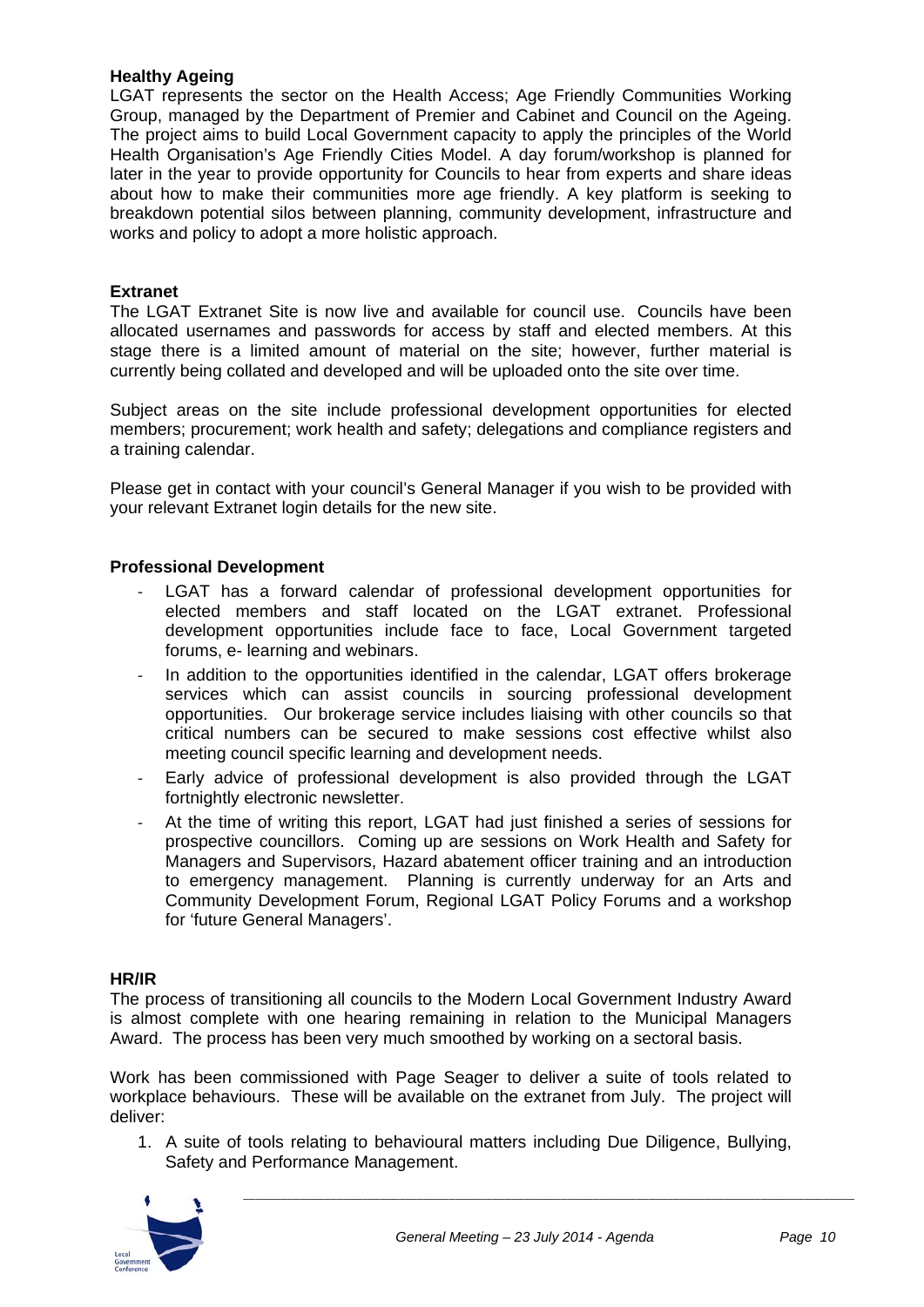**Healthy Ageing**

LGAT represents the sector on the Health Access; Age Friendly Communities Working Group, managed by the Department of Premier and Cabinet and Council on the Ageing. The project aims to build Local Government capacity to apply the principles of the World Health Organisation's Age Friendly Cities Model. A day forum/workshop is planned for later in the year to provide opportunity for Councils to hear from experts and share ideas about how to make their communities more age friendly. A key platform is seeking to breakdown potential silos between planning, community development, infrastructure and works and policy to adopt a more holistic approach.

**Extranet**

The LGAT Extranet Site is now live and available for council use. Councils have been allocated usernames and passwords for access by staff and elected members. At this stage there is a limited amount of material on the site; however, further material is currently being collated and developed and will be uploaded onto the site over time.

Subject areas on the site include professional development opportunities for elected members; procurement; work health and safety; delegations and compliance registers and a training calendar.

Please get in contact with your council's General Manager if you wish to be provided with your relevant Extranet login details for the new site.

**Professional Development**

- LGAT has a forward calendar of professional development opportunities for elected members and staff located on the LGAT extranet. Professional development opportunities include face to face, Local Government targeted forums, e- learning and webinars.
- In addition to the opportunities identified in the calendar, LGAT offers brokerage services which can assist councils in sourcing professional development opportunities. Our brokerage service includes liaising with other councils so that critical numbers can be secured to make sessions cost effective whilst also meeting council specific learning and development needs.
- Early advice of professional development is also provided through the LGAT fortnightly electronic newsletter.
- At the time of writing this report, LGAT had just finished a series of sessions for prospective councillors. Coming up are sessions on Work Health and Safety for Managers and Supervisors, Hazard abatement officer training and an introduction to emergency management. Planning is currently underway for an Arts and Community Development Forum, Regional LGAT Policy Forums and a workshop for 'future General Managers'.

**HR/IR**

The process of transitioning all councils to the Modern Local Government Industry Award is almost complete with one hearing remaining in relation to the Municipal Managers Award. The process has been very much smoothed by working on a sectoral basis.

Work has been commissioned with Page Seager to deliver a suite of tools related to workplace behaviours. These will be available on the extranet from July. The project will deliver:

1. A suite of tools relating to behavioural matters including Due Diligence, Bullying, Safety and Performance Management.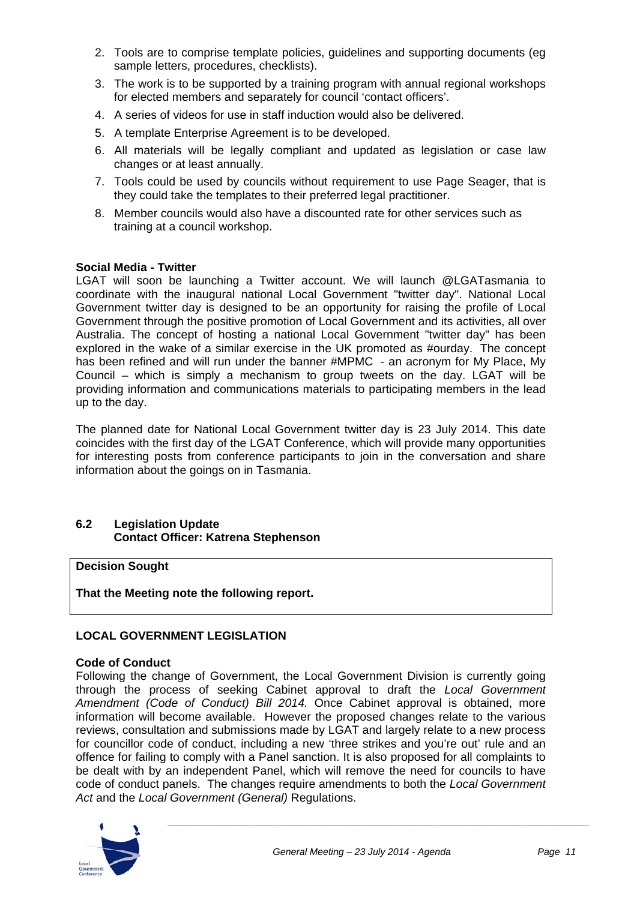2. Tools are to comprise template policies, guidelines and supporting documents (eg sample letters, procedures, checklists).
3. The work is to be supported by a training program with annual regional workshops for elected members and separately for council 'contact officers'.
4. A series of videos for use in staff induction would also be delivered.
5. A template Enterprise Agreement is to be developed.
6. All materials will be legally compliant and updated as legislation or case law changes or at least annually.
7. Tools could be used by councils without requirement to use Page Seager, that is they could take the templates to their preferred legal practitioner.
8. Member councils would also have a discounted rate for other services such as training at a council workshop.

**Social Media - Twitter**

LGAT will soon be launching a Twitter account. We will launch @LGATasmania to coordinate with the inaugural national Local Government "twitter day". National Local Government twitter day is designed to be an opportunity for raising the profile of Local Government through the positive promotion of Local Government and its activities, all over Australia. The concept of hosting a national Local Government "twitter day" has been explored in the wake of a similar exercise in the UK promoted as #ourday. The concept has been refined and will run under the banner #MPMC - an acronym for My Place, My Council – which is simply a mechanism to group tweets on the day. LGAT will be providing information and communications materials to participating members in the lead up to the day.

The planned date for National Local Government twitter day is 23 July 2014. This date coincides with the first day of the LGAT Conference, which will provide many opportunities for interesting posts from conference participants to join in the conversation and share information about the goings on in Tasmania.

## 6.2 Legislation Update
**Contact Officer: Katrena Stephenson**

**Decision Sought**

**That the Meeting note the following report.**

**LOCAL GOVERNMENT LEGISLATION**

**Code of Conduct**

Following the change of Government, the Local Government Division is currently going through the process of seeking Cabinet approval to draft the *Local Government Amendment (Code of Conduct) Bill 2014.* Once Cabinet approval is obtained, more information will become available. However the proposed changes relate to the various reviews, consultation and submissions made by LGAT and largely relate to a new process for councillor code of conduct, including a new 'three strikes and you're out' rule and an offence for failing to comply with a Panel sanction. It is also proposed for all complaints to be dealt with by an independent Panel, which will remove the need for councils to have code of conduct panels. The changes require amendments to both the *Local Government Act* and the *Local Government (General)* Regulations.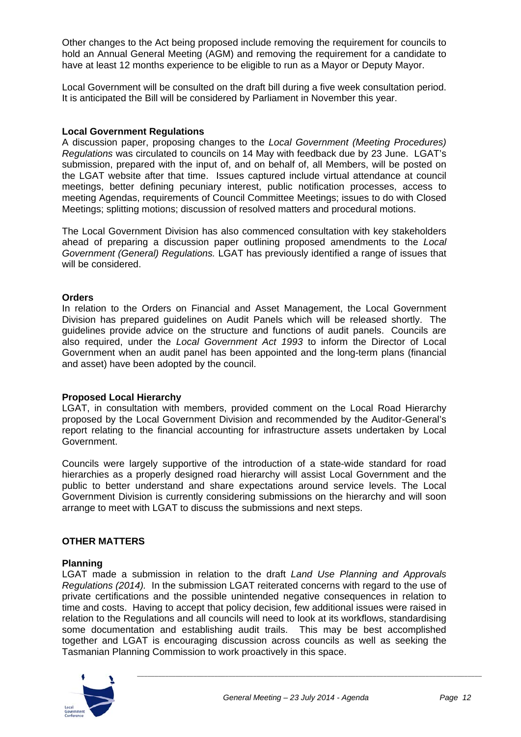Other changes to the Act being proposed include removing the requirement for councils to hold an Annual General Meeting (AGM) and removing the requirement for a candidate to have at least 12 months experience to be eligible to run as a Mayor or Deputy Mayor.

Local Government will be consulted on the draft bill during a five week consultation period. It is anticipated the Bill will be considered by Parliament in November this year.

**Local Government Regulations**

A discussion paper, proposing changes to the *Local Government (Meeting Procedures) Regulations* was circulated to councils on 14 May with feedback due by 23 June. LGAT's submission, prepared with the input of, and on behalf of, all Members, will be posted on the LGAT website after that time. Issues captured include virtual attendance at council meetings, better defining pecuniary interest, public notification processes, access to meeting Agendas, requirements of Council Committee Meetings; issues to do with Closed Meetings; splitting motions; discussion of resolved matters and procedural motions.

The Local Government Division has also commenced consultation with key stakeholders ahead of preparing a discussion paper outlining proposed amendments to the *Local Government (General) Regulations.* LGAT has previously identified a range of issues that will be considered.

**Orders**

In relation to the Orders on Financial and Asset Management, the Local Government Division has prepared guidelines on Audit Panels which will be released shortly. The guidelines provide advice on the structure and functions of audit panels. Councils are also required, under the *Local Government Act 1993* to inform the Director of Local Government when an audit panel has been appointed and the long-term plans (financial and asset) have been adopted by the council.

**Proposed Local Hierarchy**

LGAT, in consultation with members, provided comment on the Local Road Hierarchy proposed by the Local Government Division and recommended by the Auditor-General's report relating to the financial accounting for infrastructure assets undertaken by Local Government.

Councils were largely supportive of the introduction of a state-wide standard for road hierarchies as a properly designed road hierarchy will assist Local Government and the public to better understand and share expectations around service levels. The Local Government Division is currently considering submissions on the hierarchy and will soon arrange to meet with LGAT to discuss the submissions and next steps.

## OTHER MATTERS

**Planning**

LGAT made a submission in relation to the draft *Land Use Planning and Approvals Regulations (2014).* In the submission LGAT reiterated concerns with regard to the use of private certifications and the possible unintended negative consequences in relation to time and costs. Having to accept that policy decision, few additional issues were raised in relation to the Regulations and all councils will need to look at its workflows, standardising some documentation and establishing audit trails. This may be best accomplished together and LGAT is encouraging discussion across councils as well as seeking the Tasmanian Planning Commission to work proactively in this space.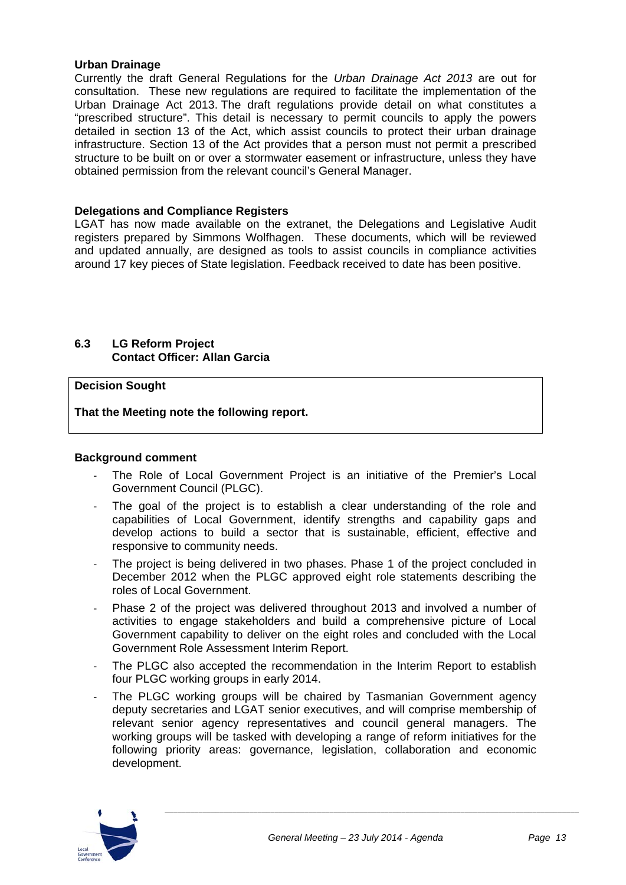**Urban Drainage**

Currently the draft General Regulations for the *Urban Drainage Act 2013* are out for consultation. These new regulations are required to facilitate the implementation of the Urban Drainage Act 2013. The draft regulations provide detail on what constitutes a "prescribed structure". This detail is necessary to permit councils to apply the powers detailed in section 13 of the Act, which assist councils to protect their urban drainage infrastructure. Section 13 of the Act provides that a person must not permit a prescribed structure to be built on or over a stormwater easement or infrastructure, unless they have obtained permission from the relevant council's General Manager.

**Delegations and Compliance Registers**

LGAT has now made available on the extranet, the Delegations and Legislative Audit registers prepared by Simmons Wolfhagen. These documents, which will be reviewed and updated annually, are designed as tools to assist councils in compliance activities around 17 key pieces of State legislation. Feedback received to date has been positive.

## 6.3 LG Reform Project
**Contact Officer: Allan Garcia**

**Decision Sought**

**That the Meeting note the following report.**

**Background comment**

- The Role of Local Government Project is an initiative of the Premier's Local Government Council (PLGC).
- The goal of the project is to establish a clear understanding of the role and capabilities of Local Government, identify strengths and capability gaps and develop actions to build a sector that is sustainable, efficient, effective and responsive to community needs.
- The project is being delivered in two phases. Phase 1 of the project concluded in December 2012 when the PLGC approved eight role statements describing the roles of Local Government.
- Phase 2 of the project was delivered throughout 2013 and involved a number of activities to engage stakeholders and build a comprehensive picture of Local Government capability to deliver on the eight roles and concluded with the Local Government Role Assessment Interim Report.
- The PLGC also accepted the recommendation in the Interim Report to establish four PLGC working groups in early 2014.
- The PLGC working groups will be chaired by Tasmanian Government agency deputy secretaries and LGAT senior executives, and will comprise membership of relevant senior agency representatives and council general managers. The working groups will be tasked with developing a range of reform initiatives for the following priority areas: governance, legislation, collaboration and economic development.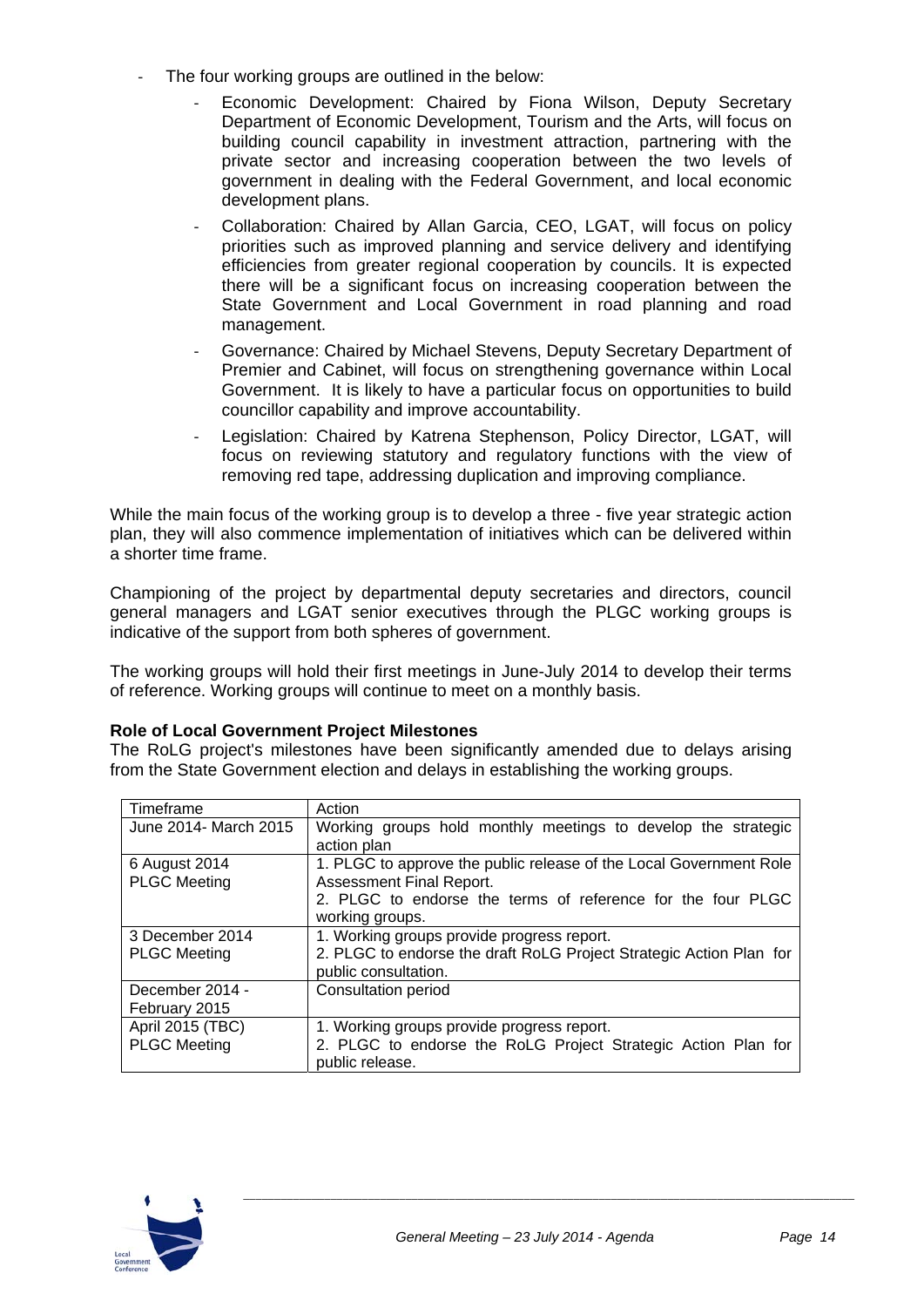- The four working groups are outlined in the below:
    - Economic Development: Chaired by Fiona Wilson, Deputy Secretary Department of Economic Development, Tourism and the Arts, will focus on building council capability in investment attraction, partnering with the private sector and increasing cooperation between the two levels of government in dealing with the Federal Government, and local economic development plans.
    - Collaboration: Chaired by Allan Garcia, CEO, LGAT, will focus on policy priorities such as improved planning and service delivery and identifying efficiencies from greater regional cooperation by councils. It is expected there will be a significant focus on increasing cooperation between the State Government and Local Government in road planning and road management.
    - Governance: Chaired by Michael Stevens, Deputy Secretary Department of Premier and Cabinet, will focus on strengthening governance within Local Government. It is likely to have a particular focus on opportunities to build councillor capability and improve accountability.
    - Legislation: Chaired by Katrena Stephenson, Policy Director, LGAT, will focus on reviewing statutory and regulatory functions with the view of removing red tape, addressing duplication and improving compliance.

While the main focus of the working group is to develop a three - five year strategic action plan, they will also commence implementation of initiatives which can be delivered within a shorter time frame.

Championing of the project by departmental deputy secretaries and directors, council general managers and LGAT senior executives through the PLGC working groups is indicative of the support from both spheres of government.

The working groups will hold their first meetings in June-July 2014 to develop their terms of reference. Working groups will continue to meet on a monthly basis.

**Role of Local Government Project Milestones**

The RoLG project's milestones have been significantly amended due to delays arising from the State Government election and delays in establishing the working groups.

| Timeframe | Action |
|---|---|
| June 2014- March 2015 | Working groups hold monthly meetings to develop the strategic action plan |
| 6 August 2014<br>PLGC Meeting | 1. PLGC to approve the public release of the Local Government Role Assessment Final Report.<br>2. PLGC to endorse the terms of reference for the four PLGC working groups. |
| 3 December 2014<br>PLGC Meeting | 1. Working groups provide progress report.<br>2. PLGC to endorse the draft RoLG Project Strategic Action Plan for public consultation. |
| December 2014 - February 2015 | Consultation period |
| April 2015 (TBC)<br>PLGC Meeting | 1. Working groups provide progress report.<br>2. PLGC to endorse the RoLG Project Strategic Action Plan for public release. |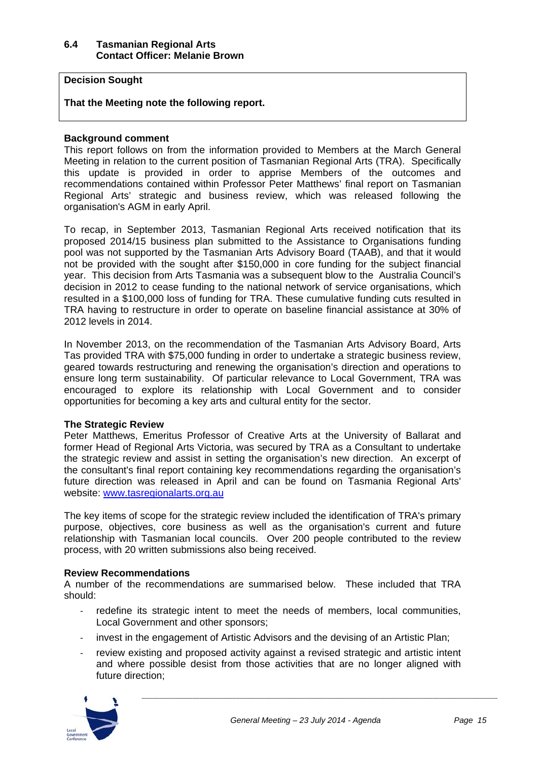### 6.4 Tasmanian Regional Arts
**Contact Officer: Melanie Brown**

**Decision Sought**

**That the Meeting note the following report.**

**Background comment**

This report follows on from the information provided to Members at the March General Meeting in relation to the current position of Tasmanian Regional Arts (TRA). Specifically this update is provided in order to apprise Members of the outcomes and recommendations contained within Professor Peter Matthews' final report on Tasmanian Regional Arts' strategic and business review, which was released following the organisation's AGM in early April.

To recap, in September 2013, Tasmanian Regional Arts received notification that its proposed 2014/15 business plan submitted to the Assistance to Organisations funding pool was not supported by the Tasmanian Arts Advisory Board (TAAB), and that it would not be provided with the sought after $150,000 in core funding for the subject financial year. This decision from Arts Tasmania was a subsequent blow to the Australia Council's decision in 2012 to cease funding to the national network of service organisations, which resulted in a $100,000 loss of funding for TRA. These cumulative funding cuts resulted in TRA having to restructure in order to operate on baseline financial assistance at 30% of 2012 levels in 2014.

In November 2013, on the recommendation of the Tasmanian Arts Advisory Board, Arts Tas provided TRA with $75,000 funding in order to undertake a strategic business review, geared towards restructuring and renewing the organisation's direction and operations to ensure long term sustainability. Of particular relevance to Local Government, TRA was encouraged to explore its relationship with Local Government and to consider opportunities for becoming a key arts and cultural entity for the sector.

**The Strategic Review**

Peter Matthews, Emeritus Professor of Creative Arts at the University of Ballarat and former Head of Regional Arts Victoria, was secured by TRA as a Consultant to undertake the strategic review and assist in setting the organisation's new direction. An excerpt of the consultant's final report containing key recommendations regarding the organisation's future direction was released in April and can be found on Tasmania Regional Arts' website: www.tasregionalarts.org.au

The key items of scope for the strategic review included the identification of TRA's primary purpose, objectives, core business as well as the organisation's current and future relationship with Tasmanian local councils. Over 200 people contributed to the review process, with 20 written submissions also being received.

**Review Recommendations**

A number of the recommendations are summarised below. These included that TRA should:

- redefine its strategic intent to meet the needs of members, local communities, Local Government and other sponsors;
- invest in the engagement of Artistic Advisors and the devising of an Artistic Plan;
- review existing and proposed activity against a revised strategic and artistic intent and where possible desist from those activities that are no longer aligned with future direction;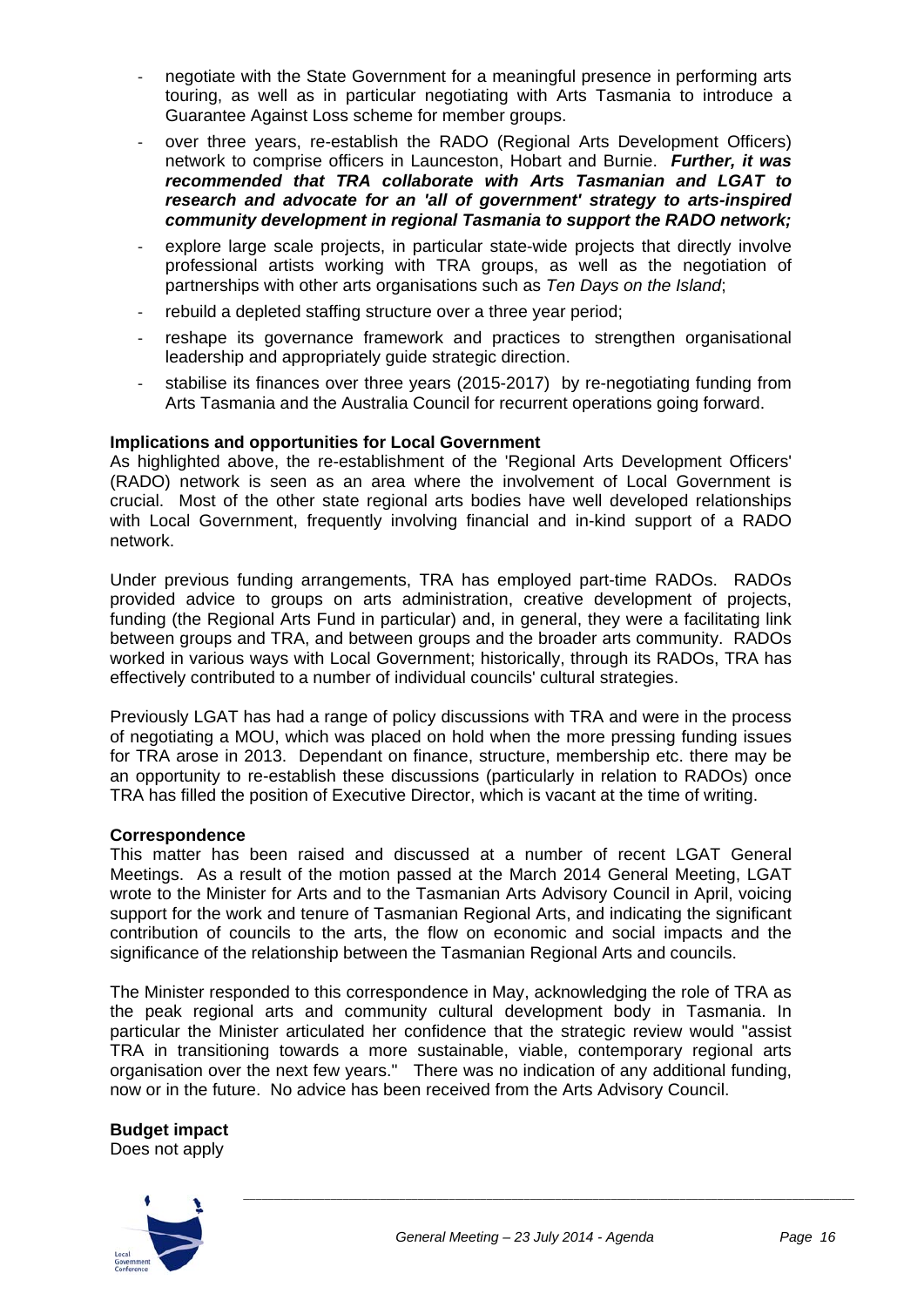- negotiate with the State Government for a meaningful presence in performing arts touring, as well as in particular negotiating with Arts Tasmania to introduce a Guarantee Against Loss scheme for member groups.
- over three years, re-establish the RADO (Regional Arts Development Officers) network to comprise officers in Launceston, Hobart and Burnie. ***Further, it was recommended that TRA collaborate with Arts Tasmanian and LGAT to research and advocate for an 'all of government' strategy to arts-inspired community development in regional Tasmania to support the RADO network;***
- explore large scale projects, in particular state-wide projects that directly involve professional artists working with TRA groups, as well as the negotiation of partnerships with other arts organisations such as *Ten Days on the Island*;
- rebuild a depleted staffing structure over a three year period;
- reshape its governance framework and practices to strengthen organisational leadership and appropriately guide strategic direction.
- stabilise its finances over three years (2015-2017) by re-negotiating funding from Arts Tasmania and the Australia Council for recurrent operations going forward.

**Implications and opportunities for Local Government**

As highlighted above, the re-establishment of the 'Regional Arts Development Officers' (RADO) network is seen as an area where the involvement of Local Government is crucial. Most of the other state regional arts bodies have well developed relationships with Local Government, frequently involving financial and in-kind support of a RADO network.

Under previous funding arrangements, TRA has employed part-time RADOs. RADOs provided advice to groups on arts administration, creative development of projects, funding (the Regional Arts Fund in particular) and, in general, they were a facilitating link between groups and TRA, and between groups and the broader arts community. RADOs worked in various ways with Local Government; historically, through its RADOs, TRA has effectively contributed to a number of individual councils' cultural strategies.

Previously LGAT has had a range of policy discussions with TRA and were in the process of negotiating a MOU, which was placed on hold when the more pressing funding issues for TRA arose in 2013. Dependant on finance, structure, membership etc. there may be an opportunity to re-establish these discussions (particularly in relation to RADOs) once TRA has filled the position of Executive Director, which is vacant at the time of writing.

**Correspondence**

This matter has been raised and discussed at a number of recent LGAT General Meetings. As a result of the motion passed at the March 2014 General Meeting, LGAT wrote to the Minister for Arts and to the Tasmanian Arts Advisory Council in April, voicing support for the work and tenure of Tasmanian Regional Arts, and indicating the significant contribution of councils to the arts, the flow on economic and social impacts and the significance of the relationship between the Tasmanian Regional Arts and councils.

The Minister responded to this correspondence in May, acknowledging the role of TRA as the peak regional arts and community cultural development body in Tasmania. In particular the Minister articulated her confidence that the strategic review would "assist TRA in transitioning towards a more sustainable, viable, contemporary regional arts organisation over the next few years." There was no indication of any additional funding, now or in the future. No advice has been received from the Arts Advisory Council.

**Budget impact**

Does not apply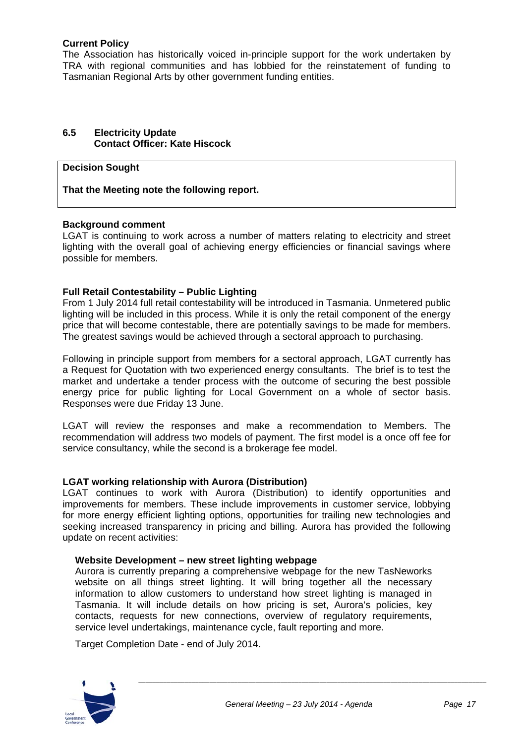**Current Policy**

The Association has historically voiced in-principle support for the work undertaken by TRA with regional communities and has lobbied for the reinstatement of funding to Tasmanian Regional Arts by other government funding entities.

### 6.5 Electricity Update
**Contact Officer: Kate Hiscock**

**Decision Sought**

**That the Meeting note the following report.**

**Background comment**

LGAT is continuing to work across a number of matters relating to electricity and street lighting with the overall goal of achieving energy efficiencies or financial savings where possible for members.

**Full Retail Contestability – Public Lighting**

From 1 July 2014 full retail contestability will be introduced in Tasmania. Unmetered public lighting will be included in this process. While it is only the retail component of the energy price that will become contestable, there are potentially savings to be made for members. The greatest savings would be achieved through a sectoral approach to purchasing.

Following in principle support from members for a sectoral approach, LGAT currently has a Request for Quotation with two experienced energy consultants. The brief is to test the market and undertake a tender process with the outcome of securing the best possible energy price for public lighting for Local Government on a whole of sector basis. Responses were due Friday 13 June.

LGAT will review the responses and make a recommendation to Members. The recommendation will address two models of payment. The first model is a once off fee for service consultancy, while the second is a brokerage fee model.

**LGAT working relationship with Aurora (Distribution)**

LGAT continues to work with Aurora (Distribution) to identify opportunities and improvements for members. These include improvements in customer service, lobbying for more energy efficient lighting options, opportunities for trailing new technologies and seeking increased transparency in pricing and billing. Aurora has provided the following update on recent activities:

> **Website Development – new street lighting webpage**
>
> Aurora is currently preparing a comprehensive webpage for the new TasNeworks website on all things street lighting. It will bring together all the necessary information to allow customers to understand how street lighting is managed in Tasmania. It will include details on how pricing is set, Aurora's policies, key contacts, requests for new connections, overview of regulatory requirements, service level undertakings, maintenance cycle, fault reporting and more.
>
> Target Completion Date - end of July 2014.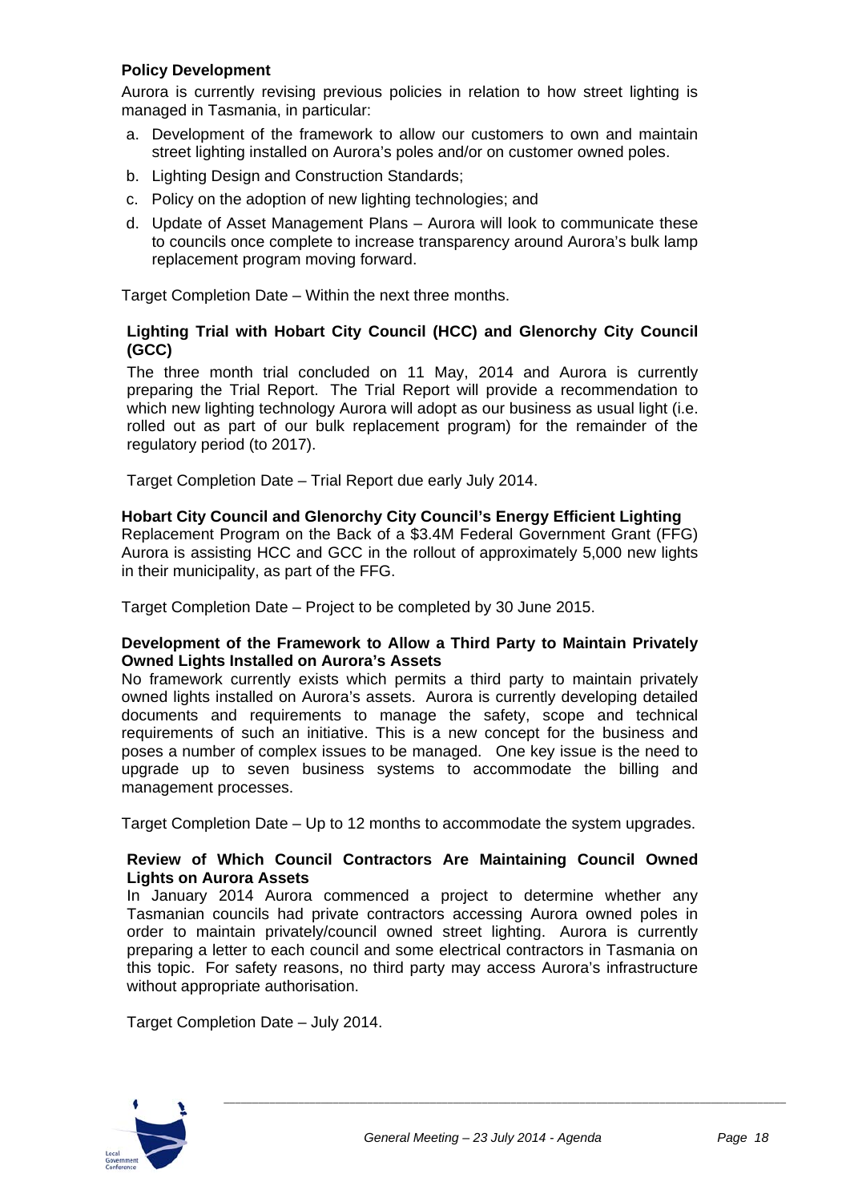**Policy Development**

Aurora is currently revising previous policies in relation to how street lighting is managed in Tasmania, in particular:

a. Development of the framework to allow our customers to own and maintain street lighting installed on Aurora's poles and/or on customer owned poles.
b. Lighting Design and Construction Standards;
c. Policy on the adoption of new lighting technologies; and
d. Update of Asset Management Plans – Aurora will look to communicate these to councils once complete to increase transparency around Aurora's bulk lamp replacement program moving forward.

Target Completion Date – Within the next three months.

**Lighting Trial with Hobart City Council (HCC) and Glenorchy City Council (GCC)**

The three month trial concluded on 11 May, 2014 and Aurora is currently preparing the Trial Report. The Trial Report will provide a recommendation to which new lighting technology Aurora will adopt as our business as usual light (i.e. rolled out as part of our bulk replacement program) for the remainder of the regulatory period (to 2017).

Target Completion Date – Trial Report due early July 2014.

**Hobart City Council and Glenorchy City Council's Energy Efficient Lighting**
Replacement Program on the Back of a $3.4M Federal Government Grant (FFG)
Aurora is assisting HCC and GCC in the rollout of approximately 5,000 new lights in their municipality, as part of the FFG.

Target Completion Date – Project to be completed by 30 June 2015.

**Development of the Framework to Allow a Third Party to Maintain Privately Owned Lights Installed on Aurora's Assets**

No framework currently exists which permits a third party to maintain privately owned lights installed on Aurora's assets. Aurora is currently developing detailed documents and requirements to manage the safety, scope and technical requirements of such an initiative. This is a new concept for the business and poses a number of complex issues to be managed. One key issue is the need to upgrade up to seven business systems to accommodate the billing and management processes.

Target Completion Date – Up to 12 months to accommodate the system upgrades.

**Review of Which Council Contractors Are Maintaining Council Owned Lights on Aurora Assets**

In January 2014 Aurora commenced a project to determine whether any Tasmanian councils had private contractors accessing Aurora owned poles in order to maintain privately/council owned street lighting. Aurora is currently preparing a letter to each council and some electrical contractors in Tasmania on this topic. For safety reasons, no third party may access Aurora's infrastructure without appropriate authorisation.

Target Completion Date – July 2014.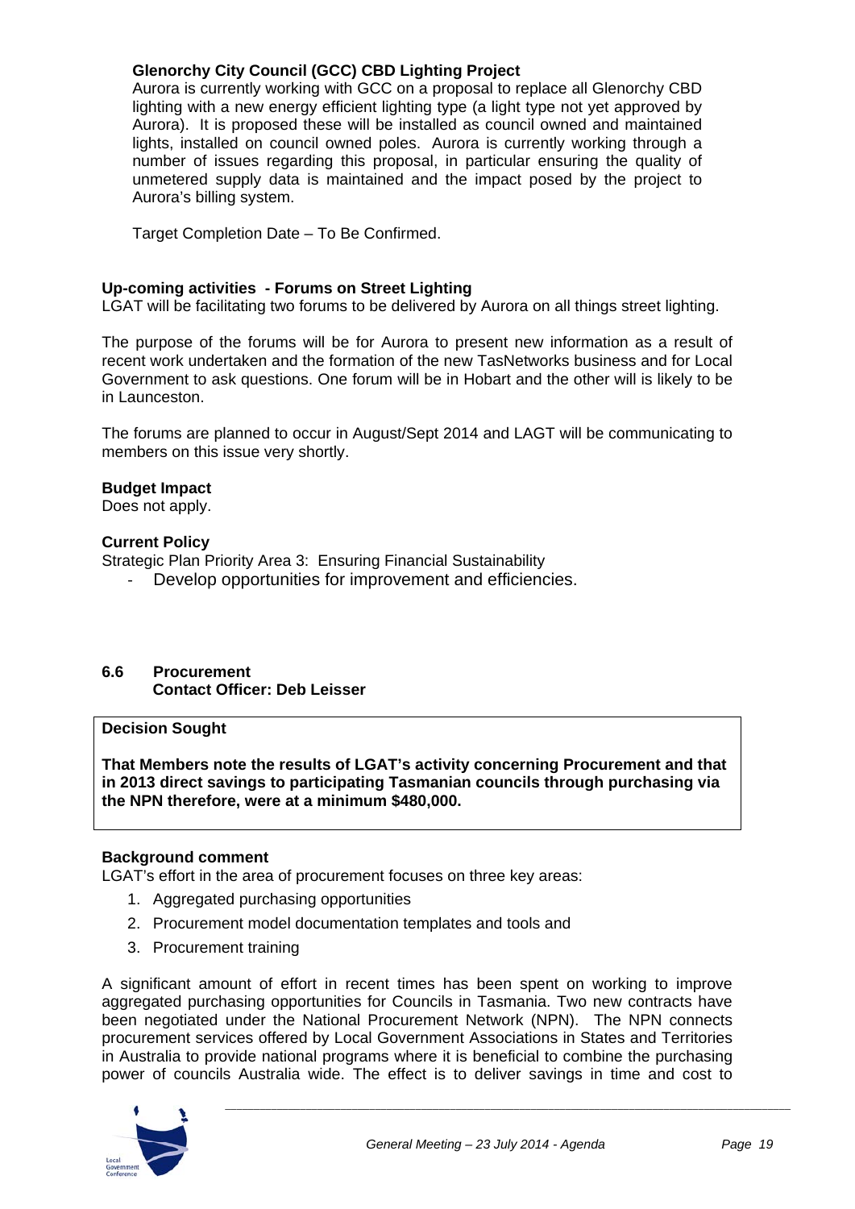**Glenorchy City Council (GCC) CBD Lighting Project**

Aurora is currently working with GCC on a proposal to replace all Glenorchy CBD lighting with a new energy efficient lighting type (a light type not yet approved by Aurora). It is proposed these will be installed as council owned and maintained lights, installed on council owned poles. Aurora is currently working through a number of issues regarding this proposal, in particular ensuring the quality of unmetered supply data is maintained and the impact posed by the project to Aurora's billing system.

Target Completion Date – To Be Confirmed.

**Up-coming activities - Forums on Street Lighting**

LGAT will be facilitating two forums to be delivered by Aurora on all things street lighting.

The purpose of the forums will be for Aurora to present new information as a result of recent work undertaken and the formation of the new TasNetworks business and for Local Government to ask questions. One forum will be in Hobart and the other will is likely to be in Launceston.

The forums are planned to occur in August/Sept 2014 and LAGT will be communicating to members on this issue very shortly.

**Budget Impact**

Does not apply.

**Current Policy**

Strategic Plan Priority Area 3: Ensuring Financial Sustainability

- Develop opportunities for improvement and efficiencies.

### 6.6 Procurement
**Contact Officer: Deb Leisser**

**Decision Sought**

**That Members note the results of LGAT's activity concerning Procurement and that in 2013 direct savings to participating Tasmanian councils through purchasing via the NPN therefore, were at a minimum $480,000.**

**Background comment**

LGAT's effort in the area of procurement focuses on three key areas:

1. Aggregated purchasing opportunities
2. Procurement model documentation templates and tools and
3. Procurement training

A significant amount of effort in recent times has been spent on working to improve aggregated purchasing opportunities for Councils in Tasmania. Two new contracts have been negotiated under the National Procurement Network (NPN). The NPN connects procurement services offered by Local Government Associations in States and Territories in Australia to provide national programs where it is beneficial to combine the purchasing power of councils Australia wide. The effect is to deliver savings in time and cost to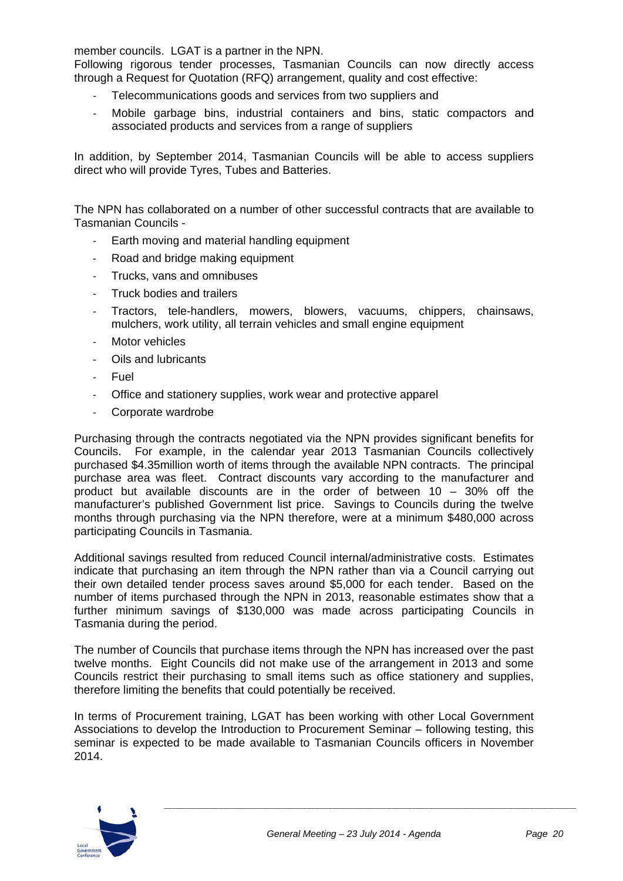member councils. LGAT is a partner in the NPN.
Following rigorous tender processes, Tasmanian Councils can now directly access through a Request for Quotation (RFQ) arrangement, quality and cost effective:

- Telecommunications goods and services from two suppliers and
- Mobile garbage bins, industrial containers and bins, static compactors and associated products and services from a range of suppliers

In addition, by September 2014, Tasmanian Councils will be able to access suppliers direct who will provide Tyres, Tubes and Batteries.

The NPN has collaborated on a number of other successful contracts that are available to Tasmanian Councils -

- Earth moving and material handling equipment
- Road and bridge making equipment
- Trucks, vans and omnibuses
- Truck bodies and trailers
- Tractors, tele-handlers, mowers, blowers, vacuums, chippers, chainsaws, mulchers, work utility, all terrain vehicles and small engine equipment
- Motor vehicles
- Oils and lubricants
- Fuel
- Office and stationery supplies, work wear and protective apparel
- Corporate wardrobe

Purchasing through the contracts negotiated via the NPN provides significant benefits for Councils. For example, in the calendar year 2013 Tasmanian Councils collectively purchased $4.35million worth of items through the available NPN contracts. The principal purchase area was fleet. Contract discounts vary according to the manufacturer and product but available discounts are in the order of between 10 – 30% off the manufacturer's published Government list price. Savings to Councils during the twelve months through purchasing via the NPN therefore, were at a minimum $480,000 across participating Councils in Tasmania.

Additional savings resulted from reduced Council internal/administrative costs. Estimates indicate that purchasing an item through the NPN rather than via a Council carrying out their own detailed tender process saves around $5,000 for each tender. Based on the number of items purchased through the NPN in 2013, reasonable estimates show that a further minimum savings of $130,000 was made across participating Councils in Tasmania during the period.

The number of Councils that purchase items through the NPN has increased over the past twelve months. Eight Councils did not make use of the arrangement in 2013 and some Councils restrict their purchasing to small items such as office stationery and supplies, therefore limiting the benefits that could potentially be received.

In terms of Procurement training, LGAT has been working with other Local Government Associations to develop the Introduction to Procurement Seminar – following testing, this seminar is expected to be made available to Tasmanian Councils officers in November 2014.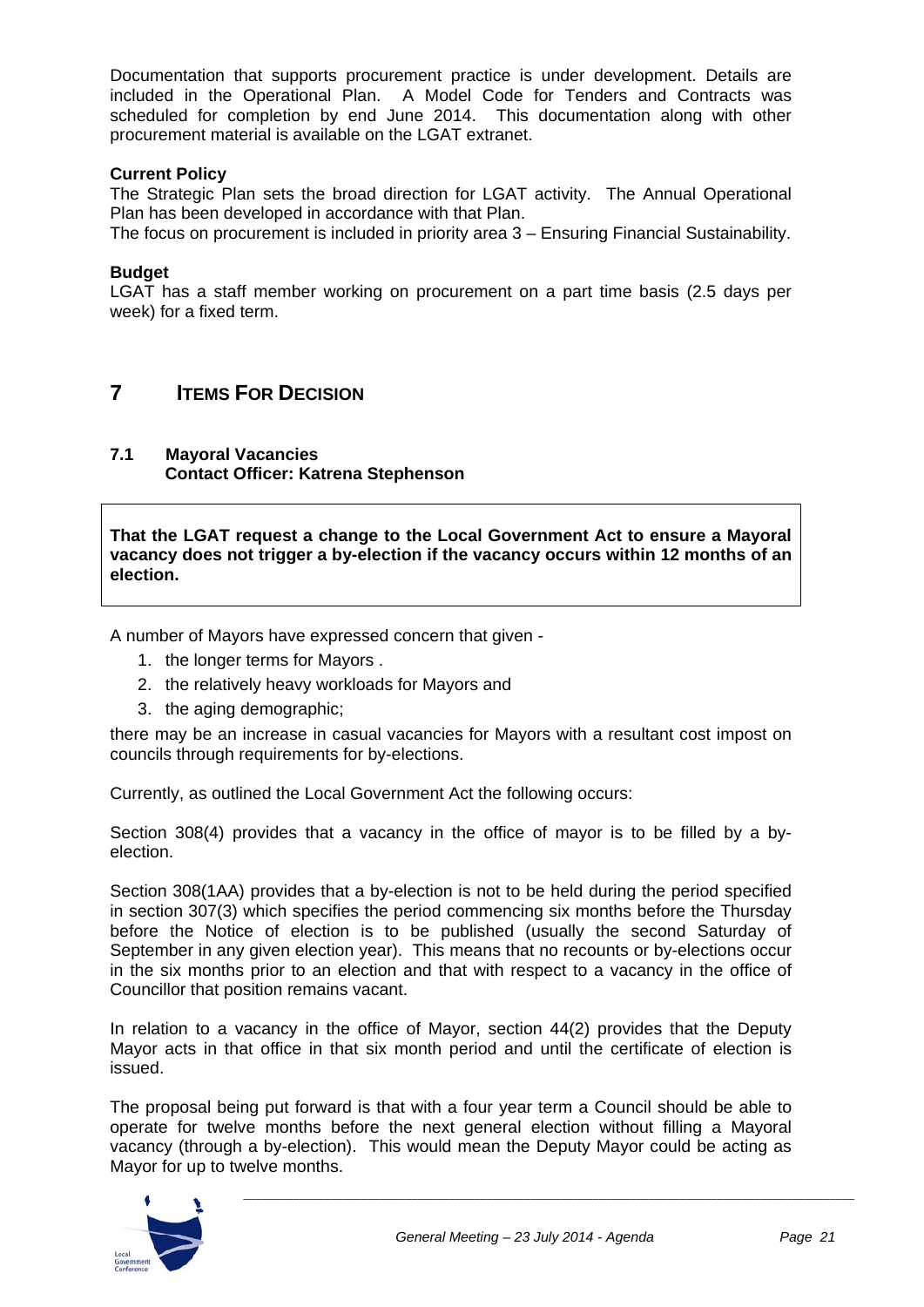Documentation that supports procurement practice is under development. Details are included in the Operational Plan. A Model Code for Tenders and Contracts was scheduled for completion by end June 2014. This documentation along with other procurement material is available on the LGAT extranet.

**Current Policy**
The Strategic Plan sets the broad direction for LGAT activity. The Annual Operational Plan has been developed in accordance with that Plan.
The focus on procurement is included in priority area 3 – Ensuring Financial Sustainability.

**Budget**
LGAT has a staff member working on procurement on a part time basis (2.5 days per week) for a fixed term.

# 7 ITEMS FOR DECISION

## 7.1 Mayoral Vacancies
**Contact Officer: Katrena Stephenson**

**That the LGAT request a change to the Local Government Act to ensure a Mayoral vacancy does not trigger a by-election if the vacancy occurs within 12 months of an election.**

A number of Mayors have expressed concern that given -

1. the longer terms for Mayors .
2. the relatively heavy workloads for Mayors and
3. the aging demographic;

there may be an increase in casual vacancies for Mayors with a resultant cost impost on councils through requirements for by-elections.

Currently, as outlined the Local Government Act the following occurs:

Section 308(4) provides that a vacancy in the office of mayor is to be filled by a by-election.

Section 308(1AA) provides that a by-election is not to be held during the period specified in section 307(3) which specifies the period commencing six months before the Thursday before the Notice of election is to be published (usually the second Saturday of September in any given election year). This means that no recounts or by-elections occur in the six months prior to an election and that with respect to a vacancy in the office of Councillor that position remains vacant.

In relation to a vacancy in the office of Mayor, section 44(2) provides that the Deputy Mayor acts in that office in that six month period and until the certificate of election is issued.

The proposal being put forward is that with a four year term a Council should be able to operate for twelve months before the next general election without filling a Mayoral vacancy (through a by-election). This would mean the Deputy Mayor could be acting as Mayor for up to twelve months.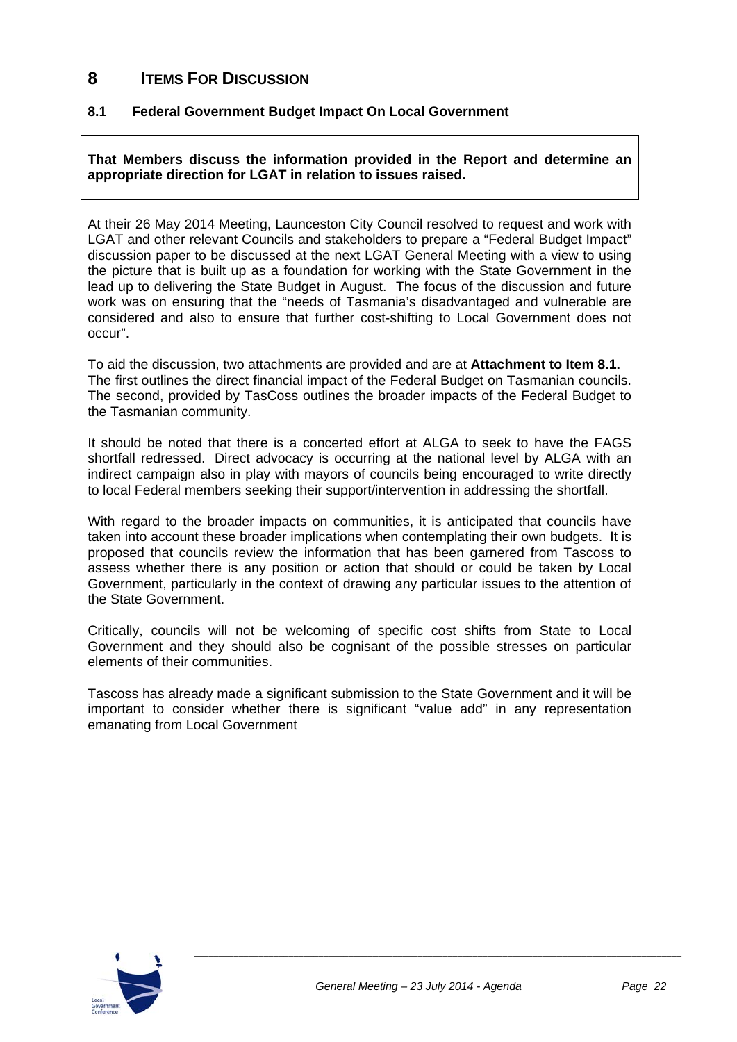# 8 ITEMS FOR DISCUSSION

## 8.1 Federal Government Budget Impact On Local Government

**That Members discuss the information provided in the Report and determine an appropriate direction for LGAT in relation to issues raised.**

At their 26 May 2014 Meeting, Launceston City Council resolved to request and work with LGAT and other relevant Councils and stakeholders to prepare a "Federal Budget Impact" discussion paper to be discussed at the next LGAT General Meeting with a view to using the picture that is built up as a foundation for working with the State Government in the lead up to delivering the State Budget in August. The focus of the discussion and future work was on ensuring that the "needs of Tasmania's disadvantaged and vulnerable are considered and also to ensure that further cost-shifting to Local Government does not occur".

To aid the discussion, two attachments are provided and are at **Attachment to Item 8.1.** The first outlines the direct financial impact of the Federal Budget on Tasmanian councils. The second, provided by TasCoss outlines the broader impacts of the Federal Budget to the Tasmanian community.

It should be noted that there is a concerted effort at ALGA to seek to have the FAGS shortfall redressed. Direct advocacy is occurring at the national level by ALGA with an indirect campaign also in play with mayors of councils being encouraged to write directly to local Federal members seeking their support/intervention in addressing the shortfall.

With regard to the broader impacts on communities, it is anticipated that councils have taken into account these broader implications when contemplating their own budgets. It is proposed that councils review the information that has been garnered from Tascoss to assess whether there is any position or action that should or could be taken by Local Government, particularly in the context of drawing any particular issues to the attention of the State Government.

Critically, councils will not be welcoming of specific cost shifts from State to Local Government and they should also be cognisant of the possible stresses on particular elements of their communities.

Tascoss has already made a significant submission to the State Government and it will be important to consider whether there is significant "value add" in any representation emanating from Local Government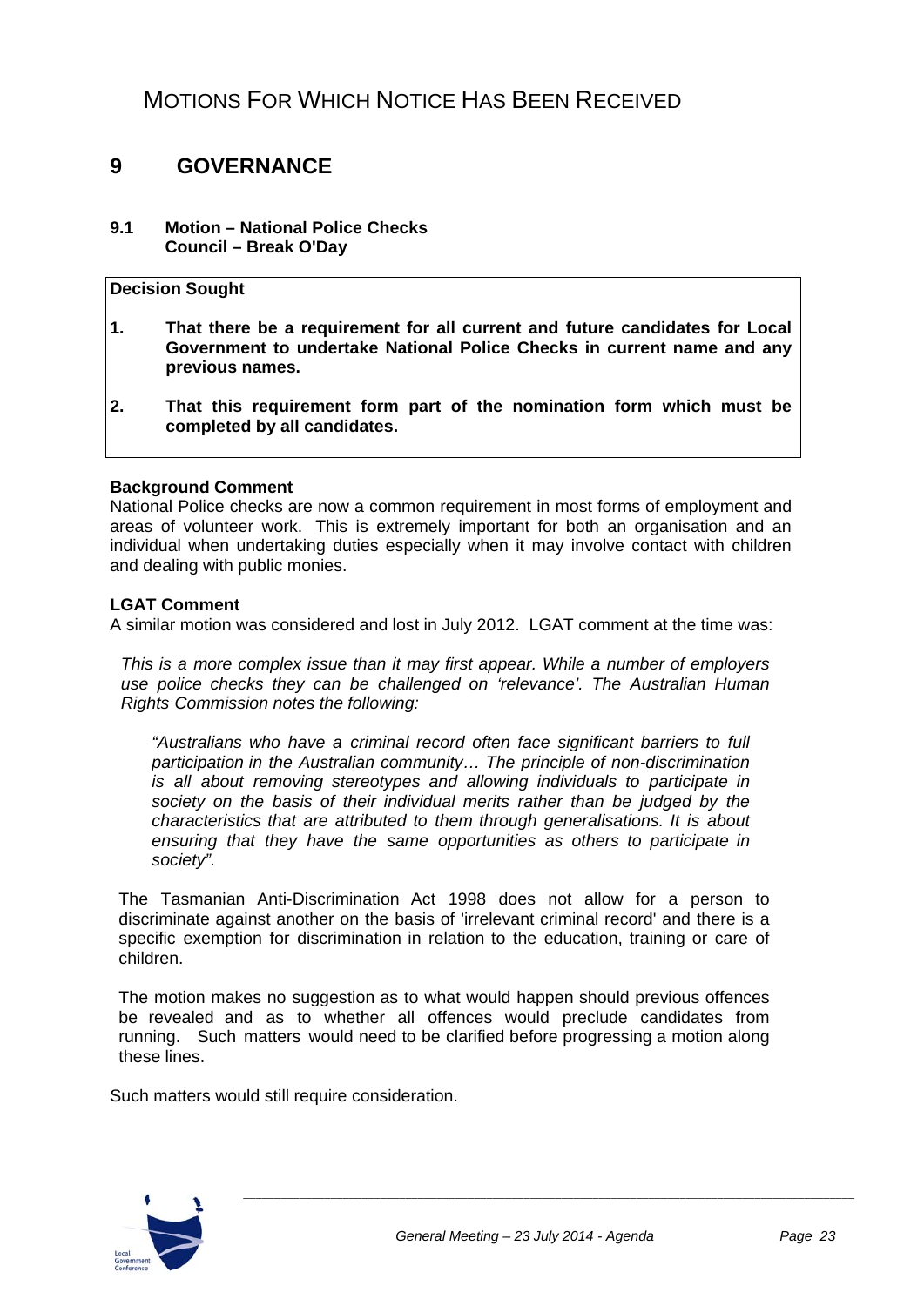# MOTIONS FOR WHICH NOTICE HAS BEEN RECEIVED

## 9 GOVERNANCE

### 9.1 Motion – National Police Checks
**Council – Break O'Day**

**Decision Sought**

1. **That there be a requirement for all current and future candidates for Local Government to undertake National Police Checks in current name and any previous names.**
2. **That this requirement form part of the nomination form which must be completed by all candidates.**

**Background Comment**

National Police checks are now a common requirement in most forms of employment and areas of volunteer work. This is extremely important for both an organisation and an individual when undertaking duties especially when it may involve contact with children and dealing with public monies.

**LGAT Comment**

A similar motion was considered and lost in July 2012. LGAT comment at the time was:

> *This is a more complex issue than it may first appear. While a number of employers use police checks they can be challenged on 'relevance'. The Australian Human Rights Commission notes the following:*
>
> > *"Australians who have a criminal record often face significant barriers to full participation in the Australian community… The principle of non-discrimination is all about removing stereotypes and allowing individuals to participate in society on the basis of their individual merits rather than be judged by the characteristics that are attributed to them through generalisations. It is about ensuring that they have the same opportunities as others to participate in society".*
>
> The Tasmanian Anti-Discrimination Act 1998 does not allow for a person to discriminate against another on the basis of 'irrelevant criminal record' and there is a specific exemption for discrimination in relation to the education, training or care of children.
>
> The motion makes no suggestion as to what would happen should previous offences be revealed and as to whether all offences would preclude candidates from running. Such matters would need to be clarified before progressing a motion along these lines.

Such matters would still require consideration.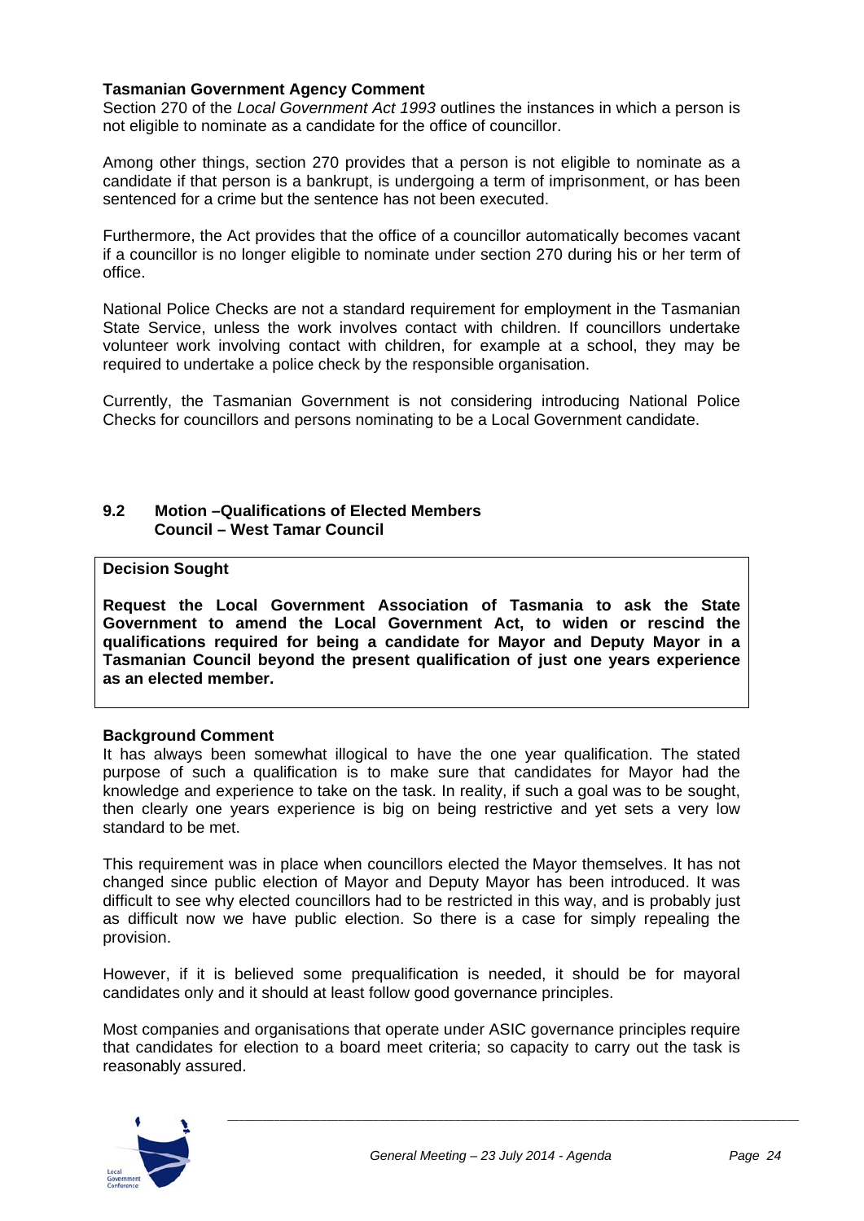**Tasmanian Government Agency Comment**

Section 270 of the *Local Government Act 1993* outlines the instances in which a person is not eligible to nominate as a candidate for the office of councillor.

Among other things, section 270 provides that a person is not eligible to nominate as a candidate if that person is a bankrupt, is undergoing a term of imprisonment, or has been sentenced for a crime but the sentence has not been executed.

Furthermore, the Act provides that the office of a councillor automatically becomes vacant if a councillor is no longer eligible to nominate under section 270 during his or her term of office.

National Police Checks are not a standard requirement for employment in the Tasmanian State Service, unless the work involves contact with children. If councillors undertake volunteer work involving contact with children, for example at a school, they may be required to undertake a police check by the responsible organisation.

Currently, the Tasmanian Government is not considering introducing National Police Checks for councillors and persons nominating to be a Local Government candidate.

## 9.2 Motion –Qualifications of Elected Members
**Council – West Tamar Council**

**Decision Sought**

**Request the Local Government Association of Tasmania to ask the State Government to amend the Local Government Act, to widen or rescind the qualifications required for being a candidate for Mayor and Deputy Mayor in a Tasmanian Council beyond the present qualification of just one years experience as an elected member.**

**Background Comment**

It has always been somewhat illogical to have the one year qualification. The stated purpose of such a qualification is to make sure that candidates for Mayor had the knowledge and experience to take on the task. In reality, if such a goal was to be sought, then clearly one years experience is big on being restrictive and yet sets a very low standard to be met.

This requirement was in place when councillors elected the Mayor themselves. It has not changed since public election of Mayor and Deputy Mayor has been introduced. It was difficult to see why elected councillors had to be restricted in this way, and is probably just as difficult now we have public election. So there is a case for simply repealing the provision.

However, if it is believed some prequalification is needed, it should be for mayoral candidates only and it should at least follow good governance principles.

Most companies and organisations that operate under ASIC governance principles require that candidates for election to a board meet criteria; so capacity to carry out the task is reasonably assured.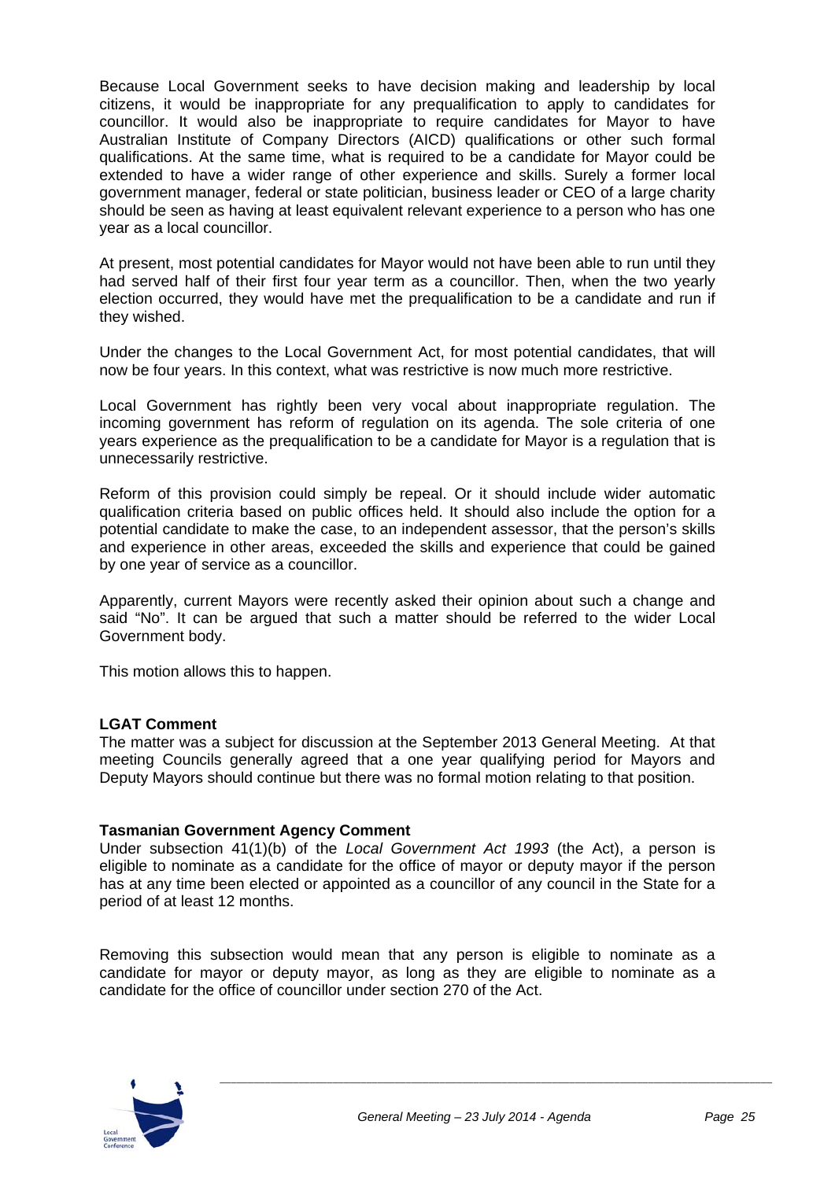Because Local Government seeks to have decision making and leadership by local citizens, it would be inappropriate for any prequalification to apply to candidates for councillor. It would also be inappropriate to require candidates for Mayor to have Australian Institute of Company Directors (AICD) qualifications or other such formal qualifications. At the same time, what is required to be a candidate for Mayor could be extended to have a wider range of other experience and skills. Surely a former local government manager, federal or state politician, business leader or CEO of a large charity should be seen as having at least equivalent relevant experience to a person who has one year as a local councillor.

At present, most potential candidates for Mayor would not have been able to run until they had served half of their first four year term as a councillor. Then, when the two yearly election occurred, they would have met the prequalification to be a candidate and run if they wished.

Under the changes to the Local Government Act, for most potential candidates, that will now be four years. In this context, what was restrictive is now much more restrictive.

Local Government has rightly been very vocal about inappropriate regulation. The incoming government has reform of regulation on its agenda. The sole criteria of one years experience as the prequalification to be a candidate for Mayor is a regulation that is unnecessarily restrictive.

Reform of this provision could simply be repeal. Or it should include wider automatic qualification criteria based on public offices held. It should also include the option for a potential candidate to make the case, to an independent assessor, that the person's skills and experience in other areas, exceeded the skills and experience that could be gained by one year of service as a councillor.

Apparently, current Mayors were recently asked their opinion about such a change and said "No". It can be argued that such a matter should be referred to the wider Local Government body.

This motion allows this to happen.

**LGAT Comment**

The matter was a subject for discussion at the September 2013 General Meeting. At that meeting Councils generally agreed that a one year qualifying period for Mayors and Deputy Mayors should continue but there was no formal motion relating to that position.

**Tasmanian Government Agency Comment**

Under subsection 41(1)(b) of the *Local Government Act 1993* (the Act), a person is eligible to nominate as a candidate for the office of mayor or deputy mayor if the person has at any time been elected or appointed as a councillor of any council in the State for a period of at least 12 months.

Removing this subsection would mean that any person is eligible to nominate as a candidate for mayor or deputy mayor, as long as they are eligible to nominate as a candidate for the office of councillor under section 270 of the Act.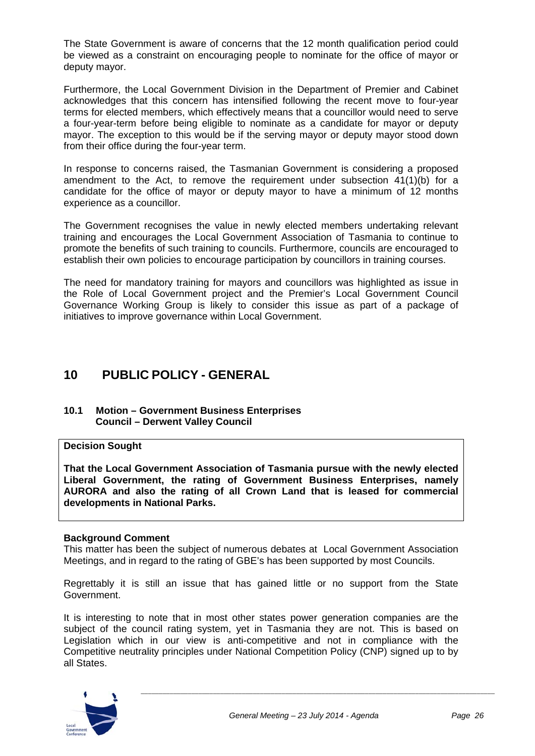The State Government is aware of concerns that the 12 month qualification period could be viewed as a constraint on encouraging people to nominate for the office of mayor or deputy mayor.

Furthermore, the Local Government Division in the Department of Premier and Cabinet acknowledges that this concern has intensified following the recent move to four-year terms for elected members, which effectively means that a councillor would need to serve a four-year-term before being eligible to nominate as a candidate for mayor or deputy mayor. The exception to this would be if the serving mayor or deputy mayor stood down from their office during the four-year term.

In response to concerns raised, the Tasmanian Government is considering a proposed amendment to the Act, to remove the requirement under subsection 41(1)(b) for a candidate for the office of mayor or deputy mayor to have a minimum of 12 months experience as a councillor.

The Government recognises the value in newly elected members undertaking relevant training and encourages the Local Government Association of Tasmania to continue to promote the benefits of such training to councils. Furthermore, councils are encouraged to establish their own policies to encourage participation by councillors in training courses.

The need for mandatory training for mayors and councillors was highlighted as issue in the Role of Local Government project and the Premier's Local Government Council Governance Working Group is likely to consider this issue as part of a package of initiatives to improve governance within Local Government.

# 10 PUBLIC POLICY - GENERAL

### 10.1 Motion – Government Business Enterprises Council – Derwent Valley Council

**Decision Sought**

**That the Local Government Association of Tasmania pursue with the newly elected Liberal Government, the rating of Government Business Enterprises, namely AURORA and also the rating of all Crown Land that is leased for commercial developments in National Parks.**

**Background Comment**

This matter has been the subject of numerous debates at Local Government Association Meetings, and in regard to the rating of GBE's has been supported by most Councils.

Regrettably it is still an issue that has gained little or no support from the State Government.

It is interesting to note that in most other states power generation companies are the subject of the council rating system, yet in Tasmania they are not. This is based on Legislation which in our view is anti-competitive and not in compliance with the Competitive neutrality principles under National Competition Policy (CNP) signed up to by all States.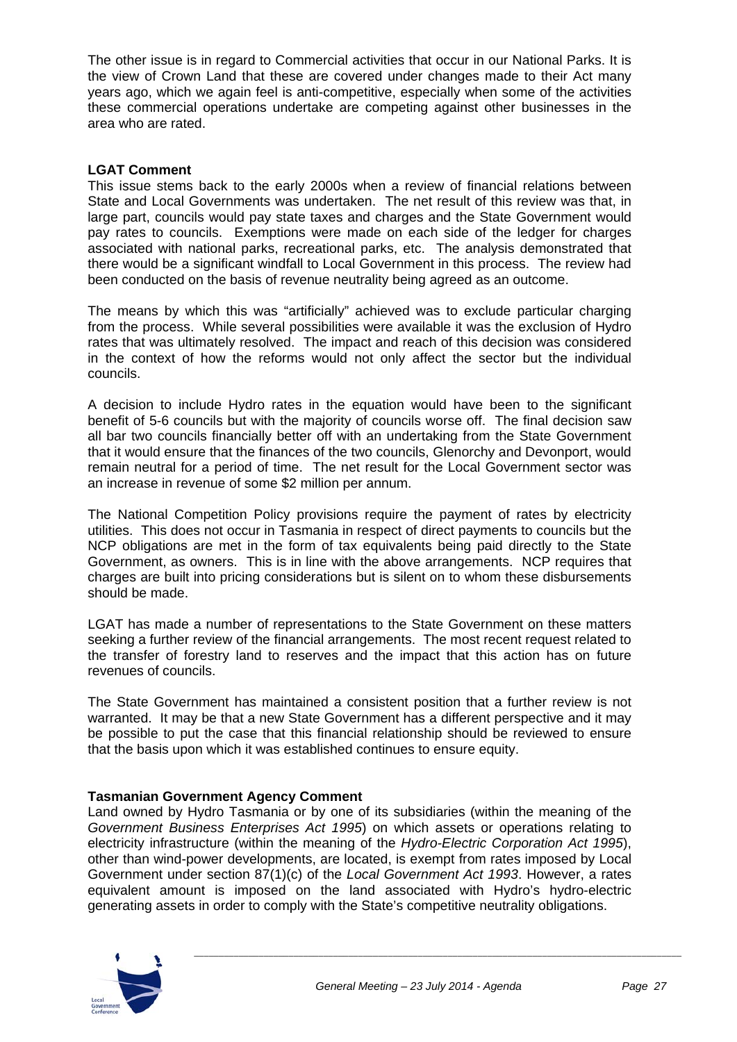The other issue is in regard to Commercial activities that occur in our National Parks. It is the view of Crown Land that these are covered under changes made to their Act many years ago, which we again feel is anti-competitive, especially when some of the activities these commercial operations undertake are competing against other businesses in the area who are rated.

**LGAT Comment**

This issue stems back to the early 2000s when a review of financial relations between State and Local Governments was undertaken. The net result of this review was that, in large part, councils would pay state taxes and charges and the State Government would pay rates to councils. Exemptions were made on each side of the ledger for charges associated with national parks, recreational parks, etc. The analysis demonstrated that there would be a significant windfall to Local Government in this process. The review had been conducted on the basis of revenue neutrality being agreed as an outcome.

The means by which this was "artificially" achieved was to exclude particular charging from the process. While several possibilities were available it was the exclusion of Hydro rates that was ultimately resolved. The impact and reach of this decision was considered in the context of how the reforms would not only affect the sector but the individual councils.

A decision to include Hydro rates in the equation would have been to the significant benefit of 5-6 councils but with the majority of councils worse off. The final decision saw all bar two councils financially better off with an undertaking from the State Government that it would ensure that the finances of the two councils, Glenorchy and Devonport, would remain neutral for a period of time. The net result for the Local Government sector was an increase in revenue of some $2 million per annum.

The National Competition Policy provisions require the payment of rates by electricity utilities. This does not occur in Tasmania in respect of direct payments to councils but the NCP obligations are met in the form of tax equivalents being paid directly to the State Government, as owners. This is in line with the above arrangements. NCP requires that charges are built into pricing considerations but is silent on to whom these disbursements should be made.

LGAT has made a number of representations to the State Government on these matters seeking a further review of the financial arrangements. The most recent request related to the transfer of forestry land to reserves and the impact that this action has on future revenues of councils.

The State Government has maintained a consistent position that a further review is not warranted. It may be that a new State Government has a different perspective and it may be possible to put the case that this financial relationship should be reviewed to ensure that the basis upon which it was established continues to ensure equity.

**Tasmanian Government Agency Comment**

Land owned by Hydro Tasmania or by one of its subsidiaries (within the meaning of the *Government Business Enterprises Act 1995*) on which assets or operations relating to electricity infrastructure (within the meaning of the *Hydro-Electric Corporation Act 1995*), other than wind-power developments, are located, is exempt from rates imposed by Local Government under section 87(1)(c) of the *Local Government Act 1993*. However, a rates equivalent amount is imposed on the land associated with Hydro's hydro-electric generating assets in order to comply with the State's competitive neutrality obligations.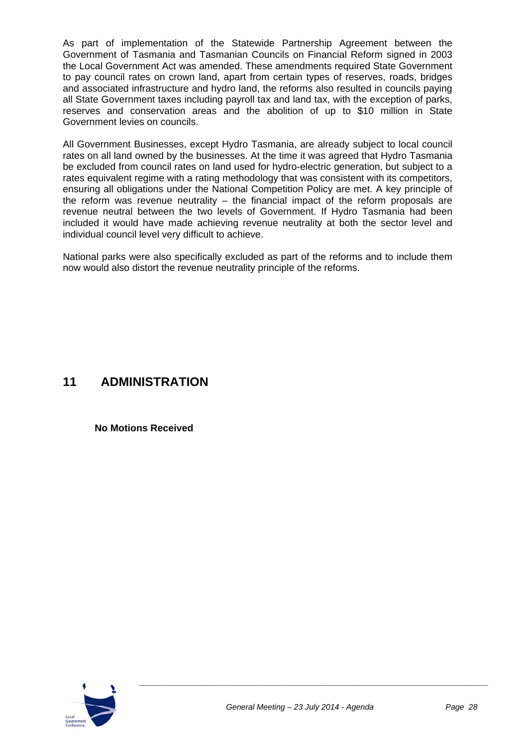As part of implementation of the Statewide Partnership Agreement between the Government of Tasmania and Tasmanian Councils on Financial Reform signed in 2003 the Local Government Act was amended. These amendments required State Government to pay council rates on crown land, apart from certain types of reserves, roads, bridges and associated infrastructure and hydro land, the reforms also resulted in councils paying all State Government taxes including payroll tax and land tax, with the exception of parks, reserves and conservation areas and the abolition of up to $10 million in State Government levies on councils.

All Government Businesses, except Hydro Tasmania, are already subject to local council rates on all land owned by the businesses. At the time it was agreed that Hydro Tasmania be excluded from council rates on land used for hydro-electric generation, but subject to a rates equivalent regime with a rating methodology that was consistent with its competitors, ensuring all obligations under the National Competition Policy are met. A key principle of the reform was revenue neutrality – the financial impact of the reform proposals are revenue neutral between the two levels of Government. If Hydro Tasmania had been included it would have made achieving revenue neutrality at both the sector level and individual council level very difficult to achieve.

National parks were also specifically excluded as part of the reforms and to include them now would also distort the revenue neutrality principle of the reforms.

# 11 ADMINISTRATION

**No Motions Received**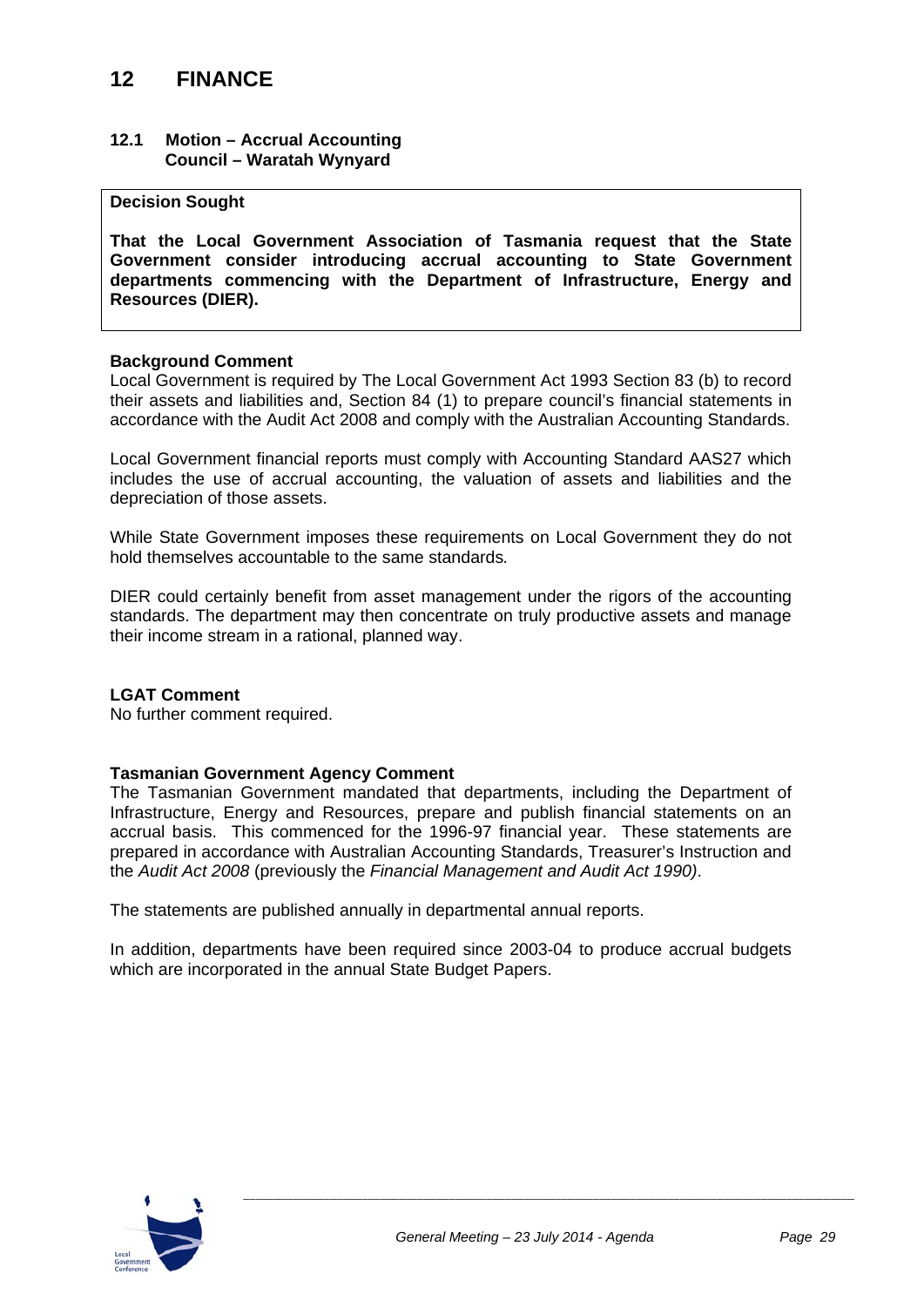# 12 FINANCE

## 12.1 Motion – Accrual Accounting Council – Waratah Wynyard

**Decision Sought**

**That the Local Government Association of Tasmania request that the State Government consider introducing accrual accounting to State Government departments commencing with the Department of Infrastructure, Energy and Resources (DIER).**

**Background Comment**

Local Government is required by The Local Government Act 1993 Section 83 (b) to record their assets and liabilities and, Section 84 (1) to prepare council's financial statements in accordance with the Audit Act 2008 and comply with the Australian Accounting Standards.

Local Government financial reports must comply with Accounting Standard AAS27 which includes the use of accrual accounting, the valuation of assets and liabilities and the depreciation of those assets.

While State Government imposes these requirements on Local Government they do not hold themselves accountable to the same standards.

DIER could certainly benefit from asset management under the rigors of the accounting standards. The department may then concentrate on truly productive assets and manage their income stream in a rational, planned way.

**LGAT Comment**

No further comment required.

**Tasmanian Government Agency Comment**

The Tasmanian Government mandated that departments, including the Department of Infrastructure, Energy and Resources, prepare and publish financial statements on an accrual basis. This commenced for the 1996-97 financial year. These statements are prepared in accordance with Australian Accounting Standards, Treasurer's Instruction and the *Audit Act 2008* (previously the *Financial Management and Audit Act 1990)*.

The statements are published annually in departmental annual reports.

In addition, departments have been required since 2003-04 to produce accrual budgets which are incorporated in the annual State Budget Papers.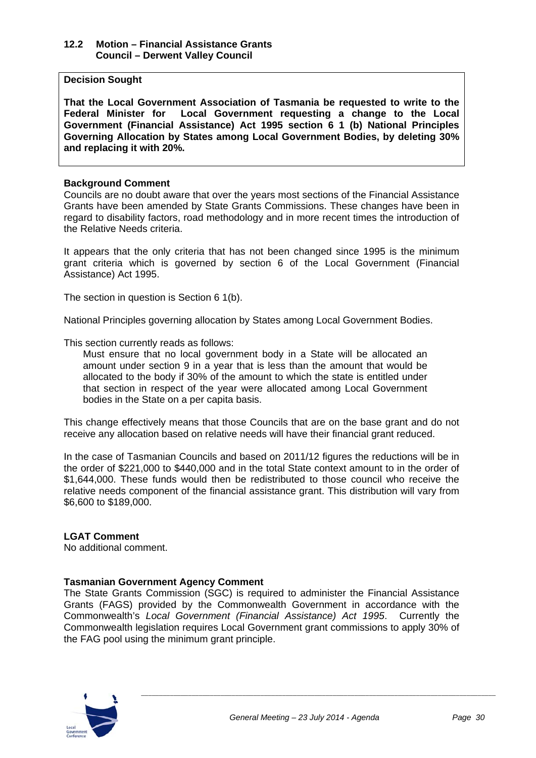## 12.2 Motion – Financial Assistance Grants
### Council – Derwent Valley Council

**Decision Sought**

**That the Local Government Association of Tasmania be requested to write to the Federal Minister for Local Government requesting a change to the Local Government (Financial Assistance) Act 1995 section 6 1 (b) National Principles Governing Allocation by States among Local Government Bodies, by deleting 30% and replacing it with 20%.**

**Background Comment**

Councils are no doubt aware that over the years most sections of the Financial Assistance Grants have been amended by State Grants Commissions. These changes have been in regard to disability factors, road methodology and in more recent times the introduction of the Relative Needs criteria.

It appears that the only criteria that has not been changed since 1995 is the minimum grant criteria which is governed by section 6 of the Local Government (Financial Assistance) Act 1995.

The section in question is Section 6 1(b).

National Principles governing allocation by States among Local Government Bodies.

This section currently reads as follows:

> Must ensure that no local government body in a State will be allocated an amount under section 9 in a year that is less than the amount that would be allocated to the body if 30% of the amount to which the state is entitled under that section in respect of the year were allocated among Local Government bodies in the State on a per capita basis.

This change effectively means that those Councils that are on the base grant and do not receive any allocation based on relative needs will have their financial grant reduced.

In the case of Tasmanian Councils and based on 2011/12 figures the reductions will be in the order of $221,000 to $440,000 and in the total State context amount to in the order of $1,644,000. These funds would then be redistributed to those council who receive the relative needs component of the financial assistance grant. This distribution will vary from $6,600 to $189,000.

**LGAT Comment**

No additional comment.

**Tasmanian Government Agency Comment**

The State Grants Commission (SGC) is required to administer the Financial Assistance Grants (FAGS) provided by the Commonwealth Government in accordance with the Commonwealth's *Local Government (Financial Assistance) Act 1995*. Currently the Commonwealth legislation requires Local Government grant commissions to apply 30% of the FAG pool using the minimum grant principle.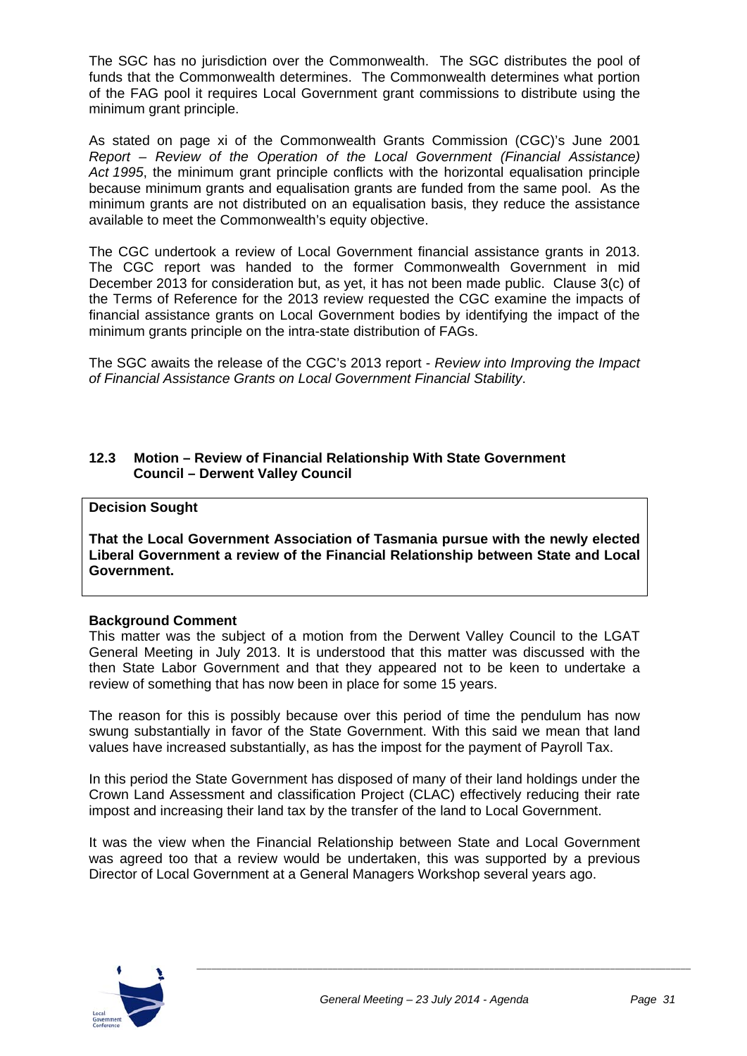The SGC has no jurisdiction over the Commonwealth. The SGC distributes the pool of funds that the Commonwealth determines. The Commonwealth determines what portion of the FAG pool it requires Local Government grant commissions to distribute using the minimum grant principle.

As stated on page xi of the Commonwealth Grants Commission (CGC)'s June 2001 *Report – Review of the Operation of the Local Government (Financial Assistance) Act 1995*, the minimum grant principle conflicts with the horizontal equalisation principle because minimum grants and equalisation grants are funded from the same pool. As the minimum grants are not distributed on an equalisation basis, they reduce the assistance available to meet the Commonwealth's equity objective.

The CGC undertook a review of Local Government financial assistance grants in 2013. The CGC report was handed to the former Commonwealth Government in mid December 2013 for consideration but, as yet, it has not been made public. Clause 3(c) of the Terms of Reference for the 2013 review requested the CGC examine the impacts of financial assistance grants on Local Government bodies by identifying the impact of the minimum grants principle on the intra-state distribution of FAGs.

The SGC awaits the release of the CGC's 2013 report - *Review into Improving the Impact of Financial Assistance Grants on Local Government Financial Stability*.

### 12.3 Motion – Review of Financial Relationship With State Government Council – Derwent Valley Council

**Decision Sought**

**That the Local Government Association of Tasmania pursue with the newly elected Liberal Government a review of the Financial Relationship between State and Local Government.**

**Background Comment**

This matter was the subject of a motion from the Derwent Valley Council to the LGAT General Meeting in July 2013. It is understood that this matter was discussed with the then State Labor Government and that they appeared not to be keen to undertake a review of something that has now been in place for some 15 years.

The reason for this is possibly because over this period of time the pendulum has now swung substantially in favor of the State Government. With this said we mean that land values have increased substantially, as has the impost for the payment of Payroll Tax.

In this period the State Government has disposed of many of their land holdings under the Crown Land Assessment and classification Project (CLAC) effectively reducing their rate impost and increasing their land tax by the transfer of the land to Local Government.

It was the view when the Financial Relationship between State and Local Government was agreed too that a review would be undertaken, this was supported by a previous Director of Local Government at a General Managers Workshop several years ago.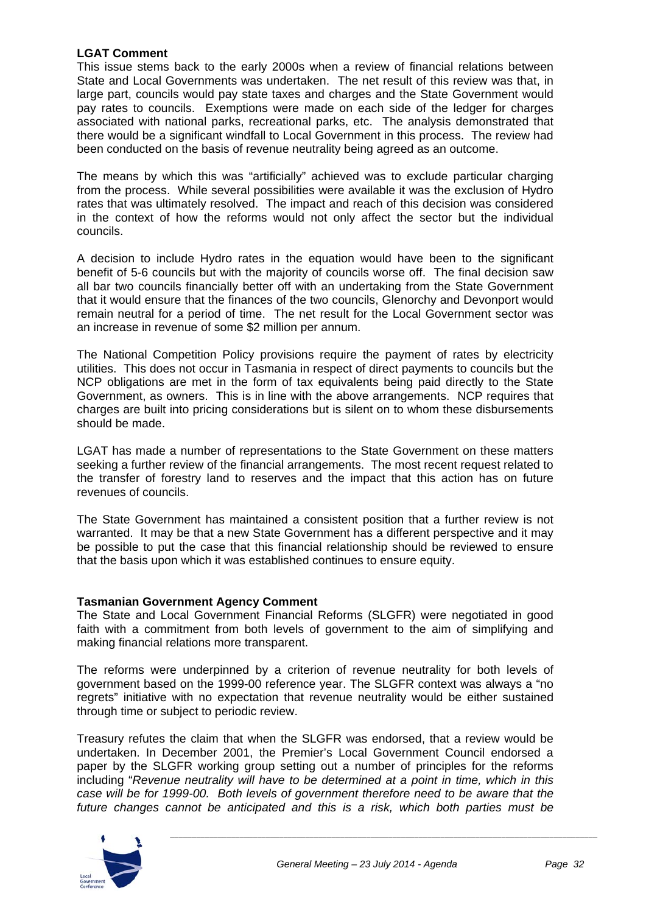**LGAT Comment**

This issue stems back to the early 2000s when a review of financial relations between State and Local Governments was undertaken. The net result of this review was that, in large part, councils would pay state taxes and charges and the State Government would pay rates to councils. Exemptions were made on each side of the ledger for charges associated with national parks, recreational parks, etc. The analysis demonstrated that there would be a significant windfall to Local Government in this process. The review had been conducted on the basis of revenue neutrality being agreed as an outcome.

The means by which this was "artificially" achieved was to exclude particular charging from the process. While several possibilities were available it was the exclusion of Hydro rates that was ultimately resolved. The impact and reach of this decision was considered in the context of how the reforms would not only affect the sector but the individual councils.

A decision to include Hydro rates in the equation would have been to the significant benefit of 5-6 councils but with the majority of councils worse off. The final decision saw all bar two councils financially better off with an undertaking from the State Government that it would ensure that the finances of the two councils, Glenorchy and Devonport would remain neutral for a period of time. The net result for the Local Government sector was an increase in revenue of some $2 million per annum.

The National Competition Policy provisions require the payment of rates by electricity utilities. This does not occur in Tasmania in respect of direct payments to councils but the NCP obligations are met in the form of tax equivalents being paid directly to the State Government, as owners. This is in line with the above arrangements. NCP requires that charges are built into pricing considerations but is silent on to whom these disbursements should be made.

LGAT has made a number of representations to the State Government on these matters seeking a further review of the financial arrangements. The most recent request related to the transfer of forestry land to reserves and the impact that this action has on future revenues of councils.

The State Government has maintained a consistent position that a further review is not warranted. It may be that a new State Government has a different perspective and it may be possible to put the case that this financial relationship should be reviewed to ensure that the basis upon which it was established continues to ensure equity.

**Tasmanian Government Agency Comment**

The State and Local Government Financial Reforms (SLGFR) were negotiated in good faith with a commitment from both levels of government to the aim of simplifying and making financial relations more transparent.

The reforms were underpinned by a criterion of revenue neutrality for both levels of government based on the 1999-00 reference year. The SLGFR context was always a "no regrets" initiative with no expectation that revenue neutrality would be either sustained through time or subject to periodic review.

Treasury refutes the claim that when the SLGFR was endorsed, that a review would be undertaken. In December 2001, the Premier's Local Government Council endorsed a paper by the SLGFR working group setting out a number of principles for the reforms including "*Revenue neutrality will have to be determined at a point in time, which in this case will be for 1999-00. Both levels of government therefore need to be aware that the future changes cannot be anticipated and this is a risk, which both parties must be*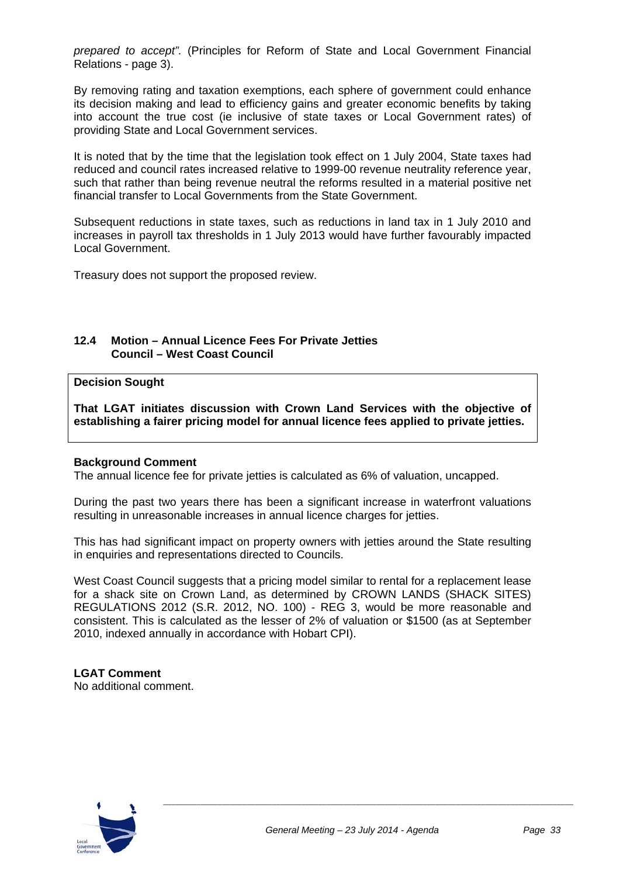*prepared to accept".* (Principles for Reform of State and Local Government Financial Relations - page 3).

By removing rating and taxation exemptions, each sphere of government could enhance its decision making and lead to efficiency gains and greater economic benefits by taking into account the true cost (ie inclusive of state taxes or Local Government rates) of providing State and Local Government services.

It is noted that by the time that the legislation took effect on 1 July 2004, State taxes had reduced and council rates increased relative to 1999-00 revenue neutrality reference year, such that rather than being revenue neutral the reforms resulted in a material positive net financial transfer to Local Governments from the State Government.

Subsequent reductions in state taxes, such as reductions in land tax in 1 July 2010 and increases in payroll tax thresholds in 1 July 2013 would have further favourably impacted Local Government.

Treasury does not support the proposed review.

## 12.4 Motion – Annual Licence Fees For Private Jetties
**Council – West Coast Council**

**Decision Sought**

**That LGAT initiates discussion with Crown Land Services with the objective of establishing a fairer pricing model for annual licence fees applied to private jetties.**

**Background Comment**
The annual licence fee for private jetties is calculated as 6% of valuation, uncapped.

During the past two years there has been a significant increase in waterfront valuations resulting in unreasonable increases in annual licence charges for jetties.

This has had significant impact on property owners with jetties around the State resulting in enquiries and representations directed to Councils.

West Coast Council suggests that a pricing model similar to rental for a replacement lease for a shack site on Crown Land, as determined by CROWN LANDS (SHACK SITES) REGULATIONS 2012 (S.R. 2012, NO. 100) - REG 3, would be more reasonable and consistent. This is calculated as the lesser of 2% of valuation or $1500 (as at September 2010, indexed annually in accordance with Hobart CPI).

**LGAT Comment**
No additional comment.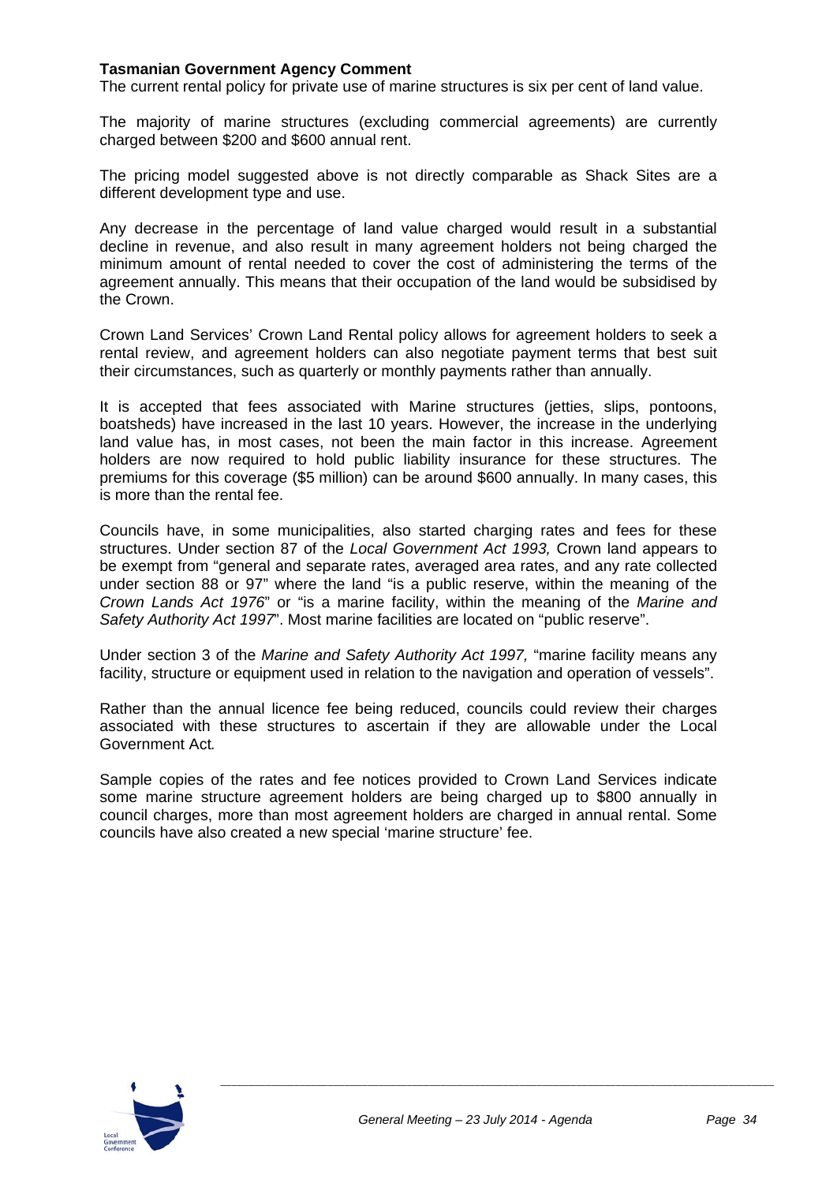**Tasmanian Government Agency Comment**

The current rental policy for private use of marine structures is six per cent of land value.

The majority of marine structures (excluding commercial agreements) are currently charged between $200 and $600 annual rent.

The pricing model suggested above is not directly comparable as Shack Sites are a different development type and use.

Any decrease in the percentage of land value charged would result in a substantial decline in revenue, and also result in many agreement holders not being charged the minimum amount of rental needed to cover the cost of administering the terms of the agreement annually. This means that their occupation of the land would be subsidised by the Crown.

Crown Land Services' Crown Land Rental policy allows for agreement holders to seek a rental review, and agreement holders can also negotiate payment terms that best suit their circumstances, such as quarterly or monthly payments rather than annually.

It is accepted that fees associated with Marine structures (jetties, slips, pontoons, boatsheds) have increased in the last 10 years. However, the increase in the underlying land value has, in most cases, not been the main factor in this increase. Agreement holders are now required to hold public liability insurance for these structures. The premiums for this coverage ($5 million) can be around $600 annually. In many cases, this is more than the rental fee.

Councils have, in some municipalities, also started charging rates and fees for these structures. Under section 87 of the *Local Government Act 1993,* Crown land appears to be exempt from "general and separate rates, averaged area rates, and any rate collected under section 88 or 97" where the land "is a public reserve, within the meaning of the *Crown Lands Act 1976*" or "is a marine facility, within the meaning of the *Marine and Safety Authority Act 1997*". Most marine facilities are located on "public reserve".

Under section 3 of the *Marine and Safety Authority Act 1997,* "marine facility means any facility, structure or equipment used in relation to the navigation and operation of vessels".

Rather than the annual licence fee being reduced, councils could review their charges associated with these structures to ascertain if they are allowable under the Local Government Act*.*

Sample copies of the rates and fee notices provided to Crown Land Services indicate some marine structure agreement holders are being charged up to $800 annually in council charges, more than most agreement holders are charged in annual rental. Some councils have also created a new special 'marine structure' fee.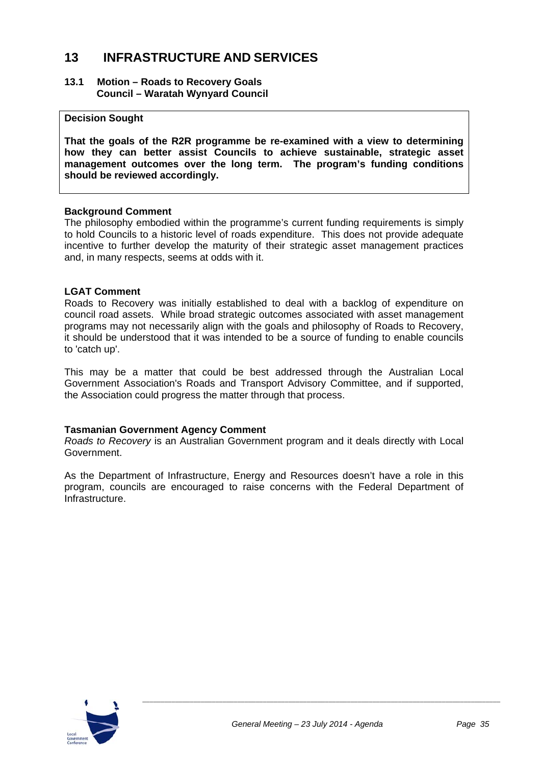# 13 INFRASTRUCTURE AND SERVICES

## 13.1 Motion – Roads to Recovery Goals
**Council – Waratah Wynyard Council**

**Decision Sought**

**That the goals of the R2R programme be re-examined with a view to determining how they can better assist Councils to achieve sustainable, strategic asset management outcomes over the long term. The program's funding conditions should be reviewed accordingly.**

**Background Comment**

The philosophy embodied within the programme's current funding requirements is simply to hold Councils to a historic level of roads expenditure. This does not provide adequate incentive to further develop the maturity of their strategic asset management practices and, in many respects, seems at odds with it.

**LGAT Comment**

Roads to Recovery was initially established to deal with a backlog of expenditure on council road assets. While broad strategic outcomes associated with asset management programs may not necessarily align with the goals and philosophy of Roads to Recovery, it should be understood that it was intended to be a source of funding to enable councils to 'catch up'.

This may be a matter that could be best addressed through the Australian Local Government Association's Roads and Transport Advisory Committee, and if supported, the Association could progress the matter through that process.

**Tasmanian Government Agency Comment**

*Roads to Recovery* is an Australian Government program and it deals directly with Local Government.

As the Department of Infrastructure, Energy and Resources doesn't have a role in this program, councils are encouraged to raise concerns with the Federal Department of Infrastructure.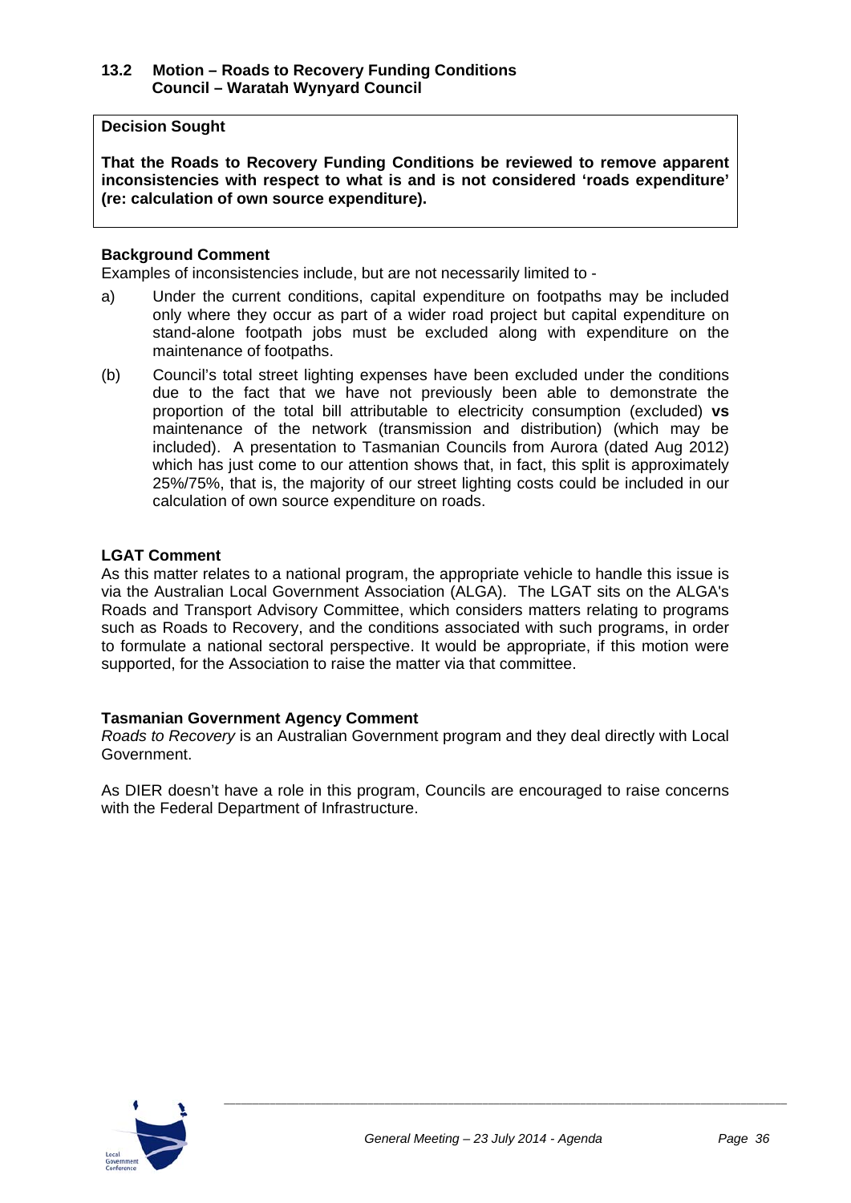## 13.2 Motion – Roads to Recovery Funding Conditions
**Council – Waratah Wynyard Council**

**Decision Sought**

**That the Roads to Recovery Funding Conditions be reviewed to remove apparent inconsistencies with respect to what is and is not considered 'roads expenditure' (re: calculation of own source expenditure).**

### Background Comment

Examples of inconsistencies include, but are not necessarily limited to -

a) Under the current conditions, capital expenditure on footpaths may be included only where they occur as part of a wider road project but capital expenditure on stand-alone footpath jobs must be excluded along with expenditure on the maintenance of footpaths.

(b) Council's total street lighting expenses have been excluded under the conditions due to the fact that we have not previously been able to demonstrate the proportion of the total bill attributable to electricity consumption (excluded) **vs** maintenance of the network (transmission and distribution) (which may be included). A presentation to Tasmanian Councils from Aurora (dated Aug 2012) which has just come to our attention shows that, in fact, this split is approximately 25%/75%, that is, the majority of our street lighting costs could be included in our calculation of own source expenditure on roads.

### LGAT Comment

As this matter relates to a national program, the appropriate vehicle to handle this issue is via the Australian Local Government Association (ALGA). The LGAT sits on the ALGA's Roads and Transport Advisory Committee, which considers matters relating to programs such as Roads to Recovery, and the conditions associated with such programs, in order to formulate a national sectoral perspective. It would be appropriate, if this motion were supported, for the Association to raise the matter via that committee.

### Tasmanian Government Agency Comment

*Roads to Recovery* is an Australian Government program and they deal directly with Local Government.

As DIER doesn't have a role in this program, Councils are encouraged to raise concerns with the Federal Department of Infrastructure.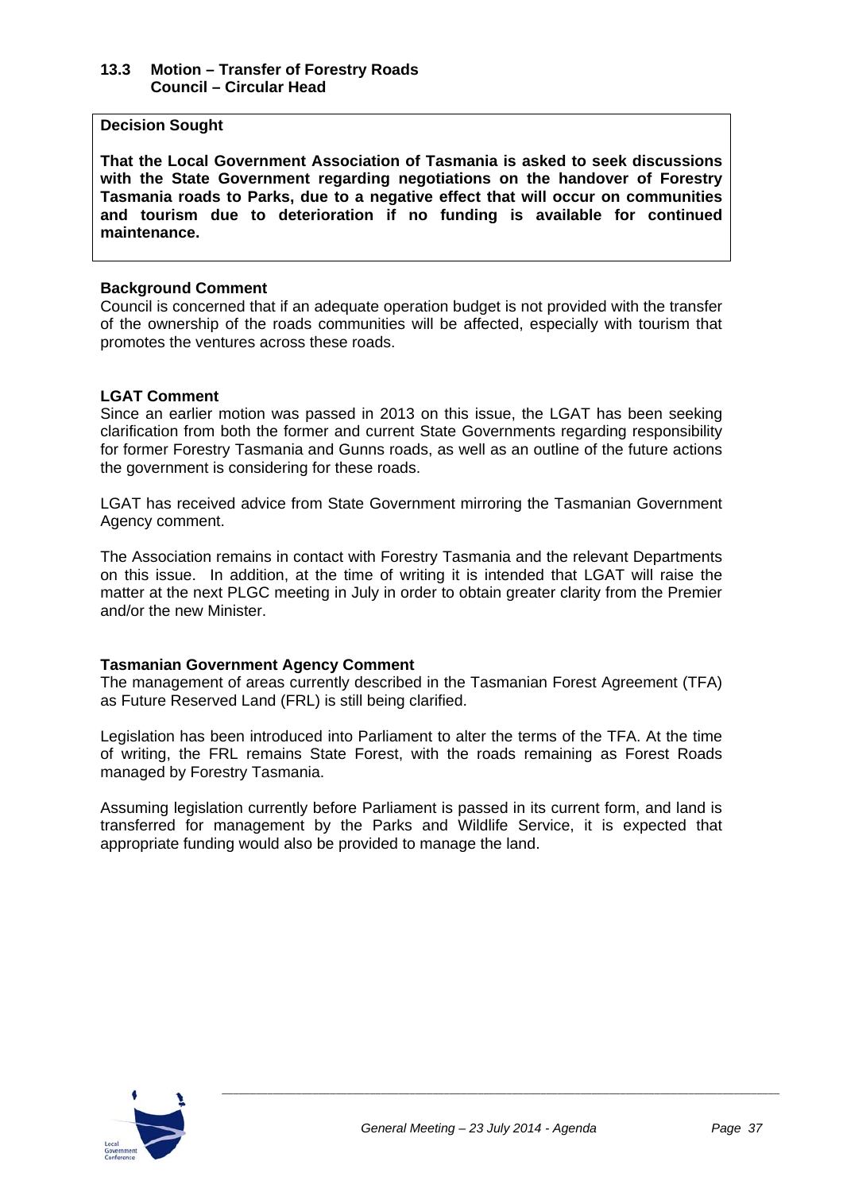### 13.3 Motion – Transfer of Forestry Roads
**Council – Circular Head**

**Decision Sought**

**That the Local Government Association of Tasmania is asked to seek discussions with the State Government regarding negotiations on the handover of Forestry Tasmania roads to Parks, due to a negative effect that will occur on communities and tourism due to deterioration if no funding is available for continued maintenance.**

**Background Comment**

Council is concerned that if an adequate operation budget is not provided with the transfer of the ownership of the roads communities will be affected, especially with tourism that promotes the ventures across these roads.

**LGAT Comment**

Since an earlier motion was passed in 2013 on this issue, the LGAT has been seeking clarification from both the former and current State Governments regarding responsibility for former Forestry Tasmania and Gunns roads, as well as an outline of the future actions the government is considering for these roads.

LGAT has received advice from State Government mirroring the Tasmanian Government Agency comment.

The Association remains in contact with Forestry Tasmania and the relevant Departments on this issue. In addition, at the time of writing it is intended that LGAT will raise the matter at the next PLGC meeting in July in order to obtain greater clarity from the Premier and/or the new Minister.

**Tasmanian Government Agency Comment**

The management of areas currently described in the Tasmanian Forest Agreement (TFA) as Future Reserved Land (FRL) is still being clarified.

Legislation has been introduced into Parliament to alter the terms of the TFA. At the time of writing, the FRL remains State Forest, with the roads remaining as Forest Roads managed by Forestry Tasmania.

Assuming legislation currently before Parliament is passed in its current form, and land is transferred for management by the Parks and Wildlife Service, it is expected that appropriate funding would also be provided to manage the land.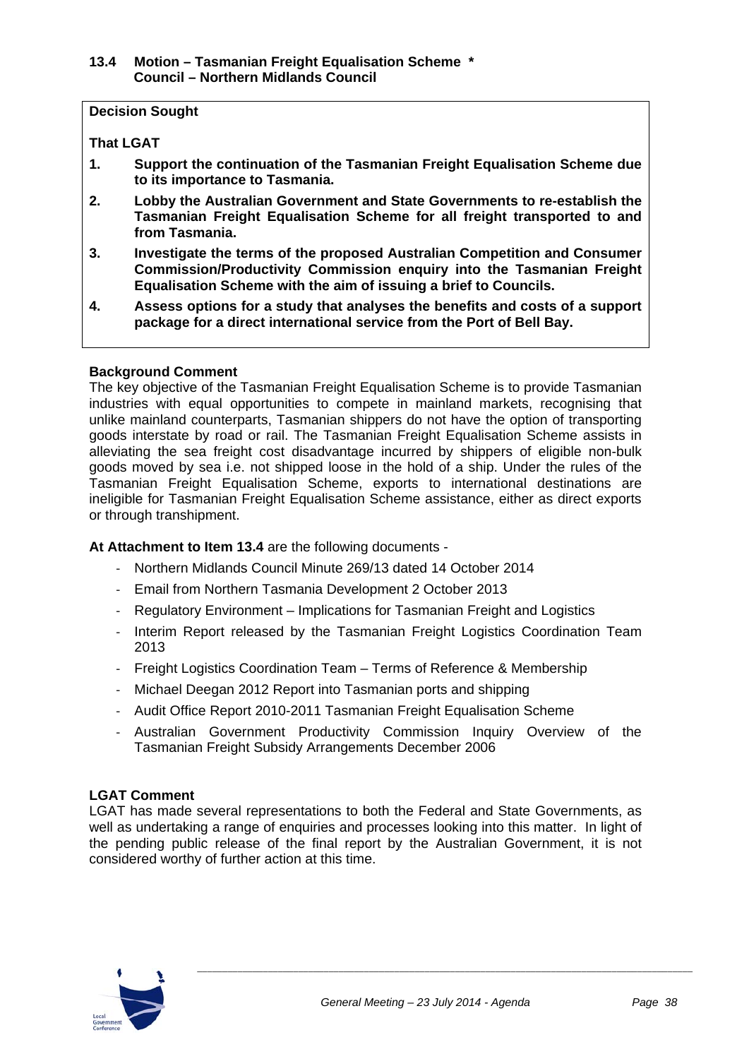### 13.4 Motion – Tasmanian Freight Equalisation Scheme *
**Council – Northern Midlands Council**

**Decision Sought**

**That LGAT**

1. **Support the continuation of the Tasmanian Freight Equalisation Scheme due to its importance to Tasmania.**
2. **Lobby the Australian Government and State Governments to re-establish the Tasmanian Freight Equalisation Scheme for all freight transported to and from Tasmania.**
3. **Investigate the terms of the proposed Australian Competition and Consumer Commission/Productivity Commission enquiry into the Tasmanian Freight Equalisation Scheme with the aim of issuing a brief to Councils.**
4. **Assess options for a study that analyses the benefits and costs of a support package for a direct international service from the Port of Bell Bay.**

**Background Comment**

The key objective of the Tasmanian Freight Equalisation Scheme is to provide Tasmanian industries with equal opportunities to compete in mainland markets, recognising that unlike mainland counterparts, Tasmanian shippers do not have the option of transporting goods interstate by road or rail. The Tasmanian Freight Equalisation Scheme assists in alleviating the sea freight cost disadvantage incurred by shippers of eligible non-bulk goods moved by sea i.e. not shipped loose in the hold of a ship. Under the rules of the Tasmanian Freight Equalisation Scheme, exports to international destinations are ineligible for Tasmanian Freight Equalisation Scheme assistance, either as direct exports or through transhipment.

**At Attachment to Item 13.4** are the following documents -

- Northern Midlands Council Minute 269/13 dated 14 October 2014
- Email from Northern Tasmania Development 2 October 2013
- Regulatory Environment – Implications for Tasmanian Freight and Logistics
- Interim Report released by the Tasmanian Freight Logistics Coordination Team 2013
- Freight Logistics Coordination Team – Terms of Reference & Membership
- Michael Deegan 2012 Report into Tasmanian ports and shipping
- Audit Office Report 2010-2011 Tasmanian Freight Equalisation Scheme
- Australian Government Productivity Commission Inquiry Overview of the Tasmanian Freight Subsidy Arrangements December 2006

**LGAT Comment**

LGAT has made several representations to both the Federal and State Governments, as well as undertaking a range of enquiries and processes looking into this matter. In light of the pending public release of the final report by the Australian Government, it is not considered worthy of further action at this time.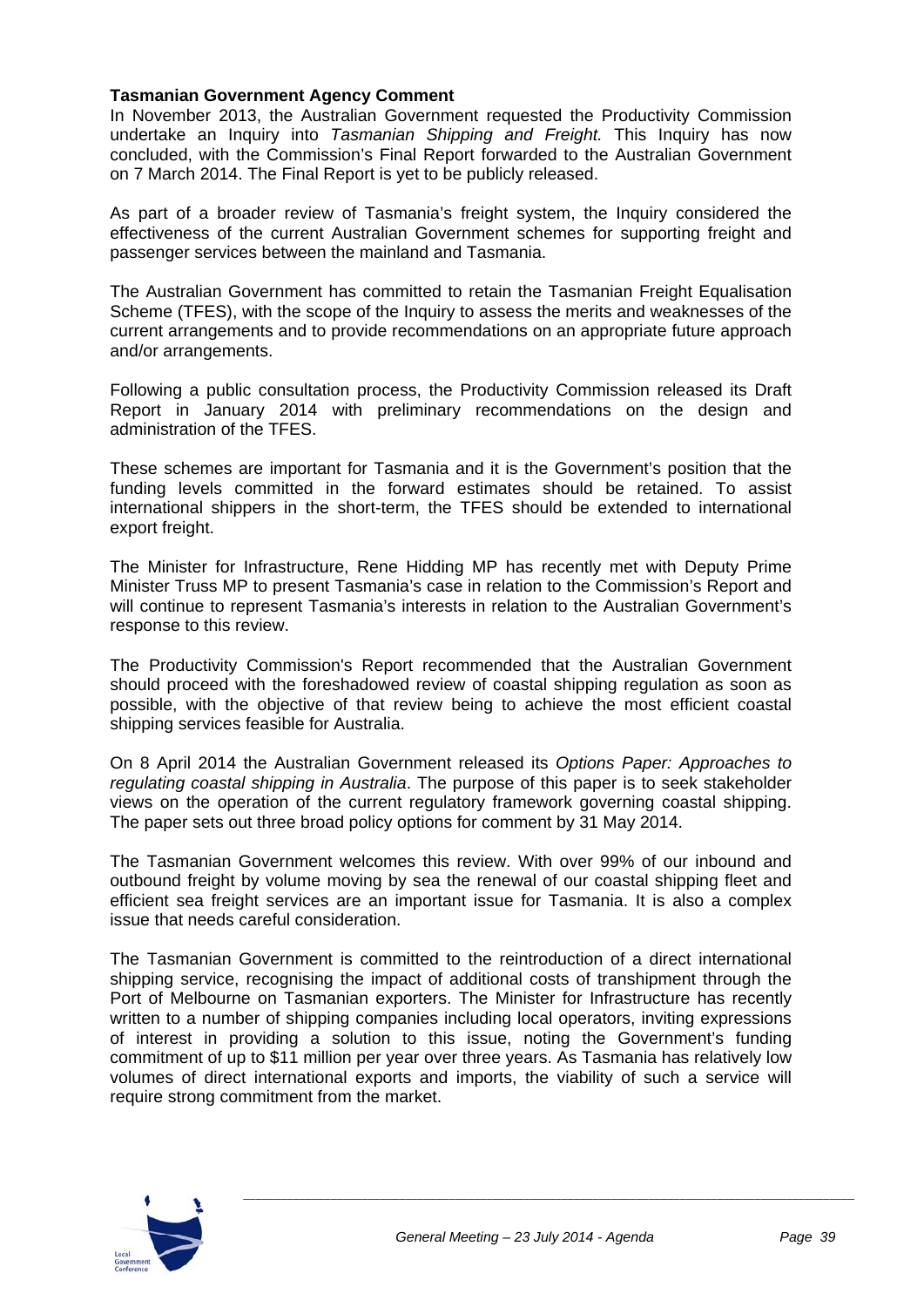**Tasmanian Government Agency Comment**

In November 2013, the Australian Government requested the Productivity Commission undertake an Inquiry into *Tasmanian Shipping and Freight.* This Inquiry has now concluded, with the Commission's Final Report forwarded to the Australian Government on 7 March 2014. The Final Report is yet to be publicly released.

As part of a broader review of Tasmania's freight system, the Inquiry considered the effectiveness of the current Australian Government schemes for supporting freight and passenger services between the mainland and Tasmania.

The Australian Government has committed to retain the Tasmanian Freight Equalisation Scheme (TFES), with the scope of the Inquiry to assess the merits and weaknesses of the current arrangements and to provide recommendations on an appropriate future approach and/or arrangements.

Following a public consultation process, the Productivity Commission released its Draft Report in January 2014 with preliminary recommendations on the design and administration of the TFES.

These schemes are important for Tasmania and it is the Government's position that the funding levels committed in the forward estimates should be retained. To assist international shippers in the short-term, the TFES should be extended to international export freight.

The Minister for Infrastructure, Rene Hidding MP has recently met with Deputy Prime Minister Truss MP to present Tasmania's case in relation to the Commission's Report and will continue to represent Tasmania's interests in relation to the Australian Government's response to this review.

The Productivity Commission's Report recommended that the Australian Government should proceed with the foreshadowed review of coastal shipping regulation as soon as possible, with the objective of that review being to achieve the most efficient coastal shipping services feasible for Australia.

On 8 April 2014 the Australian Government released its *Options Paper: Approaches to regulating coastal shipping in Australia*. The purpose of this paper is to seek stakeholder views on the operation of the current regulatory framework governing coastal shipping. The paper sets out three broad policy options for comment by 31 May 2014.

The Tasmanian Government welcomes this review. With over 99% of our inbound and outbound freight by volume moving by sea the renewal of our coastal shipping fleet and efficient sea freight services are an important issue for Tasmania. It is also a complex issue that needs careful consideration.

The Tasmanian Government is committed to the reintroduction of a direct international shipping service, recognising the impact of additional costs of transhipment through the Port of Melbourne on Tasmanian exporters. The Minister for Infrastructure has recently written to a number of shipping companies including local operators, inviting expressions of interest in providing a solution to this issue, noting the Government's funding commitment of up to $11 million per year over three years. As Tasmania has relatively low volumes of direct international exports and imports, the viability of such a service will require strong commitment from the market.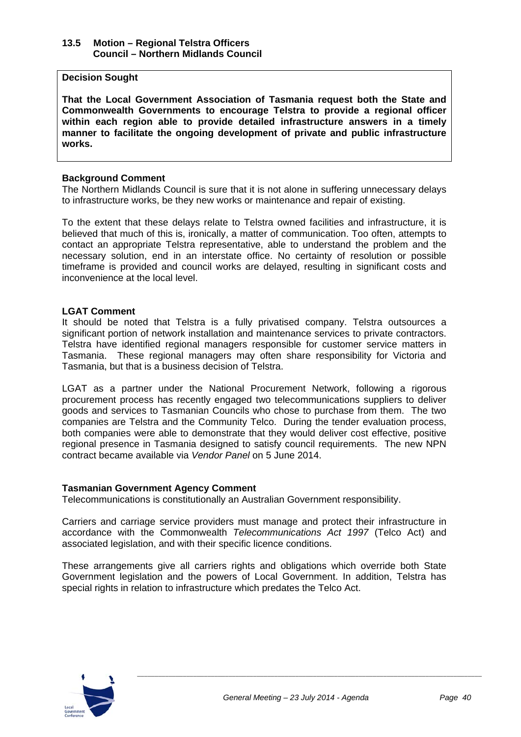### 13.5 Motion – Regional Telstra Officers
### Council – Northern Midlands Council

**Decision Sought**

**That the Local Government Association of Tasmania request both the State and Commonwealth Governments to encourage Telstra to provide a regional officer within each region able to provide detailed infrastructure answers in a timely manner to facilitate the ongoing development of private and public infrastructure works.**

**Background Comment**

The Northern Midlands Council is sure that it is not alone in suffering unnecessary delays to infrastructure works, be they new works or maintenance and repair of existing.

To the extent that these delays relate to Telstra owned facilities and infrastructure, it is believed that much of this is, ironically, a matter of communication. Too often, attempts to contact an appropriate Telstra representative, able to understand the problem and the necessary solution, end in an interstate office. No certainty of resolution or possible timeframe is provided and council works are delayed, resulting in significant costs and inconvenience at the local level.

**LGAT Comment**

It should be noted that Telstra is a fully privatised company. Telstra outsources a significant portion of network installation and maintenance services to private contractors. Telstra have identified regional managers responsible for customer service matters in Tasmania. These regional managers may often share responsibility for Victoria and Tasmania, but that is a business decision of Telstra.

LGAT as a partner under the National Procurement Network, following a rigorous procurement process has recently engaged two telecommunications suppliers to deliver goods and services to Tasmanian Councils who chose to purchase from them. The two companies are Telstra and the Community Telco. During the tender evaluation process, both companies were able to demonstrate that they would deliver cost effective, positive regional presence in Tasmania designed to satisfy council requirements. The new NPN contract became available via *Vendor Panel* on 5 June 2014.

**Tasmanian Government Agency Comment**

Telecommunications is constitutionally an Australian Government responsibility.

Carriers and carriage service providers must manage and protect their infrastructure in accordance with the Commonwealth *Telecommunications Act 1997* (Telco Act) and associated legislation, and with their specific licence conditions.

These arrangements give all carriers rights and obligations which override both State Government legislation and the powers of Local Government. In addition, Telstra has special rights in relation to infrastructure which predates the Telco Act.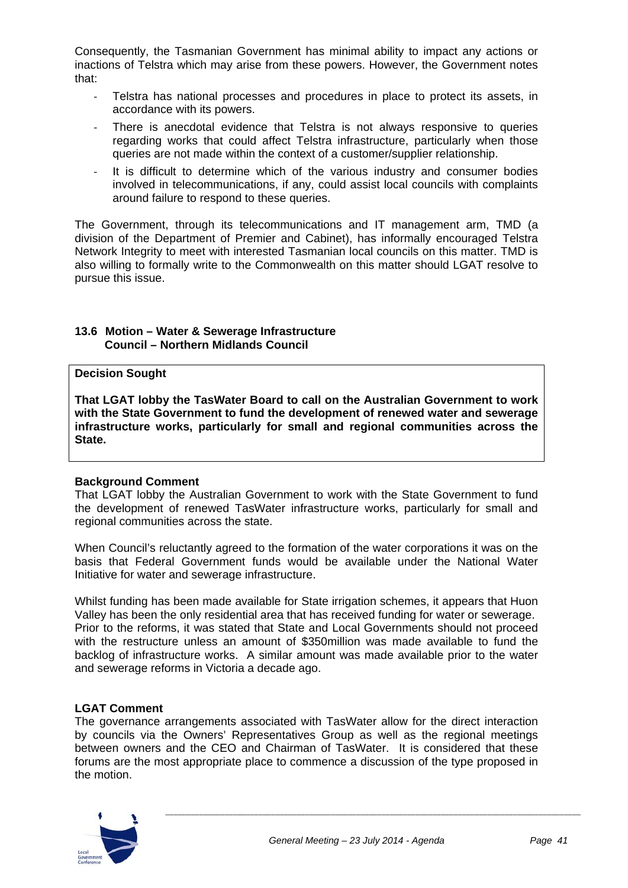Consequently, the Tasmanian Government has minimal ability to impact any actions or inactions of Telstra which may arise from these powers. However, the Government notes that:

- Telstra has national processes and procedures in place to protect its assets, in accordance with its powers.
- There is anecdotal evidence that Telstra is not always responsive to queries regarding works that could affect Telstra infrastructure, particularly when those queries are not made within the context of a customer/supplier relationship.
- It is difficult to determine which of the various industry and consumer bodies involved in telecommunications, if any, could assist local councils with complaints around failure to respond to these queries.

The Government, through its telecommunications and IT management arm, TMD (a division of the Department of Premier and Cabinet), has informally encouraged Telstra Network Integrity to meet with interested Tasmanian local councils on this matter. TMD is also willing to formally write to the Commonwealth on this matter should LGAT resolve to pursue this issue.

### 13.6 Motion – Water & Sewerage Infrastructure
**Council – Northern Midlands Council**

**Decision Sought**

**That LGAT lobby the TasWater Board to call on the Australian Government to work with the State Government to fund the development of renewed water and sewerage infrastructure works, particularly for small and regional communities across the State.**

**Background Comment**

That LGAT lobby the Australian Government to work with the State Government to fund the development of renewed TasWater infrastructure works, particularly for small and regional communities across the state.

When Council's reluctantly agreed to the formation of the water corporations it was on the basis that Federal Government funds would be available under the National Water Initiative for water and sewerage infrastructure.

Whilst funding has been made available for State irrigation schemes, it appears that Huon Valley has been the only residential area that has received funding for water or sewerage. Prior to the reforms, it was stated that State and Local Governments should not proceed with the restructure unless an amount of $350million was made available to fund the backlog of infrastructure works. A similar amount was made available prior to the water and sewerage reforms in Victoria a decade ago.

**LGAT Comment**

The governance arrangements associated with TasWater allow for the direct interaction by councils via the Owners' Representatives Group as well as the regional meetings between owners and the CEO and Chairman of TasWater. It is considered that these forums are the most appropriate place to commence a discussion of the type proposed in the motion.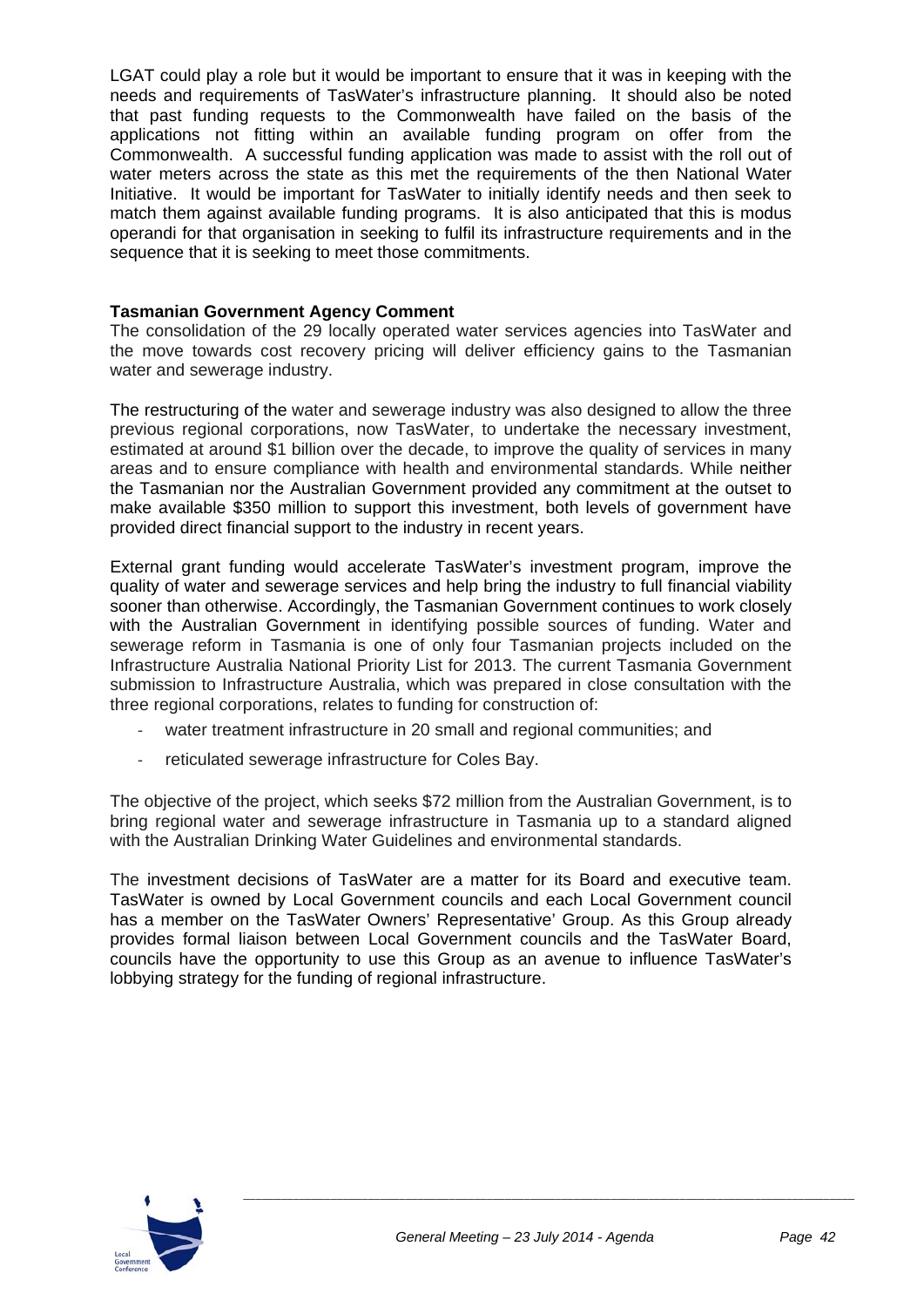LGAT could play a role but it would be important to ensure that it was in keeping with the needs and requirements of TasWater's infrastructure planning. It should also be noted that past funding requests to the Commonwealth have failed on the basis of the applications not fitting within an available funding program on offer from the Commonwealth. A successful funding application was made to assist with the roll out of water meters across the state as this met the requirements of the then National Water Initiative. It would be important for TasWater to initially identify needs and then seek to match them against available funding programs. It is also anticipated that this is modus operandi for that organisation in seeking to fulfil its infrastructure requirements and in the sequence that it is seeking to meet those commitments.

**Tasmanian Government Agency Comment**

The consolidation of the 29 locally operated water services agencies into TasWater and the move towards cost recovery pricing will deliver efficiency gains to the Tasmanian water and sewerage industry.

The restructuring of the water and sewerage industry was also designed to allow the three previous regional corporations, now TasWater, to undertake the necessary investment, estimated at around $1 billion over the decade, to improve the quality of services in many areas and to ensure compliance with health and environmental standards. While neither the Tasmanian nor the Australian Government provided any commitment at the outset to make available $350 million to support this investment, both levels of government have provided direct financial support to the industry in recent years.

External grant funding would accelerate TasWater's investment program, improve the quality of water and sewerage services and help bring the industry to full financial viability sooner than otherwise. Accordingly, the Tasmanian Government continues to work closely with the Australian Government in identifying possible sources of funding. Water and sewerage reform in Tasmania is one of only four Tasmanian projects included on the Infrastructure Australia National Priority List for 2013. The current Tasmania Government submission to Infrastructure Australia, which was prepared in close consultation with the three regional corporations, relates to funding for construction of:

- water treatment infrastructure in 20 small and regional communities; and
- reticulated sewerage infrastructure for Coles Bay.

The objective of the project, which seeks $72 million from the Australian Government, is to bring regional water and sewerage infrastructure in Tasmania up to a standard aligned with the Australian Drinking Water Guidelines and environmental standards.

The investment decisions of TasWater are a matter for its Board and executive team. TasWater is owned by Local Government councils and each Local Government council has a member on the TasWater Owners' Representative' Group. As this Group already provides formal liaison between Local Government councils and the TasWater Board, councils have the opportunity to use this Group as an avenue to influence TasWater's lobbying strategy for the funding of regional infrastructure.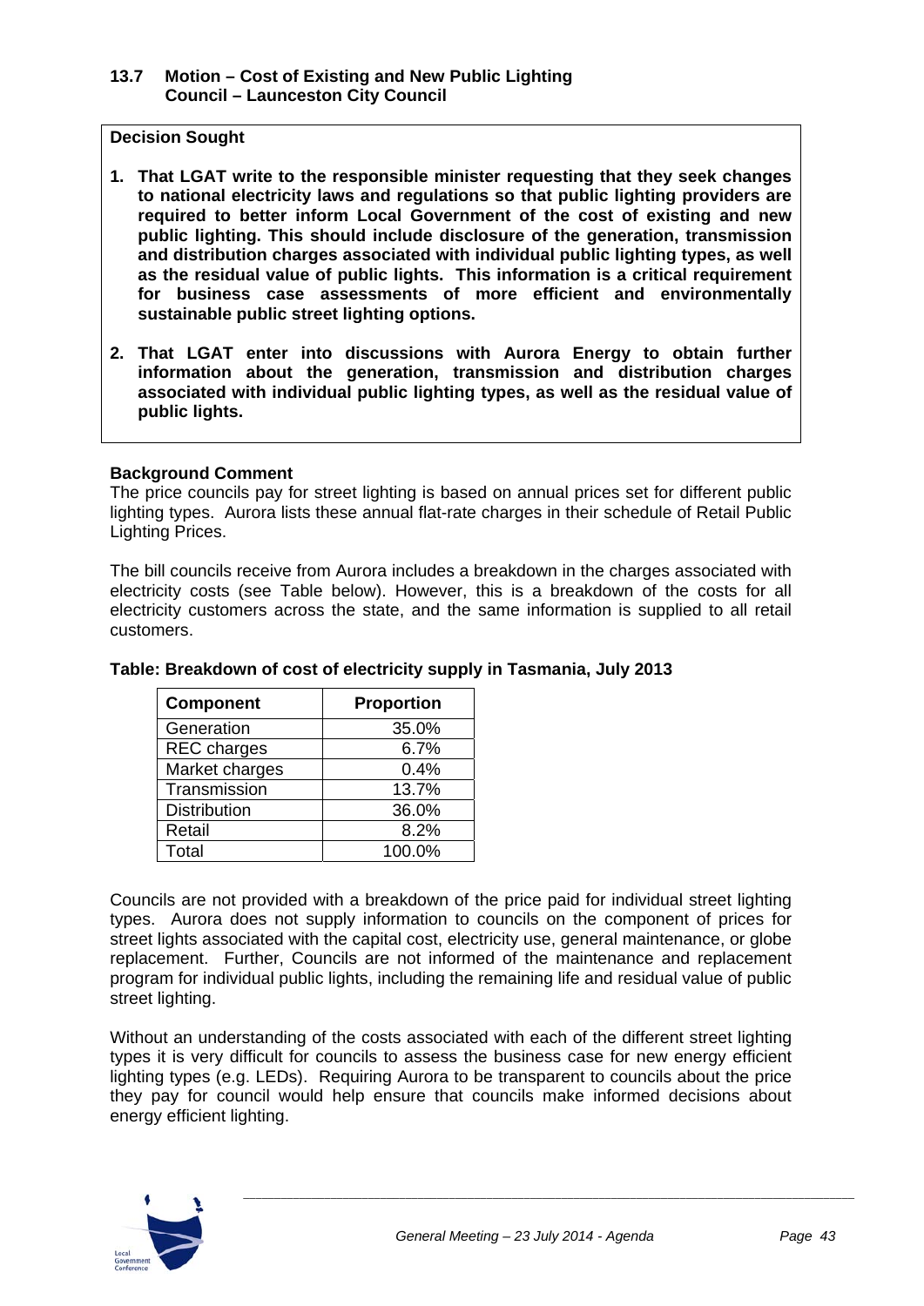## 13.7 Motion – Cost of Existing and New Public Lighting
**Council – Launceston City Council**

**Decision Sought**

1. **That LGAT write to the responsible minister requesting that they seek changes to national electricity laws and regulations so that public lighting providers are required to better inform Local Government of the cost of existing and new public lighting. This should include disclosure of the generation, transmission and distribution charges associated with individual public lighting types, as well as the residual value of public lights. This information is a critical requirement for business case assessments of more efficient and environmentally sustainable public street lighting options.**

2. **That LGAT enter into discussions with Aurora Energy to obtain further information about the generation, transmission and distribution charges associated with individual public lighting types, as well as the residual value of public lights.**

**Background Comment**

The price councils pay for street lighting is based on annual prices set for different public lighting types. Aurora lists these annual flat-rate charges in their schedule of Retail Public Lighting Prices.

The bill councils receive from Aurora includes a breakdown in the charges associated with electricity costs (see Table below). However, this is a breakdown of the costs for all electricity customers across the state, and the same information is supplied to all retail customers.

**Table: Breakdown of cost of electricity supply in Tasmania, July 2013**

| Component | Proportion |
|---|---|
| Generation | 35.0% |
| REC charges | 6.7% |
| Market charges | 0.4% |
| Transmission | 13.7% |
| Distribution | 36.0% |
| Retail | 8.2% |
| Total | 100.0% |

Councils are not provided with a breakdown of the price paid for individual street lighting types. Aurora does not supply information to councils on the component of prices for street lights associated with the capital cost, electricity use, general maintenance, or globe replacement. Further, Councils are not informed of the maintenance and replacement program for individual public lights, including the remaining life and residual value of public street lighting.

Without an understanding of the costs associated with each of the different street lighting types it is very difficult for councils to assess the business case for new energy efficient lighting types (e.g. LEDs). Requiring Aurora to be transparent to councils about the price they pay for council would help ensure that councils make informed decisions about energy efficient lighting.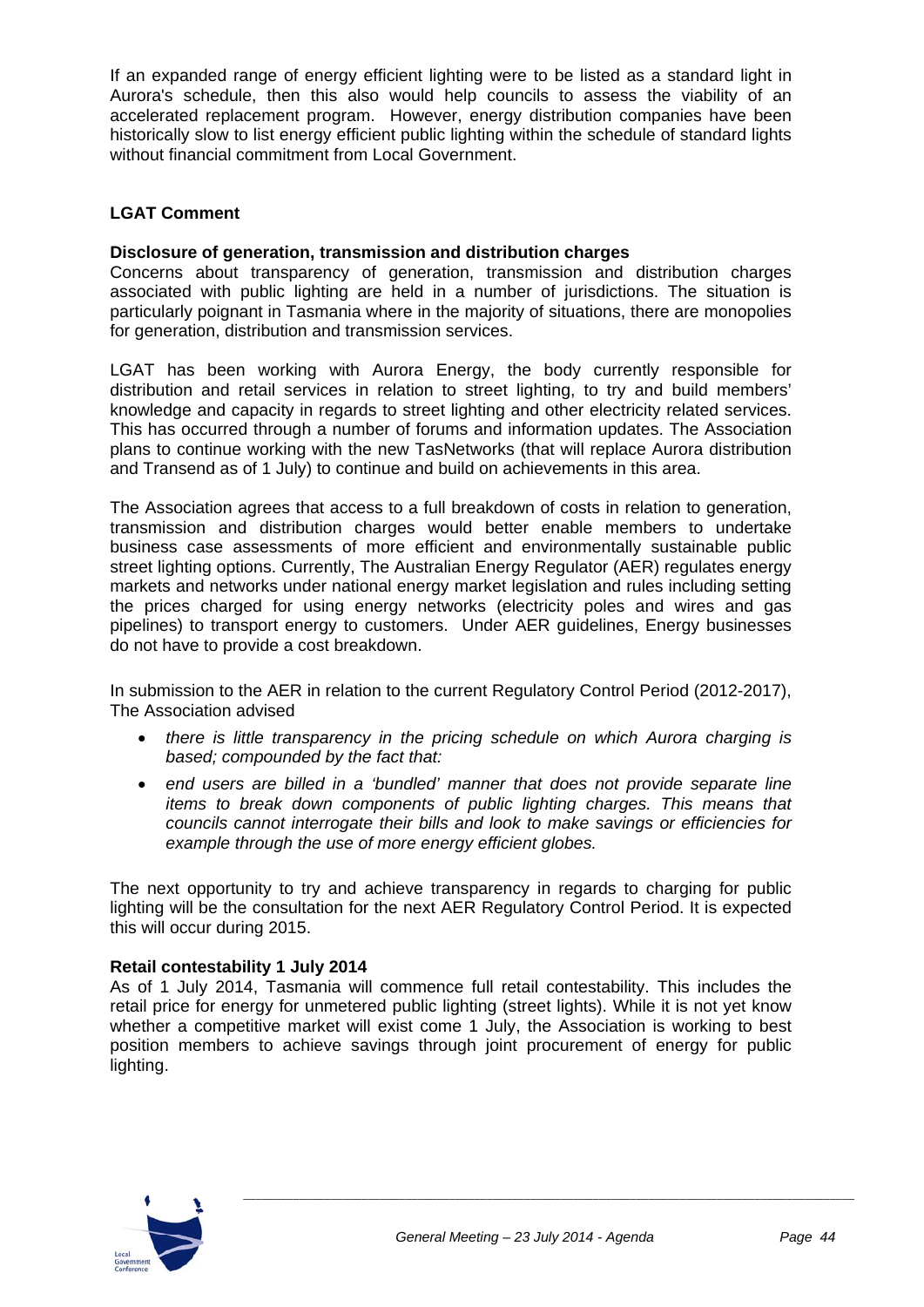If an expanded range of energy efficient lighting were to be listed as a standard light in Aurora's schedule, then this also would help councils to assess the viability of an accelerated replacement program. However, energy distribution companies have been historically slow to list energy efficient public lighting within the schedule of standard lights without financial commitment from Local Government.

**LGAT Comment**

**Disclosure of generation, transmission and distribution charges**

Concerns about transparency of generation, transmission and distribution charges associated with public lighting are held in a number of jurisdictions. The situation is particularly poignant in Tasmania where in the majority of situations, there are monopolies for generation, distribution and transmission services.

LGAT has been working with Aurora Energy, the body currently responsible for distribution and retail services in relation to street lighting, to try and build members' knowledge and capacity in regards to street lighting and other electricity related services. This has occurred through a number of forums and information updates. The Association plans to continue working with the new TasNetworks (that will replace Aurora distribution and Transend as of 1 July) to continue and build on achievements in this area.

The Association agrees that access to a full breakdown of costs in relation to generation, transmission and distribution charges would better enable members to undertake business case assessments of more efficient and environmentally sustainable public street lighting options. Currently, The Australian Energy Regulator (AER) regulates energy markets and networks under national energy market legislation and rules including setting the prices charged for using energy networks (electricity poles and wires and gas pipelines) to transport energy to customers. Under AER guidelines, Energy businesses do not have to provide a cost breakdown.

In submission to the AER in relation to the current Regulatory Control Period (2012-2017), The Association advised

- *there is little transparency in the pricing schedule on which Aurora charging is based; compounded by the fact that:*
- *end users are billed in a 'bundled' manner that does not provide separate line items to break down components of public lighting charges. This means that councils cannot interrogate their bills and look to make savings or efficiencies for example through the use of more energy efficient globes.*

The next opportunity to try and achieve transparency in regards to charging for public lighting will be the consultation for the next AER Regulatory Control Period. It is expected this will occur during 2015.

**Retail contestability 1 July 2014**

As of 1 July 2014, Tasmania will commence full retail contestability. This includes the retail price for energy for unmetered public lighting (street lights). While it is not yet know whether a competitive market will exist come 1 July, the Association is working to best position members to achieve savings through joint procurement of energy for public lighting.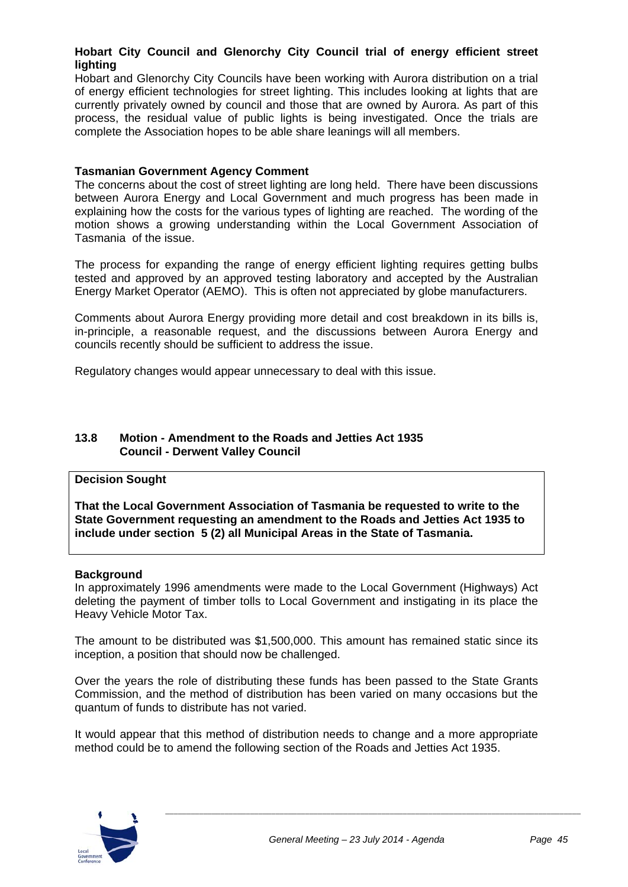**Hobart City Council and Glenorchy City Council trial of energy efficient street lighting**

Hobart and Glenorchy City Councils have been working with Aurora distribution on a trial of energy efficient technologies for street lighting. This includes looking at lights that are currently privately owned by council and those that are owned by Aurora. As part of this process, the residual value of public lights is being investigated. Once the trials are complete the Association hopes to be able share leanings will all members.

**Tasmanian Government Agency Comment**

The concerns about the cost of street lighting are long held. There have been discussions between Aurora Energy and Local Government and much progress has been made in explaining how the costs for the various types of lighting are reached. The wording of the motion shows a growing understanding within the Local Government Association of Tasmania of the issue.

The process for expanding the range of energy efficient lighting requires getting bulbs tested and approved by an approved testing laboratory and accepted by the Australian Energy Market Operator (AEMO). This is often not appreciated by globe manufacturers.

Comments about Aurora Energy providing more detail and cost breakdown in its bills is, in-principle, a reasonable request, and the discussions between Aurora Energy and councils recently should be sufficient to address the issue.

Regulatory changes would appear unnecessary to deal with this issue.

## 13.8 Motion - Amendment to the Roads and Jetties Act 1935
**Council - Derwent Valley Council**

**Decision Sought**

**That the Local Government Association of Tasmania be requested to write to the State Government requesting an amendment to the Roads and Jetties Act 1935 to include under section 5 (2) all Municipal Areas in the State of Tasmania.**

**Background**

In approximately 1996 amendments were made to the Local Government (Highways) Act deleting the payment of timber tolls to Local Government and instigating in its place the Heavy Vehicle Motor Tax.

The amount to be distributed was $1,500,000. This amount has remained static since its inception, a position that should now be challenged.

Over the years the role of distributing these funds has been passed to the State Grants Commission, and the method of distribution has been varied on many occasions but the quantum of funds to distribute has not varied.

It would appear that this method of distribution needs to change and a more appropriate method could be to amend the following section of the Roads and Jetties Act 1935.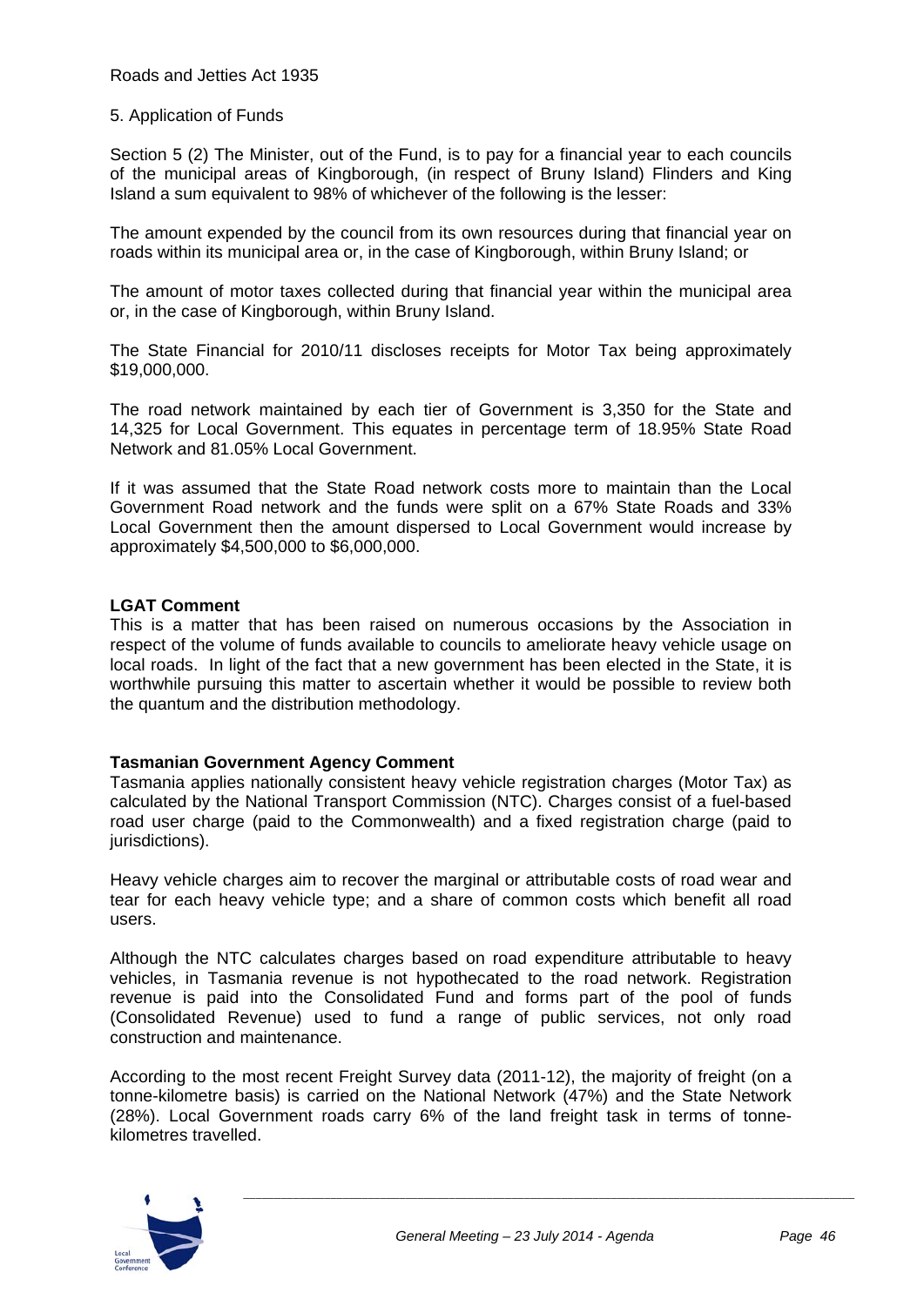Roads and Jetties Act 1935

5. Application of Funds

Section 5 (2) The Minister, out of the Fund, is to pay for a financial year to each councils of the municipal areas of Kingborough, (in respect of Bruny Island) Flinders and King Island a sum equivalent to 98% of whichever of the following is the lesser:

The amount expended by the council from its own resources during that financial year on roads within its municipal area or, in the case of Kingborough, within Bruny Island; or

The amount of motor taxes collected during that financial year within the municipal area or, in the case of Kingborough, within Bruny Island.

The State Financial for 2010/11 discloses receipts for Motor Tax being approximately $19,000,000.

The road network maintained by each tier of Government is 3,350 for the State and 14,325 for Local Government. This equates in percentage term of 18.95% State Road Network and 81.05% Local Government.

If it was assumed that the State Road network costs more to maintain than the Local Government Road network and the funds were split on a 67% State Roads and 33% Local Government then the amount dispersed to Local Government would increase by approximately $4,500,000 to $6,000,000.

**LGAT Comment**

This is a matter that has been raised on numerous occasions by the Association in respect of the volume of funds available to councils to ameliorate heavy vehicle usage on local roads. In light of the fact that a new government has been elected in the State, it is worthwhile pursuing this matter to ascertain whether it would be possible to review both the quantum and the distribution methodology.

**Tasmanian Government Agency Comment**

Tasmania applies nationally consistent heavy vehicle registration charges (Motor Tax) as calculated by the National Transport Commission (NTC). Charges consist of a fuel-based road user charge (paid to the Commonwealth) and a fixed registration charge (paid to jurisdictions).

Heavy vehicle charges aim to recover the marginal or attributable costs of road wear and tear for each heavy vehicle type; and a share of common costs which benefit all road users.

Although the NTC calculates charges based on road expenditure attributable to heavy vehicles, in Tasmania revenue is not hypothecated to the road network. Registration revenue is paid into the Consolidated Fund and forms part of the pool of funds (Consolidated Revenue) used to fund a range of public services, not only road construction and maintenance.

According to the most recent Freight Survey data (2011-12), the majority of freight (on a tonne-kilometre basis) is carried on the National Network (47%) and the State Network (28%). Local Government roads carry 6% of the land freight task in terms of tonne-kilometres travelled.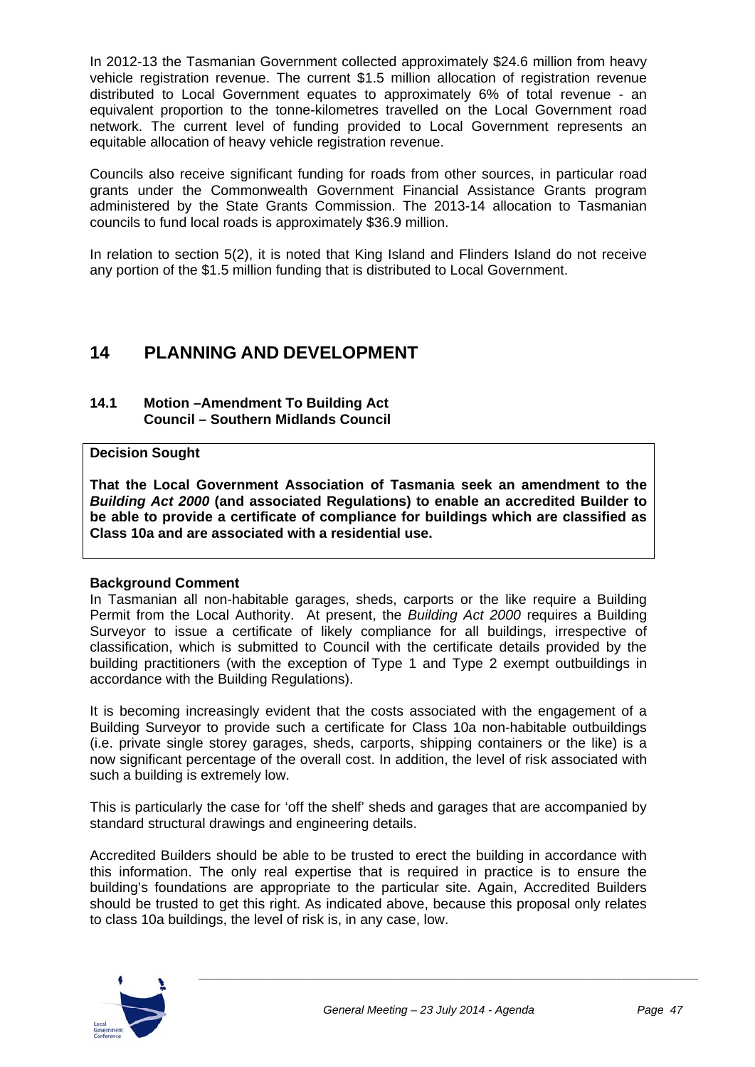In 2012-13 the Tasmanian Government collected approximately $24.6 million from heavy vehicle registration revenue. The current $1.5 million allocation of registration revenue distributed to Local Government equates to approximately 6% of total revenue - an equivalent proportion to the tonne-kilometres travelled on the Local Government road network. The current level of funding provided to Local Government represents an equitable allocation of heavy vehicle registration revenue.

Councils also receive significant funding for roads from other sources, in particular road grants under the Commonwealth Government Financial Assistance Grants program administered by the State Grants Commission. The 2013-14 allocation to Tasmanian councils to fund local roads is approximately $36.9 million.

In relation to section 5(2), it is noted that King Island and Flinders Island do not receive any portion of the $1.5 million funding that is distributed to Local Government.

# 14 PLANNING AND DEVELOPMENT

### 14.1 Motion –Amendment To Building Act Council – Southern Midlands Council

**Decision Sought**

**That the Local Government Association of Tasmania seek an amendment to the *Building Act 2000* (and associated Regulations) to enable an accredited Builder to be able to provide a certificate of compliance for buildings which are classified as Class 10a and are associated with a residential use.**

**Background Comment**

In Tasmanian all non-habitable garages, sheds, carports or the like require a Building Permit from the Local Authority. At present, the *Building Act 2000* requires a Building Surveyor to issue a certificate of likely compliance for all buildings, irrespective of classification, which is submitted to Council with the certificate details provided by the building practitioners (with the exception of Type 1 and Type 2 exempt outbuildings in accordance with the Building Regulations).

It is becoming increasingly evident that the costs associated with the engagement of a Building Surveyor to provide such a certificate for Class 10a non-habitable outbuildings (i.e. private single storey garages, sheds, carports, shipping containers or the like) is a now significant percentage of the overall cost. In addition, the level of risk associated with such a building is extremely low.

This is particularly the case for 'off the shelf' sheds and garages that are accompanied by standard structural drawings and engineering details.

Accredited Builders should be able to be trusted to erect the building in accordance with this information. The only real expertise that is required in practice is to ensure the building's foundations are appropriate to the particular site. Again, Accredited Builders should be trusted to get this right. As indicated above, because this proposal only relates to class 10a buildings, the level of risk is, in any case, low.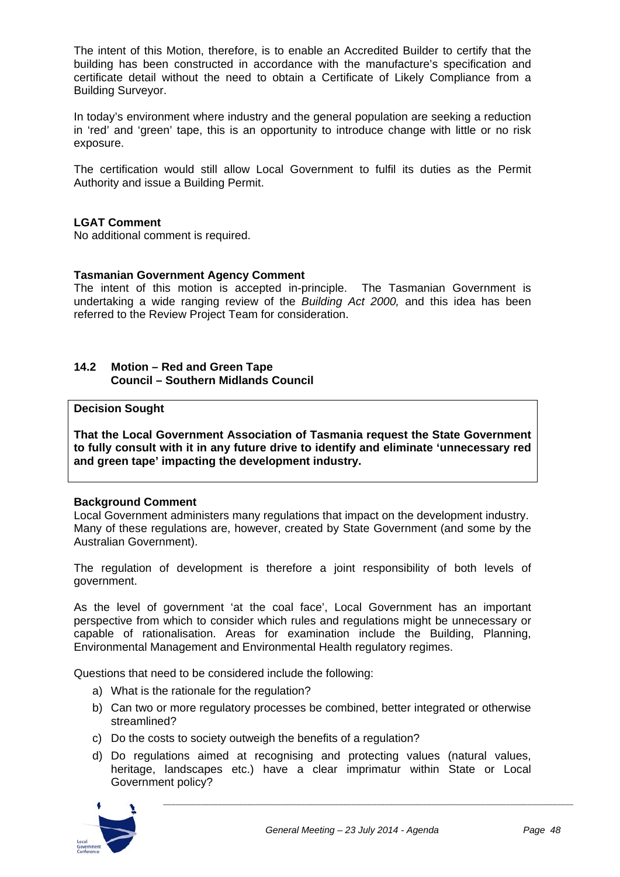The intent of this Motion, therefore, is to enable an Accredited Builder to certify that the building has been constructed in accordance with the manufacture's specification and certificate detail without the need to obtain a Certificate of Likely Compliance from a Building Surveyor.

In today's environment where industry and the general population are seeking a reduction in 'red' and 'green' tape, this is an opportunity to introduce change with little or no risk exposure.

The certification would still allow Local Government to fulfil its duties as the Permit Authority and issue a Building Permit.

**LGAT Comment**
No additional comment is required.

**Tasmanian Government Agency Comment**
The intent of this motion is accepted in-principle. The Tasmanian Government is undertaking a wide ranging review of the *Building Act 2000,* and this idea has been referred to the Review Project Team for consideration.

### 14.2 Motion – Red and Green Tape
### Council – Southern Midlands Council

**Decision Sought**

**That the Local Government Association of Tasmania request the State Government to fully consult with it in any future drive to identify and eliminate 'unnecessary red and green tape' impacting the development industry.**

**Background Comment**
Local Government administers many regulations that impact on the development industry. Many of these regulations are, however, created by State Government (and some by the Australian Government).

The regulation of development is therefore a joint responsibility of both levels of government.

As the level of government 'at the coal face', Local Government has an important perspective from which to consider which rules and regulations might be unnecessary or capable of rationalisation. Areas for examination include the Building, Planning, Environmental Management and Environmental Health regulatory regimes.

Questions that need to be considered include the following:

a) What is the rationale for the regulation?
b) Can two or more regulatory processes be combined, better integrated or otherwise streamlined?
c) Do the costs to society outweigh the benefits of a regulation?
d) Do regulations aimed at recognising and protecting values (natural values, heritage, landscapes etc.) have a clear imprimatur within State or Local Government policy?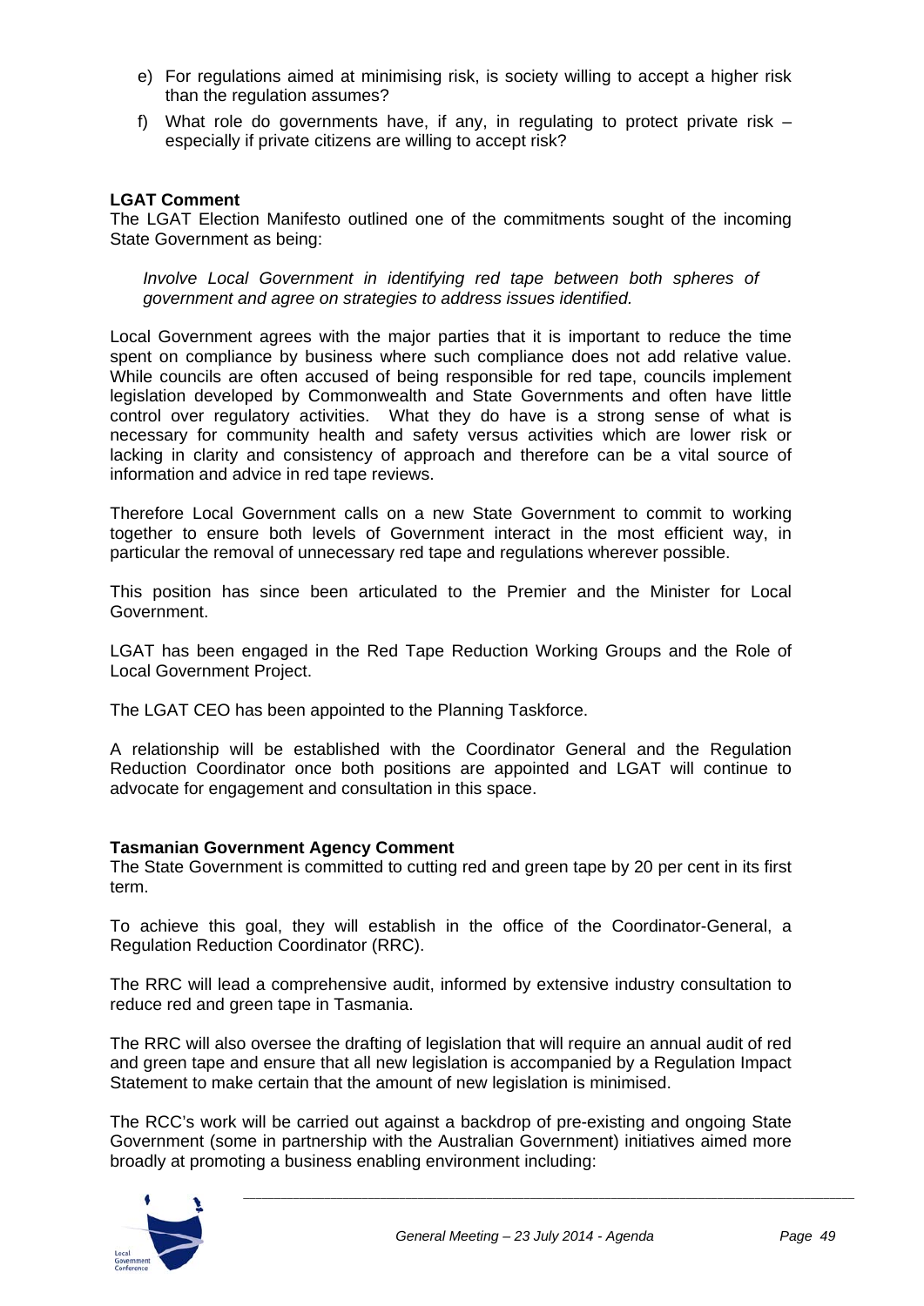e) For regulations aimed at minimising risk, is society willing to accept a higher risk than the regulation assumes?

f) What role do governments have, if any, in regulating to protect private risk – especially if private citizens are willing to accept risk?

**LGAT Comment**

The LGAT Election Manifesto outlined one of the commitments sought of the incoming State Government as being:

> *Involve Local Government in identifying red tape between both spheres of government and agree on strategies to address issues identified.*

Local Government agrees with the major parties that it is important to reduce the time spent on compliance by business where such compliance does not add relative value. While councils are often accused of being responsible for red tape, councils implement legislation developed by Commonwealth and State Governments and often have little control over regulatory activities. What they do have is a strong sense of what is necessary for community health and safety versus activities which are lower risk or lacking in clarity and consistency of approach and therefore can be a vital source of information and advice in red tape reviews.

Therefore Local Government calls on a new State Government to commit to working together to ensure both levels of Government interact in the most efficient way, in particular the removal of unnecessary red tape and regulations wherever possible.

This position has since been articulated to the Premier and the Minister for Local Government.

LGAT has been engaged in the Red Tape Reduction Working Groups and the Role of Local Government Project.

The LGAT CEO has been appointed to the Planning Taskforce.

A relationship will be established with the Coordinator General and the Regulation Reduction Coordinator once both positions are appointed and LGAT will continue to advocate for engagement and consultation in this space.

**Tasmanian Government Agency Comment**

The State Government is committed to cutting red and green tape by 20 per cent in its first term.

To achieve this goal, they will establish in the office of the Coordinator-General, a Regulation Reduction Coordinator (RRC).

The RRC will lead a comprehensive audit, informed by extensive industry consultation to reduce red and green tape in Tasmania.

The RRC will also oversee the drafting of legislation that will require an annual audit of red and green tape and ensure that all new legislation is accompanied by a Regulation Impact Statement to make certain that the amount of new legislation is minimised.

The RCC's work will be carried out against a backdrop of pre-existing and ongoing State Government (some in partnership with the Australian Government) initiatives aimed more broadly at promoting a business enabling environment including: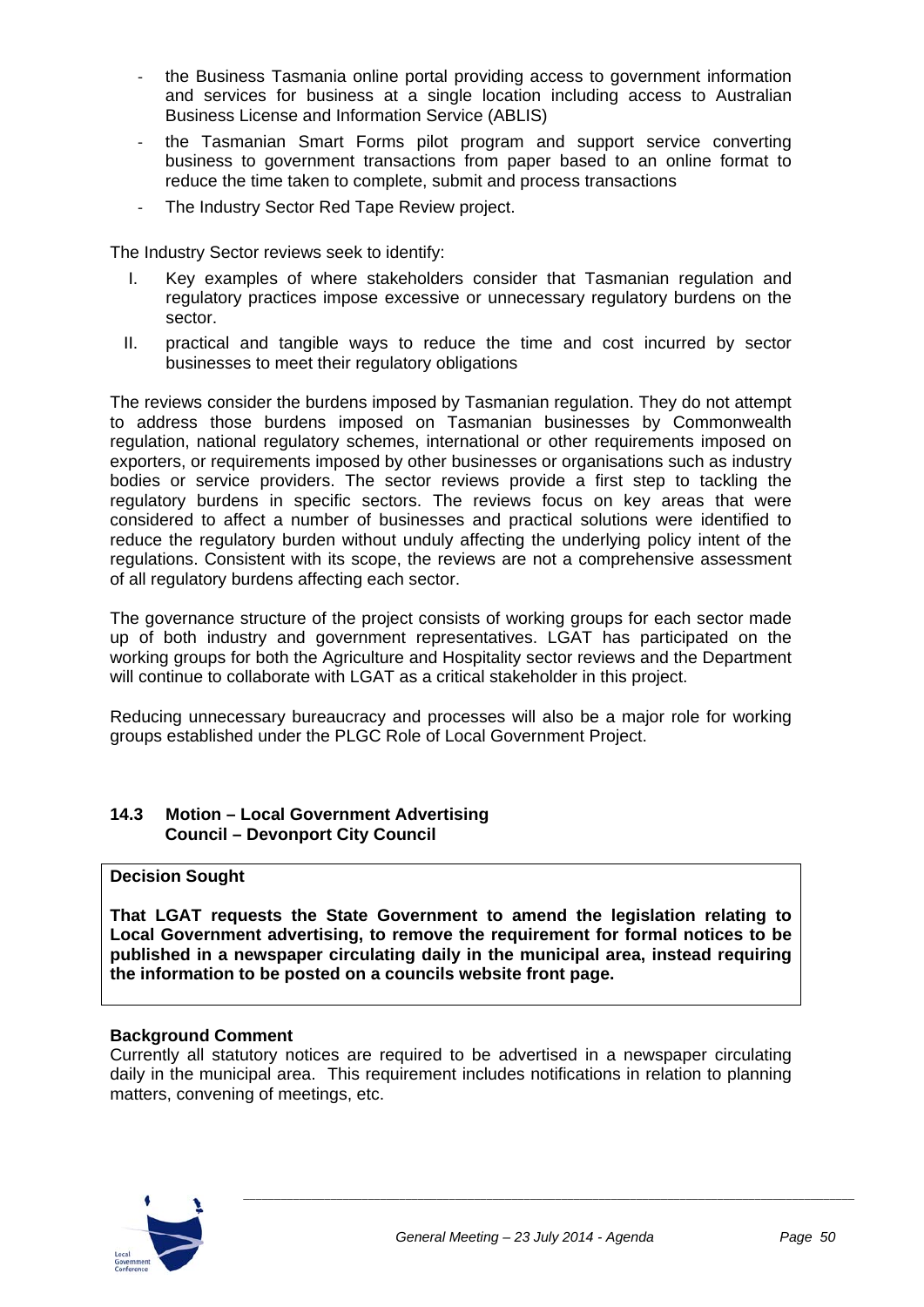- the Business Tasmania online portal providing access to government information and services for business at a single location including access to Australian Business License and Information Service (ABLIS)
- the Tasmanian Smart Forms pilot program and support service converting business to government transactions from paper based to an online format to reduce the time taken to complete, submit and process transactions
- The Industry Sector Red Tape Review project.

The Industry Sector reviews seek to identify:

I. Key examples of where stakeholders consider that Tasmanian regulation and regulatory practices impose excessive or unnecessary regulatory burdens on the sector.

II. practical and tangible ways to reduce the time and cost incurred by sector businesses to meet their regulatory obligations

The reviews consider the burdens imposed by Tasmanian regulation. They do not attempt to address those burdens imposed on Tasmanian businesses by Commonwealth regulation, national regulatory schemes, international or other requirements imposed on exporters, or requirements imposed by other businesses or organisations such as industry bodies or service providers. The sector reviews provide a first step to tackling the regulatory burdens in specific sectors. The reviews focus on key areas that were considered to affect a number of businesses and practical solutions were identified to reduce the regulatory burden without unduly affecting the underlying policy intent of the regulations. Consistent with its scope, the reviews are not a comprehensive assessment of all regulatory burdens affecting each sector.

The governance structure of the project consists of working groups for each sector made up of both industry and government representatives. LGAT has participated on the working groups for both the Agriculture and Hospitality sector reviews and the Department will continue to collaborate with LGAT as a critical stakeholder in this project.

Reducing unnecessary bureaucracy and processes will also be a major role for working groups established under the PLGC Role of Local Government Project.

### 14.3 Motion – Local Government Advertising Council – Devonport City Council

**Decision Sought**

**That LGAT requests the State Government to amend the legislation relating to Local Government advertising, to remove the requirement for formal notices to be published in a newspaper circulating daily in the municipal area, instead requiring the information to be posted on a councils website front page.**

**Background Comment**

Currently all statutory notices are required to be advertised in a newspaper circulating daily in the municipal area. This requirement includes notifications in relation to planning matters, convening of meetings, etc.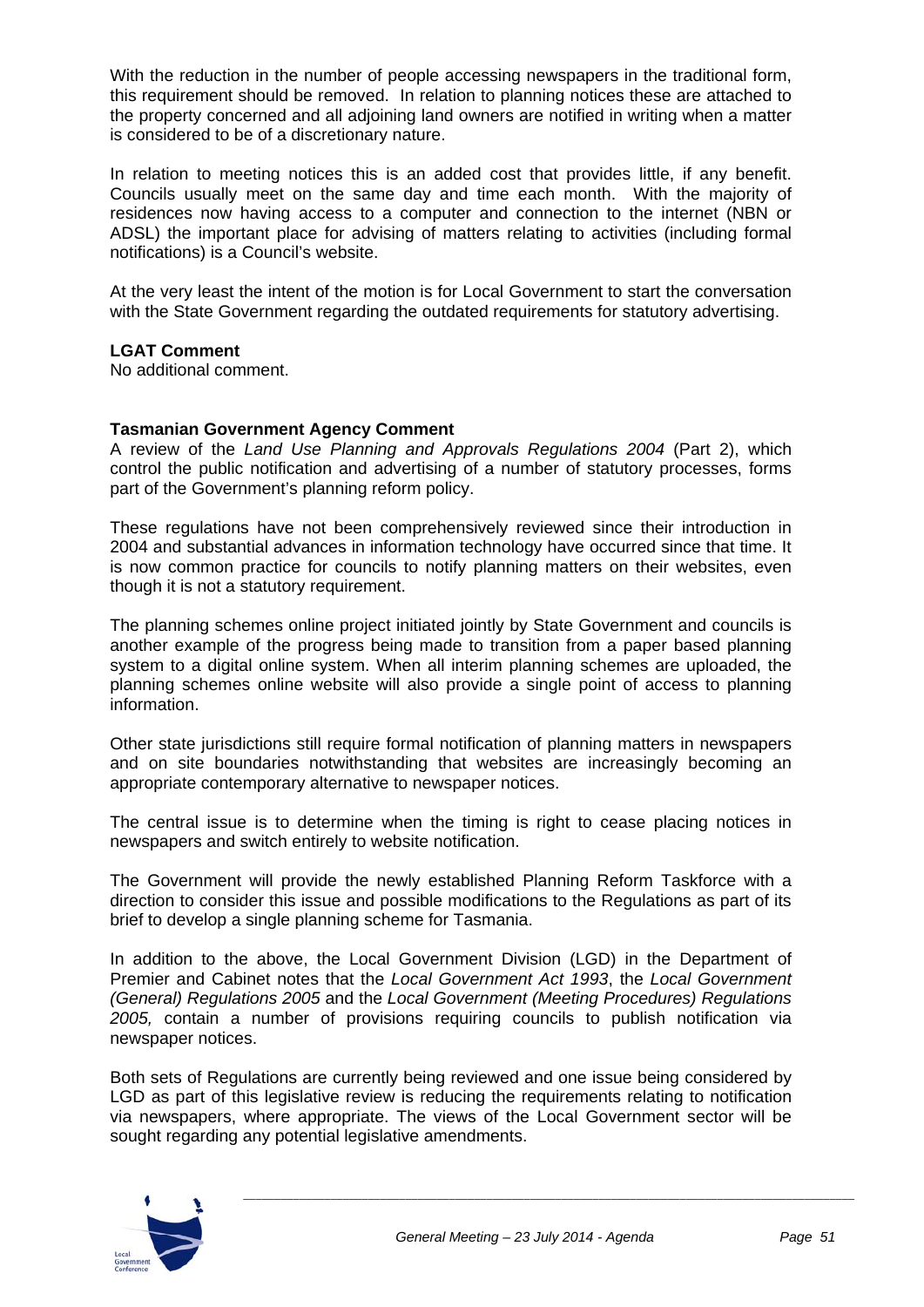With the reduction in the number of people accessing newspapers in the traditional form, this requirement should be removed. In relation to planning notices these are attached to the property concerned and all adjoining land owners are notified in writing when a matter is considered to be of a discretionary nature.

In relation to meeting notices this is an added cost that provides little, if any benefit. Councils usually meet on the same day and time each month. With the majority of residences now having access to a computer and connection to the internet (NBN or ADSL) the important place for advising of matters relating to activities (including formal notifications) is a Council's website.

At the very least the intent of the motion is for Local Government to start the conversation with the State Government regarding the outdated requirements for statutory advertising.

**LGAT Comment**
No additional comment.

**Tasmanian Government Agency Comment**
A review of the *Land Use Planning and Approvals Regulations 2004* (Part 2), which control the public notification and advertising of a number of statutory processes, forms part of the Government's planning reform policy.

These regulations have not been comprehensively reviewed since their introduction in 2004 and substantial advances in information technology have occurred since that time. It is now common practice for councils to notify planning matters on their websites, even though it is not a statutory requirement.

The planning schemes online project initiated jointly by State Government and councils is another example of the progress being made to transition from a paper based planning system to a digital online system. When all interim planning schemes are uploaded, the planning schemes online website will also provide a single point of access to planning information.

Other state jurisdictions still require formal notification of planning matters in newspapers and on site boundaries notwithstanding that websites are increasingly becoming an appropriate contemporary alternative to newspaper notices.

The central issue is to determine when the timing is right to cease placing notices in newspapers and switch entirely to website notification.

The Government will provide the newly established Planning Reform Taskforce with a direction to consider this issue and possible modifications to the Regulations as part of its brief to develop a single planning scheme for Tasmania.

In addition to the above, the Local Government Division (LGD) in the Department of Premier and Cabinet notes that the *Local Government Act 1993*, the *Local Government (General) Regulations 2005* and the *Local Government (Meeting Procedures) Regulations 2005,* contain a number of provisions requiring councils to publish notification via newspaper notices.

Both sets of Regulations are currently being reviewed and one issue being considered by LGD as part of this legislative review is reducing the requirements relating to notification via newspapers, where appropriate. The views of the Local Government sector will be sought regarding any potential legislative amendments.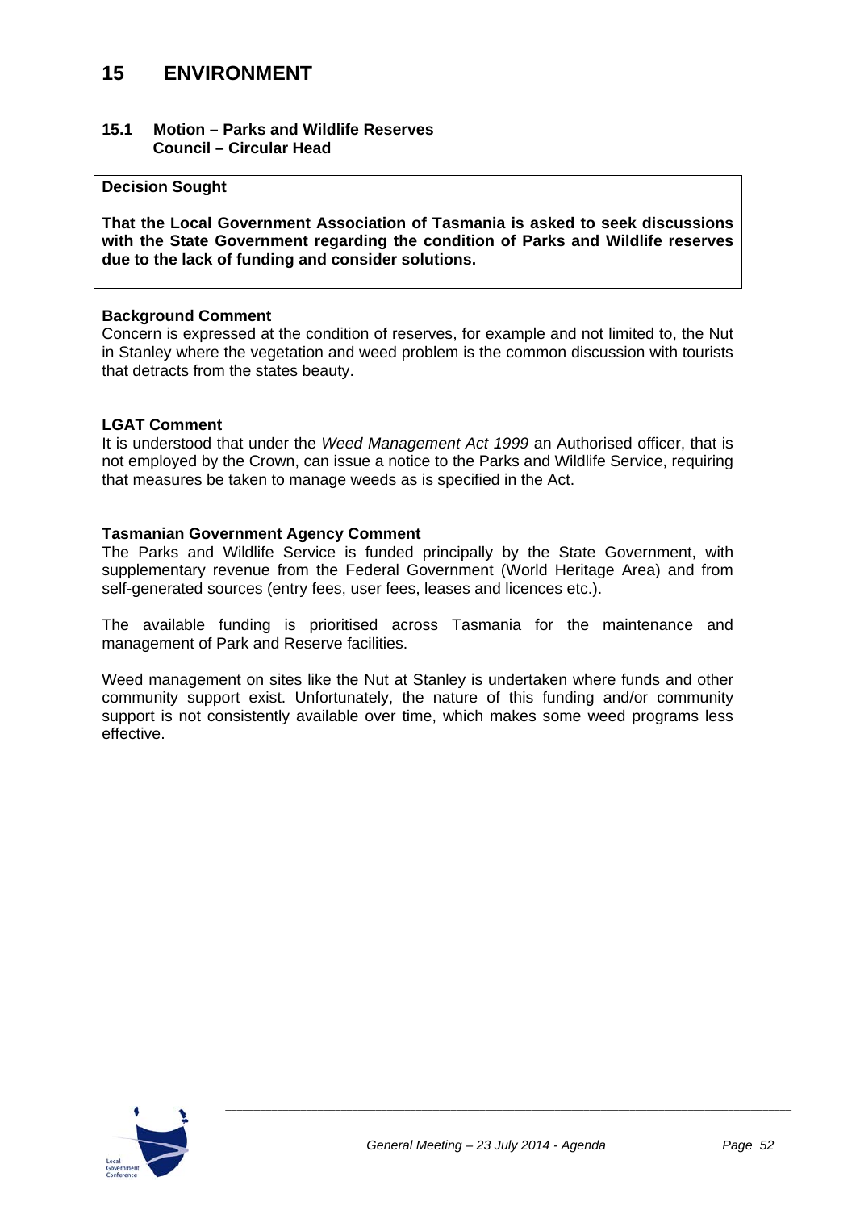# 15 ENVIRONMENT

## 15.1 Motion – Parks and Wildlife Reserves Council – Circular Head

**Decision Sought**

**That the Local Government Association of Tasmania is asked to seek discussions with the State Government regarding the condition of Parks and Wildlife reserves due to the lack of funding and consider solutions.**

**Background Comment**

Concern is expressed at the condition of reserves, for example and not limited to, the Nut in Stanley where the vegetation and weed problem is the common discussion with tourists that detracts from the states beauty.

**LGAT Comment**

It is understood that under the *Weed Management Act 1999* an Authorised officer, that is not employed by the Crown, can issue a notice to the Parks and Wildlife Service, requiring that measures be taken to manage weeds as is specified in the Act.

**Tasmanian Government Agency Comment**

The Parks and Wildlife Service is funded principally by the State Government, with supplementary revenue from the Federal Government (World Heritage Area) and from self-generated sources (entry fees, user fees, leases and licences etc.).

The available funding is prioritised across Tasmania for the maintenance and management of Park and Reserve facilities.

Weed management on sites like the Nut at Stanley is undertaken where funds and other community support exist. Unfortunately, the nature of this funding and/or community support is not consistently available over time, which makes some weed programs less effective.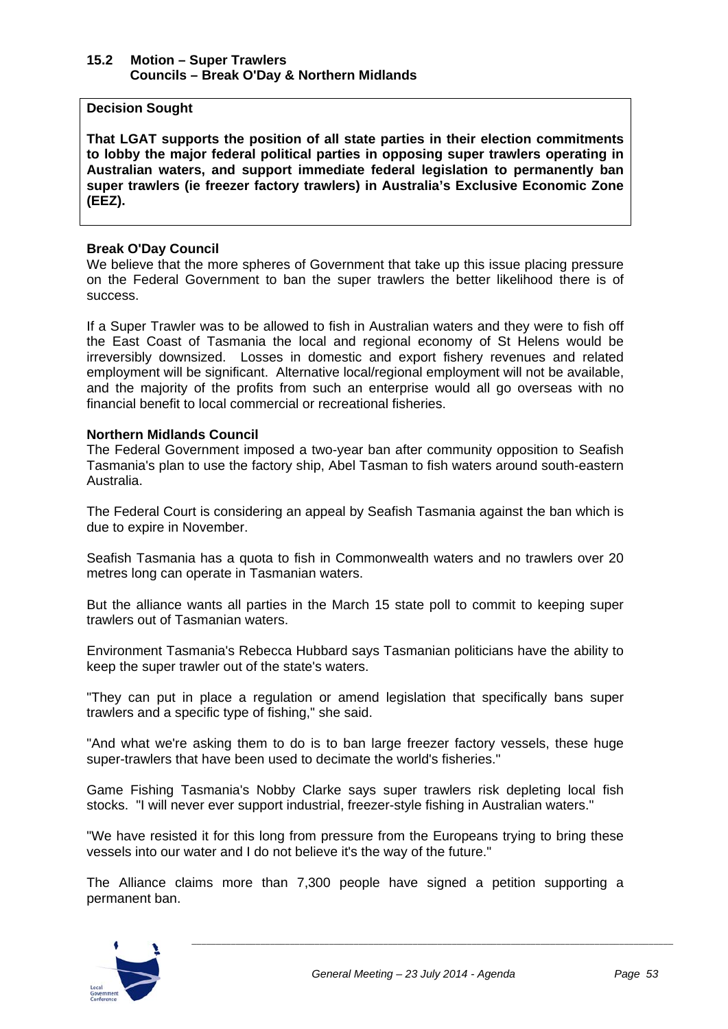## 15.2 Motion – Super Trawlers
### Councils – Break O'Day & Northern Midlands

**Decision Sought**

**That LGAT supports the position of all state parties in their election commitments to lobby the major federal political parties in opposing super trawlers operating in Australian waters, and support immediate federal legislation to permanently ban super trawlers (ie freezer factory trawlers) in Australia's Exclusive Economic Zone (EEZ).**

**Break O'Day Council**

We believe that the more spheres of Government that take up this issue placing pressure on the Federal Government to ban the super trawlers the better likelihood there is of success.

If a Super Trawler was to be allowed to fish in Australian waters and they were to fish off the East Coast of Tasmania the local and regional economy of St Helens would be irreversibly downsized. Losses in domestic and export fishery revenues and related employment will be significant. Alternative local/regional employment will not be available, and the majority of the profits from such an enterprise would all go overseas with no financial benefit to local commercial or recreational fisheries.

**Northern Midlands Council**

The Federal Government imposed a two-year ban after community opposition to Seafish Tasmania's plan to use the factory ship, Abel Tasman to fish waters around south-eastern Australia.

The Federal Court is considering an appeal by Seafish Tasmania against the ban which is due to expire in November.

Seafish Tasmania has a quota to fish in Commonwealth waters and no trawlers over 20 metres long can operate in Tasmanian waters.

But the alliance wants all parties in the March 15 state poll to commit to keeping super trawlers out of Tasmanian waters.

Environment Tasmania's Rebecca Hubbard says Tasmanian politicians have the ability to keep the super trawler out of the state's waters.

"They can put in place a regulation or amend legislation that specifically bans super trawlers and a specific type of fishing," she said.

"And what we're asking them to do is to ban large freezer factory vessels, these huge super-trawlers that have been used to decimate the world's fisheries."

Game Fishing Tasmania's Nobby Clarke says super trawlers risk depleting local fish stocks. "I will never ever support industrial, freezer-style fishing in Australian waters."

"We have resisted it for this long from pressure from the Europeans trying to bring these vessels into our water and I do not believe it's the way of the future."

The Alliance claims more than 7,300 people have signed a petition supporting a permanent ban.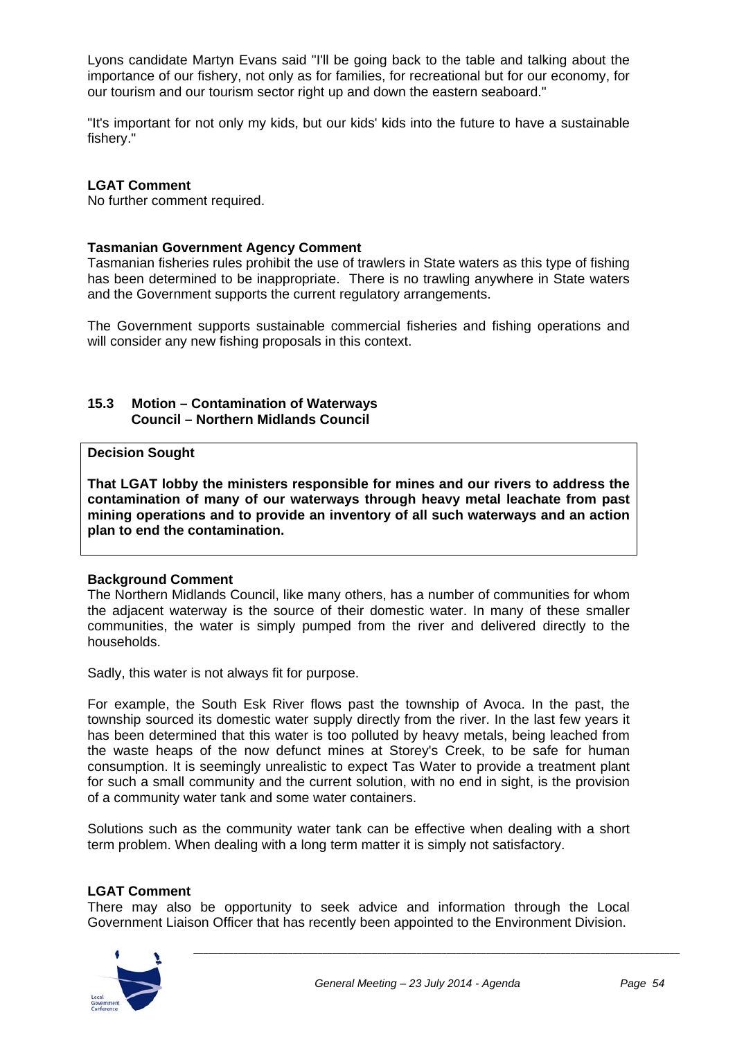Lyons candidate Martyn Evans said "I'll be going back to the table and talking about the importance of our fishery, not only as for families, for recreational but for our economy, for our tourism and our tourism sector right up and down the eastern seaboard."

"It's important for not only my kids, but our kids' kids into the future to have a sustainable fishery."

**LGAT Comment**

No further comment required.

**Tasmanian Government Agency Comment**

Tasmanian fisheries rules prohibit the use of trawlers in State waters as this type of fishing has been determined to be inappropriate. There is no trawling anywhere in State waters and the Government supports the current regulatory arrangements.

The Government supports sustainable commercial fisheries and fishing operations and will consider any new fishing proposals in this context.

### 15.3 Motion – Contamination of Waterways
### Council – Northern Midlands Council

**Decision Sought**

**That LGAT lobby the ministers responsible for mines and our rivers to address the contamination of many of our waterways through heavy metal leachate from past mining operations and to provide an inventory of all such waterways and an action plan to end the contamination.**

**Background Comment**

The Northern Midlands Council, like many others, has a number of communities for whom the adjacent waterway is the source of their domestic water. In many of these smaller communities, the water is simply pumped from the river and delivered directly to the households.

Sadly, this water is not always fit for purpose.

For example, the South Esk River flows past the township of Avoca. In the past, the township sourced its domestic water supply directly from the river. In the last few years it has been determined that this water is too polluted by heavy metals, being leached from the waste heaps of the now defunct mines at Storey's Creek, to be safe for human consumption. It is seemingly unrealistic to expect Tas Water to provide a treatment plant for such a small community and the current solution, with no end in sight, is the provision of a community water tank and some water containers.

Solutions such as the community water tank can be effective when dealing with a short term problem. When dealing with a long term matter it is simply not satisfactory.

**LGAT Comment**

There may also be opportunity to seek advice and information through the Local Government Liaison Officer that has recently been appointed to the Environment Division.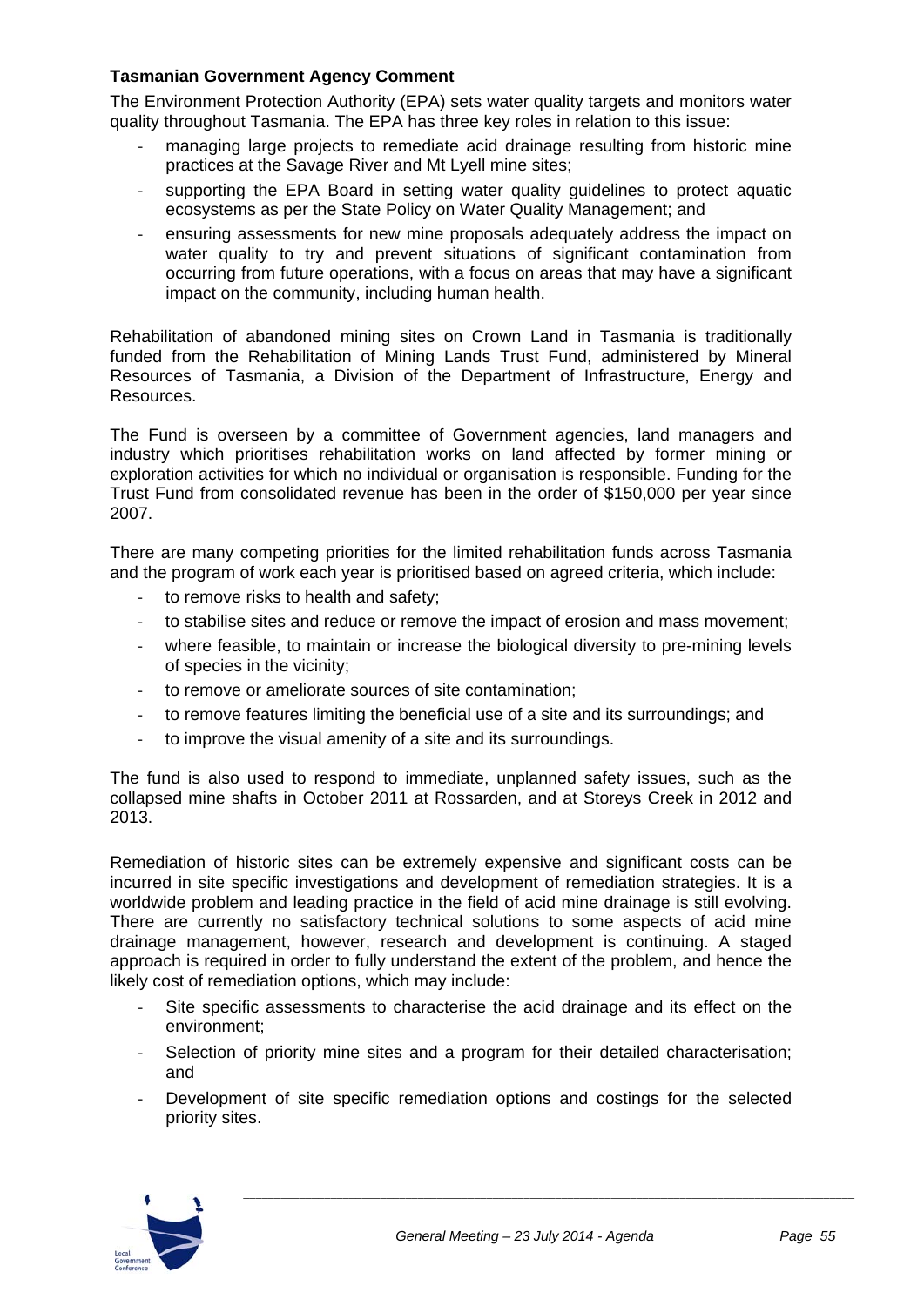**Tasmanian Government Agency Comment**

The Environment Protection Authority (EPA) sets water quality targets and monitors water quality throughout Tasmania. The EPA has three key roles in relation to this issue:

- managing large projects to remediate acid drainage resulting from historic mine practices at the Savage River and Mt Lyell mine sites;
- supporting the EPA Board in setting water quality guidelines to protect aquatic ecosystems as per the State Policy on Water Quality Management; and
- ensuring assessments for new mine proposals adequately address the impact on water quality to try and prevent situations of significant contamination from occurring from future operations, with a focus on areas that may have a significant impact on the community, including human health.

Rehabilitation of abandoned mining sites on Crown Land in Tasmania is traditionally funded from the Rehabilitation of Mining Lands Trust Fund, administered by Mineral Resources of Tasmania, a Division of the Department of Infrastructure, Energy and Resources.

The Fund is overseen by a committee of Government agencies, land managers and industry which prioritises rehabilitation works on land affected by former mining or exploration activities for which no individual or organisation is responsible. Funding for the Trust Fund from consolidated revenue has been in the order of $150,000 per year since 2007.

There are many competing priorities for the limited rehabilitation funds across Tasmania and the program of work each year is prioritised based on agreed criteria, which include:

- to remove risks to health and safety;
- to stabilise sites and reduce or remove the impact of erosion and mass movement;
- where feasible, to maintain or increase the biological diversity to pre-mining levels of species in the vicinity;
- to remove or ameliorate sources of site contamination;
- to remove features limiting the beneficial use of a site and its surroundings; and
- to improve the visual amenity of a site and its surroundings.

The fund is also used to respond to immediate, unplanned safety issues, such as the collapsed mine shafts in October 2011 at Rossarden, and at Storeys Creek in 2012 and 2013.

Remediation of historic sites can be extremely expensive and significant costs can be incurred in site specific investigations and development of remediation strategies. It is a worldwide problem and leading practice in the field of acid mine drainage is still evolving. There are currently no satisfactory technical solutions to some aspects of acid mine drainage management, however, research and development is continuing. A staged approach is required in order to fully understand the extent of the problem, and hence the likely cost of remediation options, which may include:

- Site specific assessments to characterise the acid drainage and its effect on the environment;
- Selection of priority mine sites and a program for their detailed characterisation; and
- Development of site specific remediation options and costings for the selected priority sites.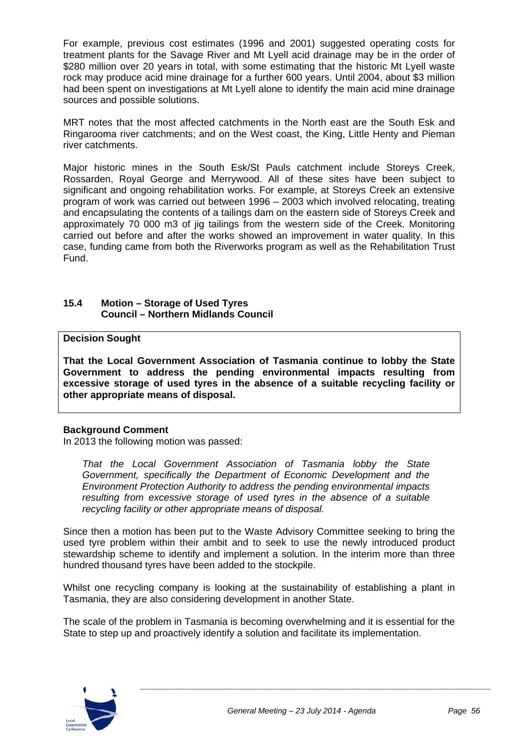For example, previous cost estimates (1996 and 2001) suggested operating costs for treatment plants for the Savage River and Mt Lyell acid drainage may be in the order of $280 million over 20 years in total, with some estimating that the historic Mt Lyell waste rock may produce acid mine drainage for a further 600 years. Until 2004, about $3 million had been spent on investigations at Mt Lyell alone to identify the main acid mine drainage sources and possible solutions.

MRT notes that the most affected catchments in the North east are the South Esk and Ringarooma river catchments; and on the West coast, the King, Little Henty and Pieman river catchments.

Major historic mines in the South Esk/St Pauls catchment include Storeys Creek, Rossarden, Royal George and Merrywood. All of these sites have been subject to significant and ongoing rehabilitation works. For example, at Storeys Creek an extensive program of work was carried out between 1996 – 2003 which involved relocating, treating and encapsulating the contents of a tailings dam on the eastern side of Storeys Creek and approximately 70 000 m3 of jig tailings from the western side of the Creek. Monitoring carried out before and after the works showed an improvement in water quality. In this case, funding came from both the Riverworks program as well as the Rehabilitation Trust Fund.

### 15.4 Motion – Storage of Used Tyres
### Council – Northern Midlands Council

**Decision Sought**

**That the Local Government Association of Tasmania continue to lobby the State Government to address the pending environmental impacts resulting from excessive storage of used tyres in the absence of a suitable recycling facility or other appropriate means of disposal.**

**Background Comment**

In 2013 the following motion was passed:

> *That the Local Government Association of Tasmania lobby the State Government, specifically the Department of Economic Development and the Environment Protection Authority to address the pending environmental impacts resulting from excessive storage of used tyres in the absence of a suitable recycling facility or other appropriate means of disposal.*

Since then a motion has been put to the Waste Advisory Committee seeking to bring the used tyre problem within their ambit and to seek to use the newly introduced product stewardship scheme to identify and implement a solution. In the interim more than three hundred thousand tyres have been added to the stockpile.

Whilst one recycling company is looking at the sustainability of establishing a plant in Tasmania, they are also considering development in another State.

The scale of the problem in Tasmania is becoming overwhelming and it is essential for the State to step up and proactively identify a solution and facilitate its implementation.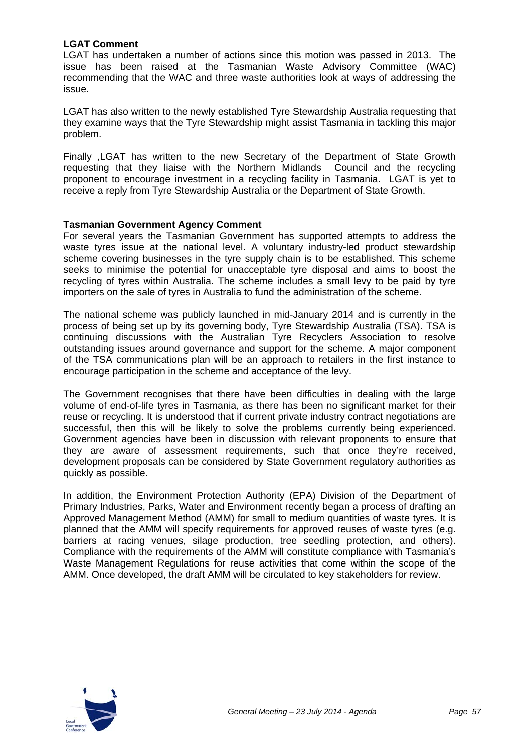**LGAT Comment**

LGAT has undertaken a number of actions since this motion was passed in 2013. The issue has been raised at the Tasmanian Waste Advisory Committee (WAC) recommending that the WAC and three waste authorities look at ways of addressing the issue.

LGAT has also written to the newly established Tyre Stewardship Australia requesting that they examine ways that the Tyre Stewardship might assist Tasmania in tackling this major problem.

Finally ,LGAT has written to the new Secretary of the Department of State Growth requesting that they liaise with the Northern Midlands Council and the recycling proponent to encourage investment in a recycling facility in Tasmania. LGAT is yet to receive a reply from Tyre Stewardship Australia or the Department of State Growth.

**Tasmanian Government Agency Comment**

For several years the Tasmanian Government has supported attempts to address the waste tyres issue at the national level. A voluntary industry-led product stewardship scheme covering businesses in the tyre supply chain is to be established. This scheme seeks to minimise the potential for unacceptable tyre disposal and aims to boost the recycling of tyres within Australia. The scheme includes a small levy to be paid by tyre importers on the sale of tyres in Australia to fund the administration of the scheme.

The national scheme was publicly launched in mid-January 2014 and is currently in the process of being set up by its governing body, Tyre Stewardship Australia (TSA). TSA is continuing discussions with the Australian Tyre Recyclers Association to resolve outstanding issues around governance and support for the scheme. A major component of the TSA communications plan will be an approach to retailers in the first instance to encourage participation in the scheme and acceptance of the levy.

The Government recognises that there have been difficulties in dealing with the large volume of end-of-life tyres in Tasmania, as there has been no significant market for their reuse or recycling. It is understood that if current private industry contract negotiations are successful, then this will be likely to solve the problems currently being experienced. Government agencies have been in discussion with relevant proponents to ensure that they are aware of assessment requirements, such that once they're received, development proposals can be considered by State Government regulatory authorities as quickly as possible.

In addition, the Environment Protection Authority (EPA) Division of the Department of Primary Industries, Parks, Water and Environment recently began a process of drafting an Approved Management Method (AMM) for small to medium quantities of waste tyres. It is planned that the AMM will specify requirements for approved reuses of waste tyres (e.g. barriers at racing venues, silage production, tree seedling protection, and others). Compliance with the requirements of the AMM will constitute compliance with Tasmania's Waste Management Regulations for reuse activities that come within the scope of the AMM. Once developed, the draft AMM will be circulated to key stakeholders for review.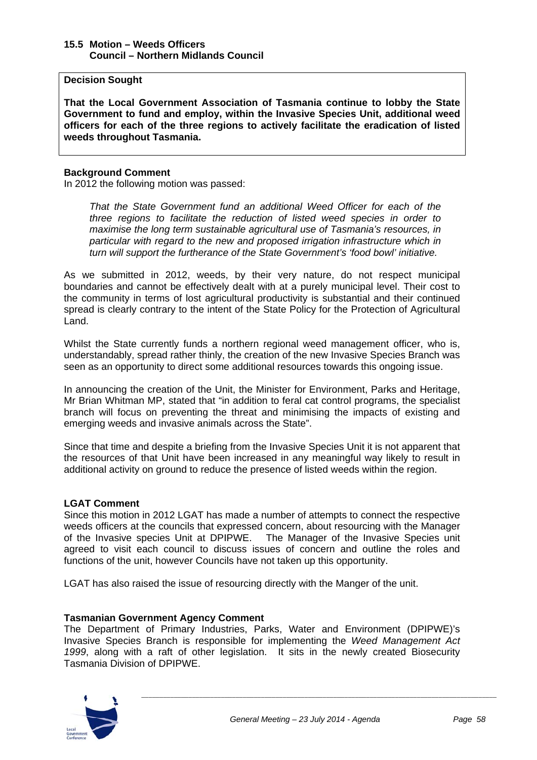### 15.5 Motion – Weeds Officers
### Council – Northern Midlands Council

**Decision Sought**

**That the Local Government Association of Tasmania continue to lobby the State Government to fund and employ, within the Invasive Species Unit, additional weed officers for each of the three regions to actively facilitate the eradication of listed weeds throughout Tasmania.**

**Background Comment**

In 2012 the following motion was passed:

> *That the State Government fund an additional Weed Officer for each of the three regions to facilitate the reduction of listed weed species in order to maximise the long term sustainable agricultural use of Tasmania's resources, in particular with regard to the new and proposed irrigation infrastructure which in turn will support the furtherance of the State Government's 'food bowl' initiative.*

As we submitted in 2012, weeds, by their very nature, do not respect municipal boundaries and cannot be effectively dealt with at a purely municipal level. Their cost to the community in terms of lost agricultural productivity is substantial and their continued spread is clearly contrary to the intent of the State Policy for the Protection of Agricultural Land.

Whilst the State currently funds a northern regional weed management officer, who is, understandably, spread rather thinly, the creation of the new Invasive Species Branch was seen as an opportunity to direct some additional resources towards this ongoing issue.

In announcing the creation of the Unit, the Minister for Environment, Parks and Heritage, Mr Brian Whitman MP, stated that "in addition to feral cat control programs, the specialist branch will focus on preventing the threat and minimising the impacts of existing and emerging weeds and invasive animals across the State".

Since that time and despite a briefing from the Invasive Species Unit it is not apparent that the resources of that Unit have been increased in any meaningful way likely to result in additional activity on ground to reduce the presence of listed weeds within the region.

**LGAT Comment**

Since this motion in 2012 LGAT has made a number of attempts to connect the respective weeds officers at the councils that expressed concern, about resourcing with the Manager of the Invasive species Unit at DPIPWE. The Manager of the Invasive Species unit agreed to visit each council to discuss issues of concern and outline the roles and functions of the unit, however Councils have not taken up this opportunity.

LGAT has also raised the issue of resourcing directly with the Manger of the unit.

**Tasmanian Government Agency Comment**

The Department of Primary Industries, Parks, Water and Environment (DPIPWE)'s Invasive Species Branch is responsible for implementing the *Weed Management Act 1999*, along with a raft of other legislation. It sits in the newly created Biosecurity Tasmania Division of DPIPWE.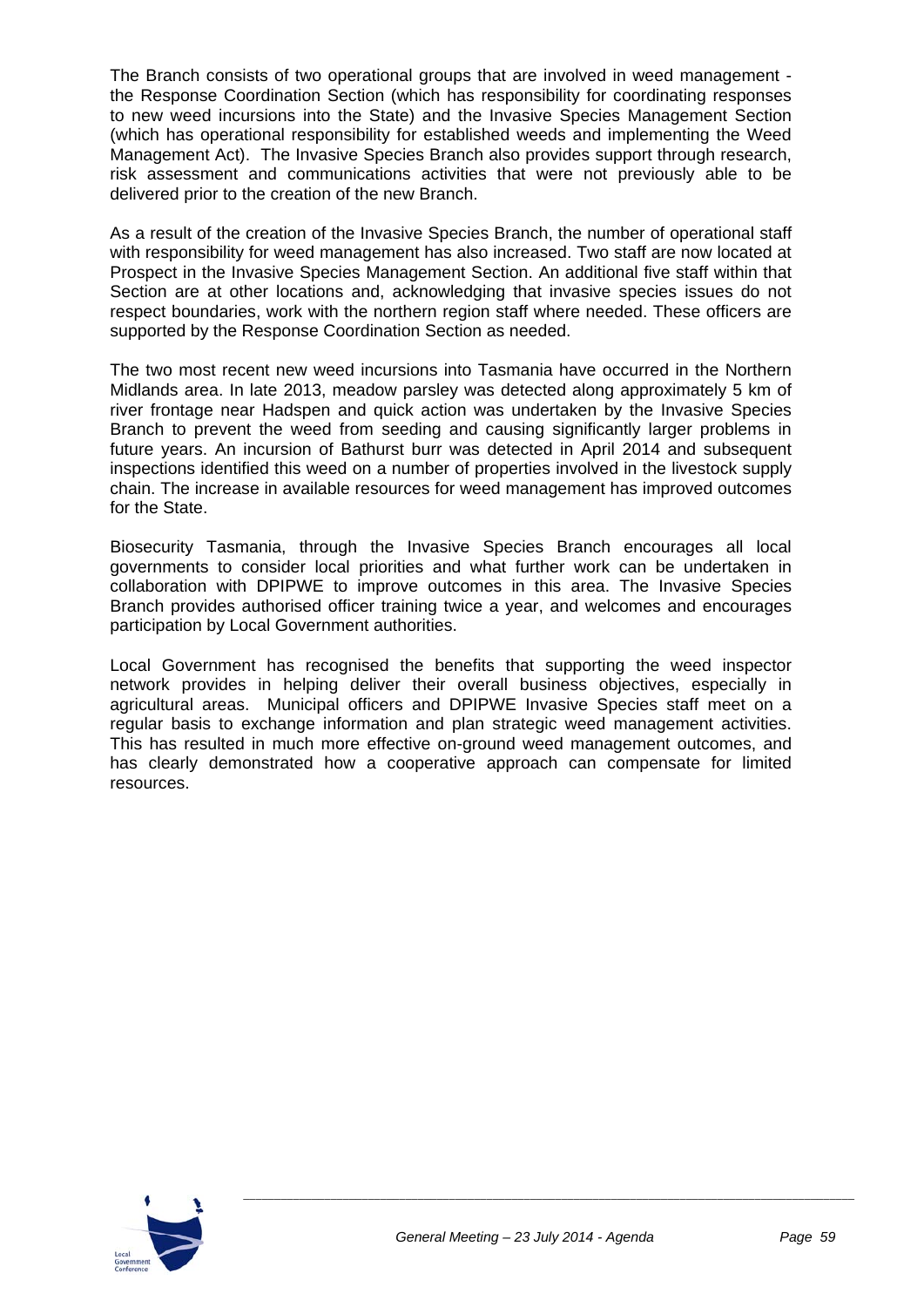The Branch consists of two operational groups that are involved in weed management - the Response Coordination Section (which has responsibility for coordinating responses to new weed incursions into the State) and the Invasive Species Management Section (which has operational responsibility for established weeds and implementing the Weed Management Act). The Invasive Species Branch also provides support through research, risk assessment and communications activities that were not previously able to be delivered prior to the creation of the new Branch.

As a result of the creation of the Invasive Species Branch, the number of operational staff with responsibility for weed management has also increased. Two staff are now located at Prospect in the Invasive Species Management Section. An additional five staff within that Section are at other locations and, acknowledging that invasive species issues do not respect boundaries, work with the northern region staff where needed. These officers are supported by the Response Coordination Section as needed.

The two most recent new weed incursions into Tasmania have occurred in the Northern Midlands area. In late 2013, meadow parsley was detected along approximately 5 km of river frontage near Hadspen and quick action was undertaken by the Invasive Species Branch to prevent the weed from seeding and causing significantly larger problems in future years. An incursion of Bathurst burr was detected in April 2014 and subsequent inspections identified this weed on a number of properties involved in the livestock supply chain. The increase in available resources for weed management has improved outcomes for the State.

Biosecurity Tasmania, through the Invasive Species Branch encourages all local governments to consider local priorities and what further work can be undertaken in collaboration with DPIPWE to improve outcomes in this area. The Invasive Species Branch provides authorised officer training twice a year, and welcomes and encourages participation by Local Government authorities.

Local Government has recognised the benefits that supporting the weed inspector network provides in helping deliver their overall business objectives, especially in agricultural areas. Municipal officers and DPIPWE Invasive Species staff meet on a regular basis to exchange information and plan strategic weed management activities. This has resulted in much more effective on-ground weed management outcomes, and has clearly demonstrated how a cooperative approach can compensate for limited resources.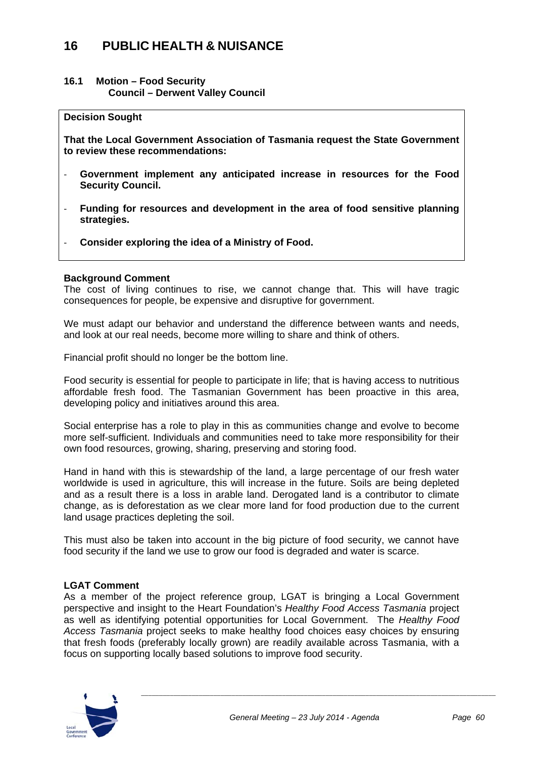# 16 PUBLIC HEALTH & NUISANCE

## 16.1 Motion – Food Security
**Council – Derwent Valley Council**

**Decision Sought**

**That the Local Government Association of Tasmania request the State Government to review these recommendations:**

- **Government implement any anticipated increase in resources for the Food Security Council.**
- **Funding for resources and development in the area of food sensitive planning strategies.**
- **Consider exploring the idea of a Ministry of Food.**

**Background Comment**

The cost of living continues to rise, we cannot change that. This will have tragic consequences for people, be expensive and disruptive for government.

We must adapt our behavior and understand the difference between wants and needs, and look at our real needs, become more willing to share and think of others.

Financial profit should no longer be the bottom line.

Food security is essential for people to participate in life; that is having access to nutritious affordable fresh food. The Tasmanian Government has been proactive in this area, developing policy and initiatives around this area.

Social enterprise has a role to play in this as communities change and evolve to become more self-sufficient. Individuals and communities need to take more responsibility for their own food resources, growing, sharing, preserving and storing food.

Hand in hand with this is stewardship of the land, a large percentage of our fresh water worldwide is used in agriculture, this will increase in the future. Soils are being depleted and as a result there is a loss in arable land. Derogated land is a contributor to climate change, as is deforestation as we clear more land for food production due to the current land usage practices depleting the soil.

This must also be taken into account in the big picture of food security, we cannot have food security if the land we use to grow our food is degraded and water is scarce.

**LGAT Comment**

As a member of the project reference group, LGAT is bringing a Local Government perspective and insight to the Heart Foundation's *Healthy Food Access Tasmania* project as well as identifying potential opportunities for Local Government. The *Healthy Food Access Tasmania* project seeks to make healthy food choices easy choices by ensuring that fresh foods (preferably locally grown) are readily available across Tasmania, with a focus on supporting locally based solutions to improve food security.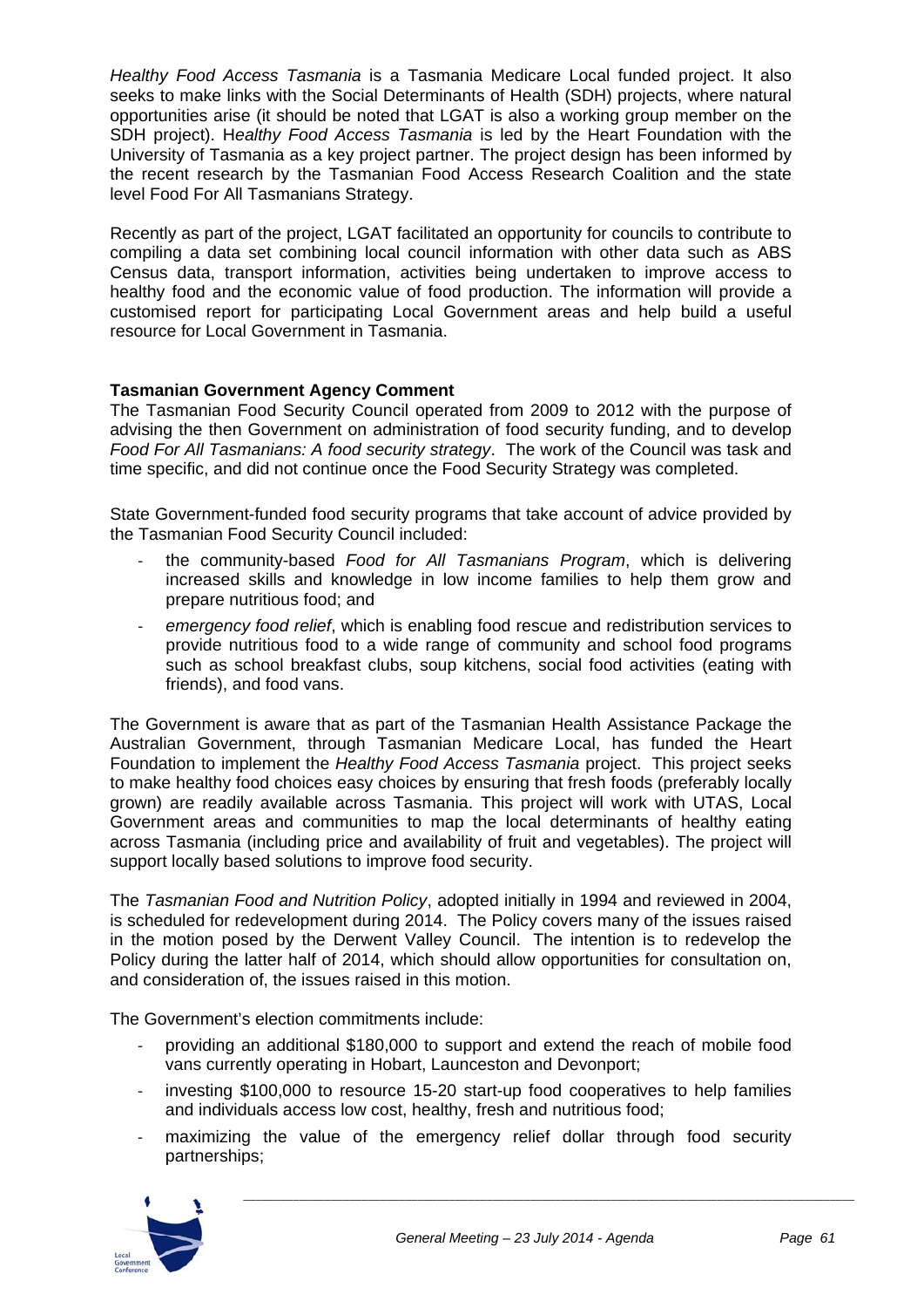*Healthy Food Access Tasmania* is a Tasmania Medicare Local funded project. It also seeks to make links with the Social Determinants of Health (SDH) projects, where natural opportunities arise (it should be noted that LGAT is also a working group member on the SDH project). H*ealthy Food Access Tasmania* is led by the Heart Foundation with the University of Tasmania as a key project partner. The project design has been informed by the recent research by the Tasmanian Food Access Research Coalition and the state level Food For All Tasmanians Strategy.

Recently as part of the project, LGAT facilitated an opportunity for councils to contribute to compiling a data set combining local council information with other data such as ABS Census data, transport information, activities being undertaken to improve access to healthy food and the economic value of food production. The information will provide a customised report for participating Local Government areas and help build a useful resource for Local Government in Tasmania.

**Tasmanian Government Agency Comment**

The Tasmanian Food Security Council operated from 2009 to 2012 with the purpose of advising the then Government on administration of food security funding, and to develop *Food For All Tasmanians: A food security strategy*. The work of the Council was task and time specific, and did not continue once the Food Security Strategy was completed.

State Government-funded food security programs that take account of advice provided by the Tasmanian Food Security Council included:

- the community-based *Food for All Tasmanians Program*, which is delivering increased skills and knowledge in low income families to help them grow and prepare nutritious food; and
- *emergency food relief*, which is enabling food rescue and redistribution services to provide nutritious food to a wide range of community and school food programs such as school breakfast clubs, soup kitchens, social food activities (eating with friends), and food vans.

The Government is aware that as part of the Tasmanian Health Assistance Package the Australian Government, through Tasmanian Medicare Local, has funded the Heart Foundation to implement the *Healthy Food Access Tasmania* project. This project seeks to make healthy food choices easy choices by ensuring that fresh foods (preferably locally grown) are readily available across Tasmania. This project will work with UTAS, Local Government areas and communities to map the local determinants of healthy eating across Tasmania (including price and availability of fruit and vegetables). The project will support locally based solutions to improve food security.

The *Tasmanian Food and Nutrition Policy*, adopted initially in 1994 and reviewed in 2004, is scheduled for redevelopment during 2014. The Policy covers many of the issues raised in the motion posed by the Derwent Valley Council. The intention is to redevelop the Policy during the latter half of 2014, which should allow opportunities for consultation on, and consideration of, the issues raised in this motion.

The Government's election commitments include:

- providing an additional $180,000 to support and extend the reach of mobile food vans currently operating in Hobart, Launceston and Devonport;
- investing $100,000 to resource 15-20 start-up food cooperatives to help families and individuals access low cost, healthy, fresh and nutritious food;
- maximizing the value of the emergency relief dollar through food security partnerships;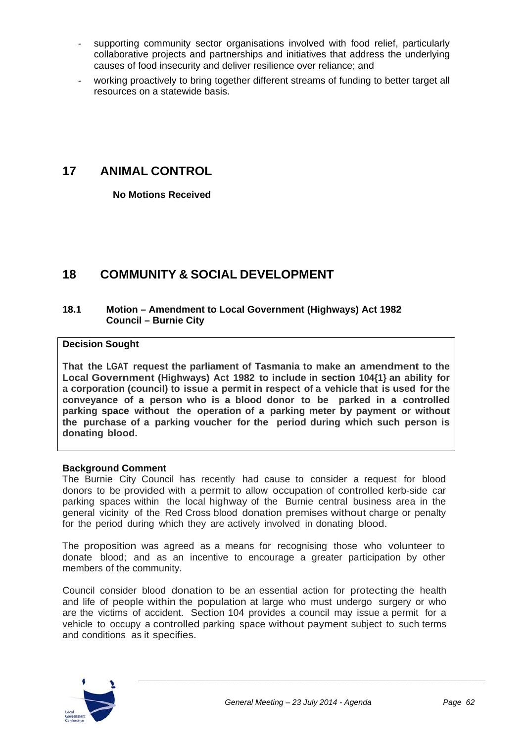- supporting community sector organisations involved with food relief, particularly collaborative projects and partnerships and initiatives that address the underlying causes of food insecurity and deliver resilience over reliance; and
- working proactively to bring together different streams of funding to better target all resources on a statewide basis.

## 17 ANIMAL CONTROL

**No Motions Received**

## 18 COMMUNITY & SOCIAL DEVELOPMENT

### 18.1 Motion – Amendment to Local Government (Highways) Act 1982 Council – Burnie City

**Decision Sought**

**That the LGAT request the parliament of Tasmania to make an amendment to the Local Government (Highways) Act 1982 to include in section 104{1} an ability for a corporation (council) to issue a permit in respect of a vehicle that is used for the conveyance of a person who is a blood donor to be parked in a controlled parking space without the operation of a parking meter by payment or without the purchase of a parking voucher for the period during which such person is donating blood.**

**Background Comment**

The Burnie City Council has recently had cause to consider a request for blood donors to be provided with a permit to allow occupation of controlled kerb-side car parking spaces within the local highway of the Burnie central business area in the general vicinity of the Red Cross blood donation premises without charge or penalty for the period during which they are actively involved in donating blood.

The proposition was agreed as a means for recognising those who volunteer to donate blood; and as an incentive to encourage a greater participation by other members of the community.

Council consider blood donation to be an essential action for protecting the health and life of people within the population at large who must undergo surgery or who are the victims of accident. Section 104 provides a council may issue a permit for a vehicle to occupy a controlled parking space without payment subject to such terms and conditions as it specifies.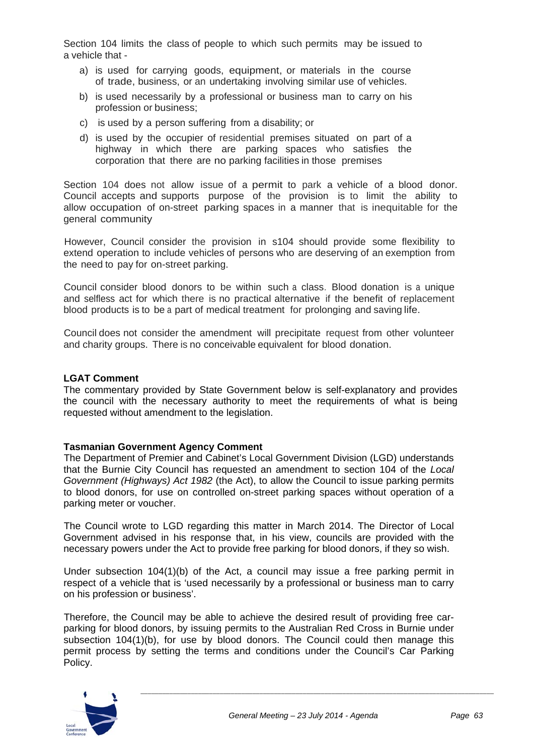Section 104 limits the class of people to which such permits may be issued to a vehicle that -

a) is used for carrying goods, equipment, or materials in the course of trade, business, or an undertaking involving similar use of vehicles.
b) is used necessarily by a professional or business man to carry on his profession or business;
c) is used by a person suffering from a disability; or
d) is used by the occupier of residential premises situated on part of a highway in which there are parking spaces who satisfies the corporation that there are no parking facilities in those premises

Section 104 does not allow issue of a permit to park a vehicle of a blood donor. Council accepts and supports purpose of the provision is to limit the ability to allow occupation of on-street parking spaces in a manner that is inequitable for the general community

However, Council consider the provision in s104 should provide some flexibility to extend operation to include vehicles of persons who are deserving of an exemption from the need to pay for on-street parking.

Council consider blood donors to be within such a class. Blood donation is a unique and selfless act for which there is no practical alternative if the benefit of replacement blood products is to be a part of medical treatment for prolonging and saving life.

Council does not consider the amendment will precipitate request from other volunteer and charity groups. There is no conceivable equivalent for blood donation.

**LGAT Comment**

The commentary provided by State Government below is self-explanatory and provides the council with the necessary authority to meet the requirements of what is being requested without amendment to the legislation.

**Tasmanian Government Agency Comment**

The Department of Premier and Cabinet's Local Government Division (LGD) understands that the Burnie City Council has requested an amendment to section 104 of the *Local Government (Highways) Act 1982* (the Act), to allow the Council to issue parking permits to blood donors, for use on controlled on-street parking spaces without operation of a parking meter or voucher.

The Council wrote to LGD regarding this matter in March 2014. The Director of Local Government advised in his response that, in his view, councils are provided with the necessary powers under the Act to provide free parking for blood donors, if they so wish.

Under subsection 104(1)(b) of the Act, a council may issue a free parking permit in respect of a vehicle that is 'used necessarily by a professional or business man to carry on his profession or business'.

Therefore, the Council may be able to achieve the desired result of providing free car-parking for blood donors, by issuing permits to the Australian Red Cross in Burnie under subsection 104(1)(b), for use by blood donors. The Council could then manage this permit process by setting the terms and conditions under the Council's Car Parking Policy.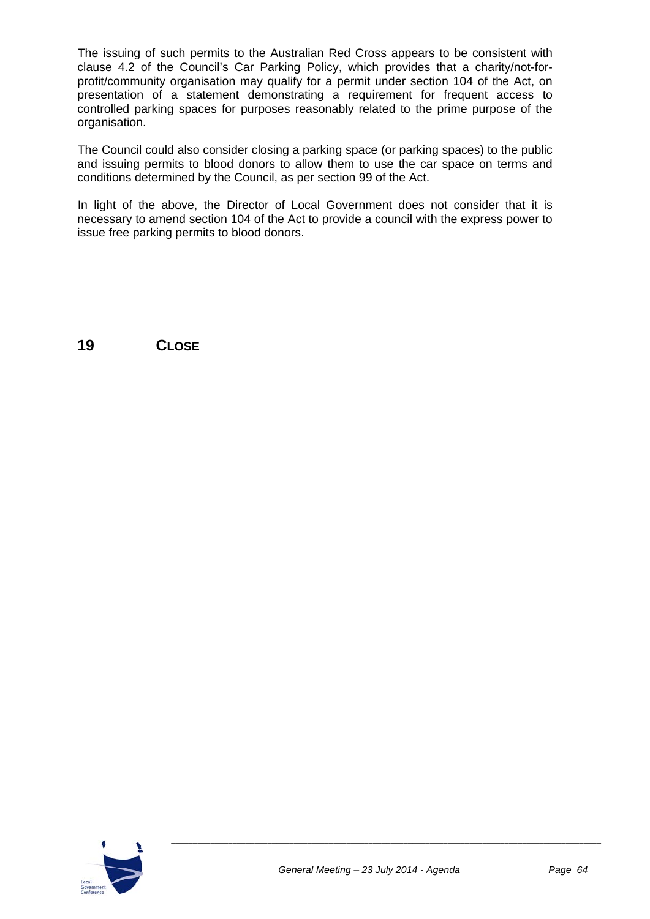The issuing of such permits to the Australian Red Cross appears to be consistent with clause 4.2 of the Council's Car Parking Policy, which provides that a charity/not-for-profit/community organisation may qualify for a permit under section 104 of the Act, on presentation of a statement demonstrating a requirement for frequent access to controlled parking spaces for purposes reasonably related to the prime purpose of the organisation.

The Council could also consider closing a parking space (or parking spaces) to the public and issuing permits to blood donors to allow them to use the car space on terms and conditions determined by the Council, as per section 99 of the Act.

In light of the above, the Director of Local Government does not consider that it is necessary to amend section 104 of the Act to provide a council with the express power to issue free parking permits to blood donors.

## 19 CLOSE